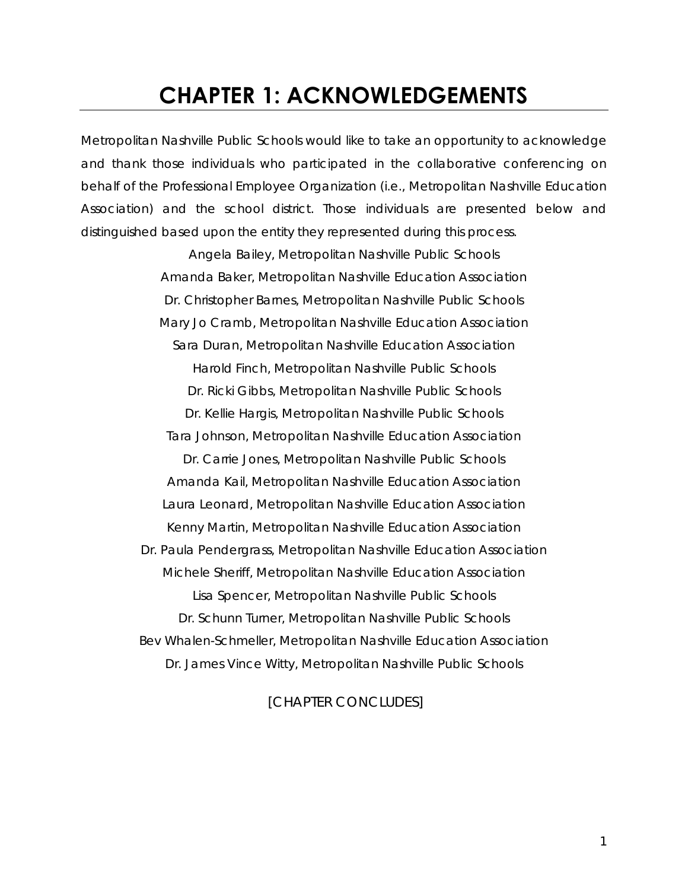# CHAPTER 1: ACKNOWLEDGEMENTS

Metropolitan Nashville Public Schools would like to take an opportunity to acknowledge and thank those individuals who participated in the collaborative conferencing on behalf of the Professional Employee Organization (i.e., Metropolitan Nashville Education Association) and the school district. Those individuals are presented below and distinguished based upon the entity they represented during this process.

Angela Bailey, Metropolitan Nashville Public Schools
Amanda Baker, Metropolitan Nashville Education Association
Dr. Christopher Barnes, Metropolitan Nashville Public Schools
Mary Jo Cramb, Metropolitan Nashville Education Association
Sara Duran, Metropolitan Nashville Education Association
Harold Finch, Metropolitan Nashville Public Schools
Dr. Ricki Gibbs, Metropolitan Nashville Public Schools
Dr. Kellie Hargis, Metropolitan Nashville Public Schools
Tara Johnson, Metropolitan Nashville Education Association
Dr. Carrie Jones, Metropolitan Nashville Public Schools
Amanda Kail, Metropolitan Nashville Education Association
Laura Leonard, Metropolitan Nashville Education Association
Kenny Martin, Metropolitan Nashville Education Association
Dr. Paula Pendergrass, Metropolitan Nashville Education Association
Michele Sheriff, Metropolitan Nashville Education Association
Lisa Spencer, Metropolitan Nashville Public Schools
Dr. Schunn Turner, Metropolitan Nashville Public Schools
Bev Whalen-Schmeller, Metropolitan Nashville Education Association
Dr. James Vince Witty, Metropolitan Nashville Public Schools

[CHAPTER CONCLUDES]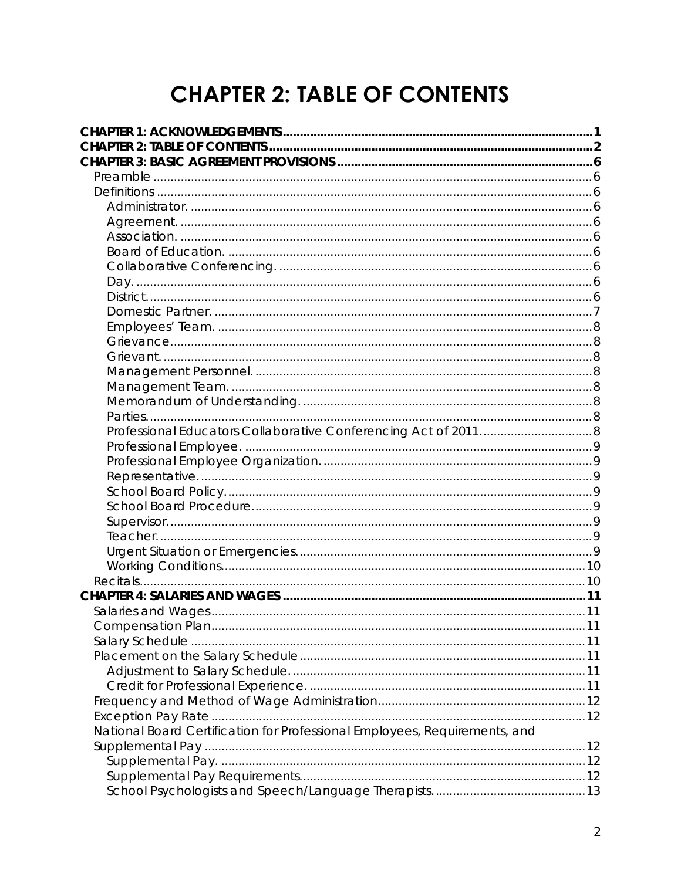# CHAPTER 2: TABLE OF CONTENTS

**CHAPTER 1: ACKNOWLEDGEMENTS** .......... 1
**CHAPTER 2: TABLE OF CONTENTS** .......... 2
**CHAPTER 3: BASIC AGREEMENT PROVISIONS** .......... 6
- Preamble .......... 6
- Definitions .......... 6
  - Administrator. .......... 6
  - Agreement. .......... 6
  - Association. .......... 6
  - Board of Education. .......... 6
  - Collaborative Conferencing. .......... 6
  - Day. .......... 6
  - District. .......... 6
  - Domestic Partner. .......... 7
  - Employees' Team. .......... 8
  - Grievance .......... 8
  - Grievant. .......... 8
  - Management Personnel. .......... 8
  - Management Team. .......... 8
  - Memorandum of Understanding. .......... 8
  - Parties. .......... 8
  - Professional Educators Collaborative Conferencing Act of 2011. .......... 8
  - Professional Employee. .......... 9
  - Professional Employee Organization. .......... 9
  - Representative. .......... 9
  - School Board Policy. .......... 9
  - School Board Procedure .......... 9
  - Supervisor. .......... 9
  - Teacher. .......... 9
  - Urgent Situation or Emergencies. .......... 9
  - Working Conditions. .......... 10
- Recitals .......... 10

**CHAPTER 4: SALARIES AND WAGES** .......... 11
- Salaries and Wages .......... 11
- Compensation Plan .......... 11
- Salary Schedule .......... 11
- Placement on the Salary Schedule .......... 11
  - Adjustment to Salary Schedule. .......... 11
  - Credit for Professional Experience. .......... 11
- Frequency and Method of Wage Administration .......... 12
- Exception Pay Rate .......... 12
- National Board Certification for Professional Employees, Requirements, and Supplemental Pay .......... 12
  - Supplemental Pay. .......... 12
  - Supplemental Pay Requirements. .......... 12
  - School Psychologists and Speech/Language Therapists. .......... 13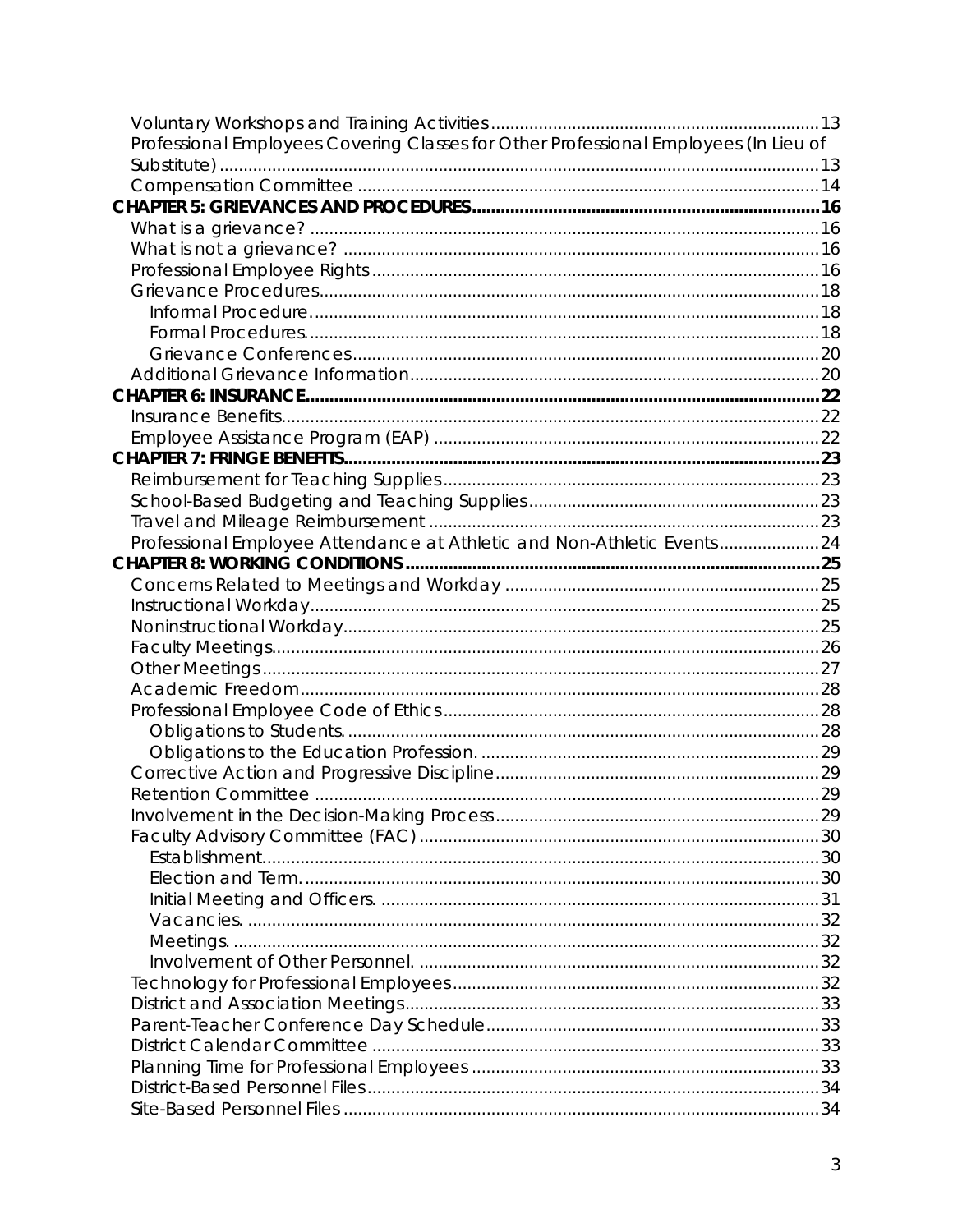Voluntary Workshops and Training Activities .......... 13
Professional Employees Covering Classes for Other Professional Employees (In Lieu of Substitute) .......... 13
Compensation Committee .......... 14

**CHAPTER 5: GRIEVANCES AND PROCEDURES .......... 16**

What is a grievance? .......... 16
What is not a grievance? .......... 16
Professional Employee Rights .......... 16
Grievance Procedures .......... 18
- Informal Procedure .......... 18
- Formal Procedures .......... 18
- Grievance Conferences .......... 20

Additional Grievance Information .......... 20

**CHAPTER 6: INSURANCE .......... 22**

Insurance Benefits .......... 22
Employee Assistance Program (EAP) .......... 22

**CHAPTER 7: FRINGE BENEFITS .......... 23**

Reimbursement for Teaching Supplies .......... 23
School-Based Budgeting and Teaching Supplies .......... 23
Travel and Mileage Reimbursement .......... 23
Professional Employee Attendance at Athletic and Non-Athletic Events .......... 24

**CHAPTER 8: WORKING CONDITIONS .......... 25**

Concerns Related to Meetings and Workday .......... 25
Instructional Workday .......... 25
Noninstructional Workday .......... 25
Faculty Meetings .......... 26
Other Meetings .......... 27
Academic Freedom .......... 28
Professional Employee Code of Ethics .......... 28
- Obligations to Students. .......... 28
- Obligations to the Education Profession. .......... 29

Corrective Action and Progressive Discipline .......... 29
Retention Committee .......... 29
Involvement in the Decision-Making Process .......... 29
Faculty Advisory Committee (FAC) .......... 30
- Establishment .......... 30
- Election and Term. .......... 30
- Initial Meeting and Officers. .......... 31
- Vacancies. .......... 32
- Meetings. .......... 32
- Involvement of Other Personnel. .......... 32

Technology for Professional Employees .......... 32
District and Association Meetings .......... 33
Parent-Teacher Conference Day Schedule .......... 33
District Calendar Committee .......... 33
Planning Time for Professional Employees .......... 33
District-Based Personnel Files .......... 34
Site-Based Personnel Files .......... 34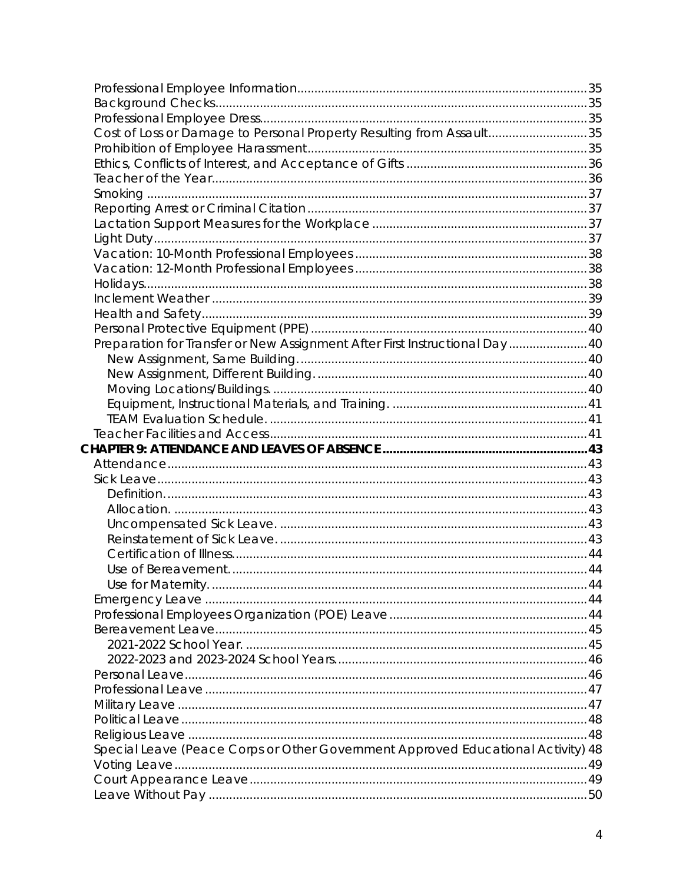Professional Employee Information ..... 35
Background Checks ..... 35
Professional Employee Dress ..... 35
Cost of Loss or Damage to Personal Property Resulting from Assault ..... 35
Prohibition of Employee Harassment ..... 35
Ethics, Conflicts of Interest, and Acceptance of Gifts ..... 36
Teacher of the Year ..... 36
Smoking ..... 37
Reporting Arrest or Criminal Citation ..... 37
Lactation Support Measures for the Workplace ..... 37
Light Duty ..... 37
Vacation: 10-Month Professional Employees ..... 38
Vacation: 12-Month Professional Employees ..... 38
Holidays ..... 38
Inclement Weather ..... 39
Health and Safety ..... 39
Personal Protective Equipment (PPE) ..... 40
Preparation for Transfer or New Assignment After First Instructional Day ..... 40
- New Assignment, Same Building. ..... 40
- New Assignment, Different Building. ..... 40
- Moving Locations/Buildings. ..... 40
- Equipment, Instructional Materials, and Training. ..... 41
- TEAM Evaluation Schedule. ..... 41

Teacher Facilities and Access ..... 41

**CHAPTER 9: ATTENDANCE AND LEAVES OF ABSENCE ..... 43**

Attendance ..... 43
Sick Leave ..... 43
- Definition. ..... 43
- Allocation. ..... 43
- Uncompensated Sick Leave. ..... 43
- Reinstatement of Sick Leave. ..... 43
- Certification of Illness. ..... 44
- Use of Bereavement. ..... 44
- Use for Maternity. ..... 44

Emergency Leave ..... 44
Professional Employees Organization (POE) Leave ..... 44
Bereavement Leave ..... 45
- 2021-2022 School Year. ..... 45
- 2022-2023 and 2023-2024 School Years. ..... 46

Personal Leave ..... 46
Professional Leave ..... 47
Military Leave ..... 47
Political Leave ..... 48
Religious Leave ..... 48
Special Leave (Peace Corps or Other Government Approved Educational Activity) 48
Voting Leave ..... 49
Court Appearance Leave ..... 49
Leave Without Pay ..... 50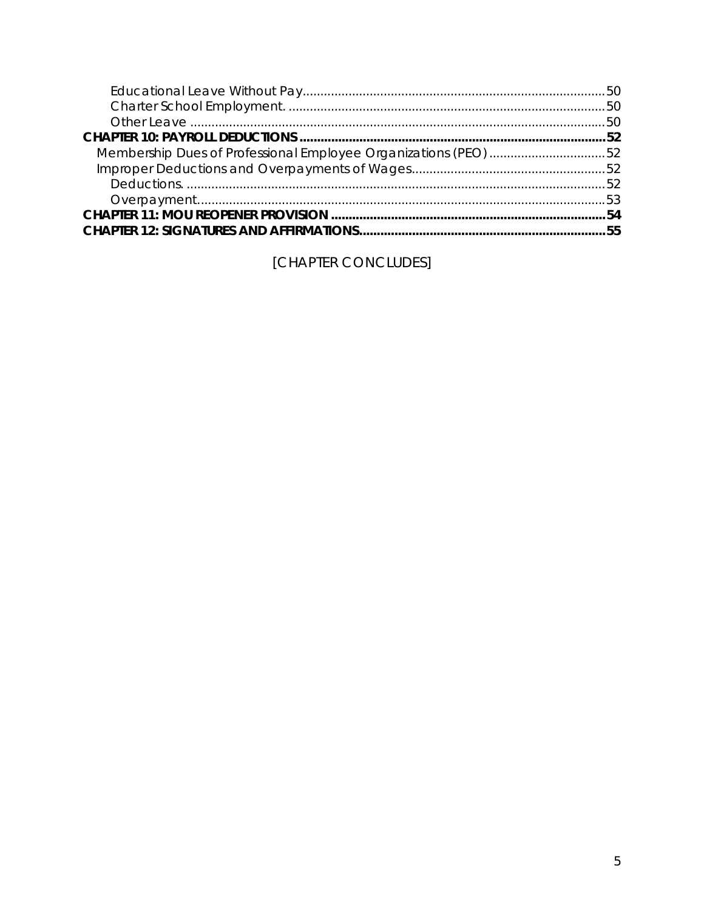Educational Leave Without Pay ........................................ 50
Charter School Employment. ........................................ 50
Other Leave ........................................ 50

**CHAPTER 10: PAYROLL DEDUCTIONS ........................................ 52**

Membership Dues of Professional Employee Organizations (PEO) ........................................ 52
Improper Deductions and Overpayments of Wages ........................................ 52
Deductions. ........................................ 52
Overpayment ........................................ 53

**CHAPTER 11: MOU REOPENER PROVISION ........................................ 54**

**CHAPTER 12: SIGNATURES AND AFFIRMATIONS ........................................ 55**

[CHAPTER CONCLUDES]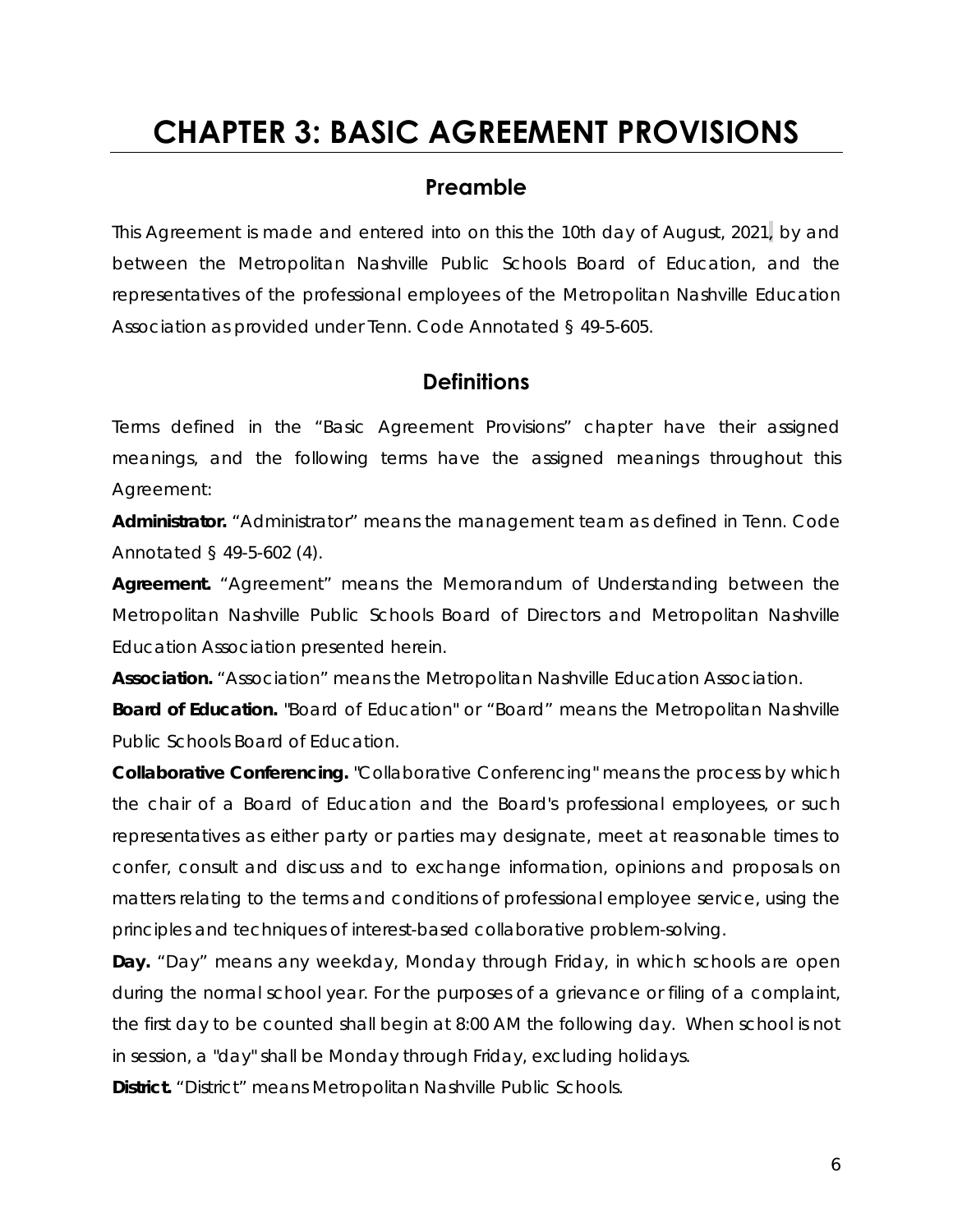# CHAPTER 3: BASIC AGREEMENT PROVISIONS

## Preamble

This Agreement is made and entered into on this the 10th day of August, 2021, by and between the Metropolitan Nashville Public Schools Board of Education, and the representatives of the professional employees of the Metropolitan Nashville Education Association as provided under Tenn. Code Annotated § 49-5-605.

## Definitions

Terms defined in the "Basic Agreement Provisions" chapter have their assigned meanings, and the following terms have the assigned meanings throughout this Agreement:

**Administrator.** "Administrator" means the management team as defined in Tenn. Code Annotated § 49-5-602 (4).

**Agreement.** "Agreement" means the Memorandum of Understanding between the Metropolitan Nashville Public Schools Board of Directors and Metropolitan Nashville Education Association presented herein.

**Association.** "Association" means the Metropolitan Nashville Education Association.

**Board of Education.** "Board of Education" or "Board" means the Metropolitan Nashville Public Schools Board of Education.

**Collaborative Conferencing.** "Collaborative Conferencing" means the process by which the chair of a Board of Education and the Board's professional employees, or such representatives as either party or parties may designate, meet at reasonable times to confer, consult and discuss and to exchange information, opinions and proposals on matters relating to the terms and conditions of professional employee service, using the principles and techniques of interest-based collaborative problem-solving.

**Day.** "Day" means any weekday, Monday through Friday, in which schools are open during the normal school year. For the purposes of a grievance or filing of a complaint, the first day to be counted shall begin at 8:00 AM the following day. When school is not in session, a "day" shall be Monday through Friday, excluding holidays.

**District.** "District" means Metropolitan Nashville Public Schools.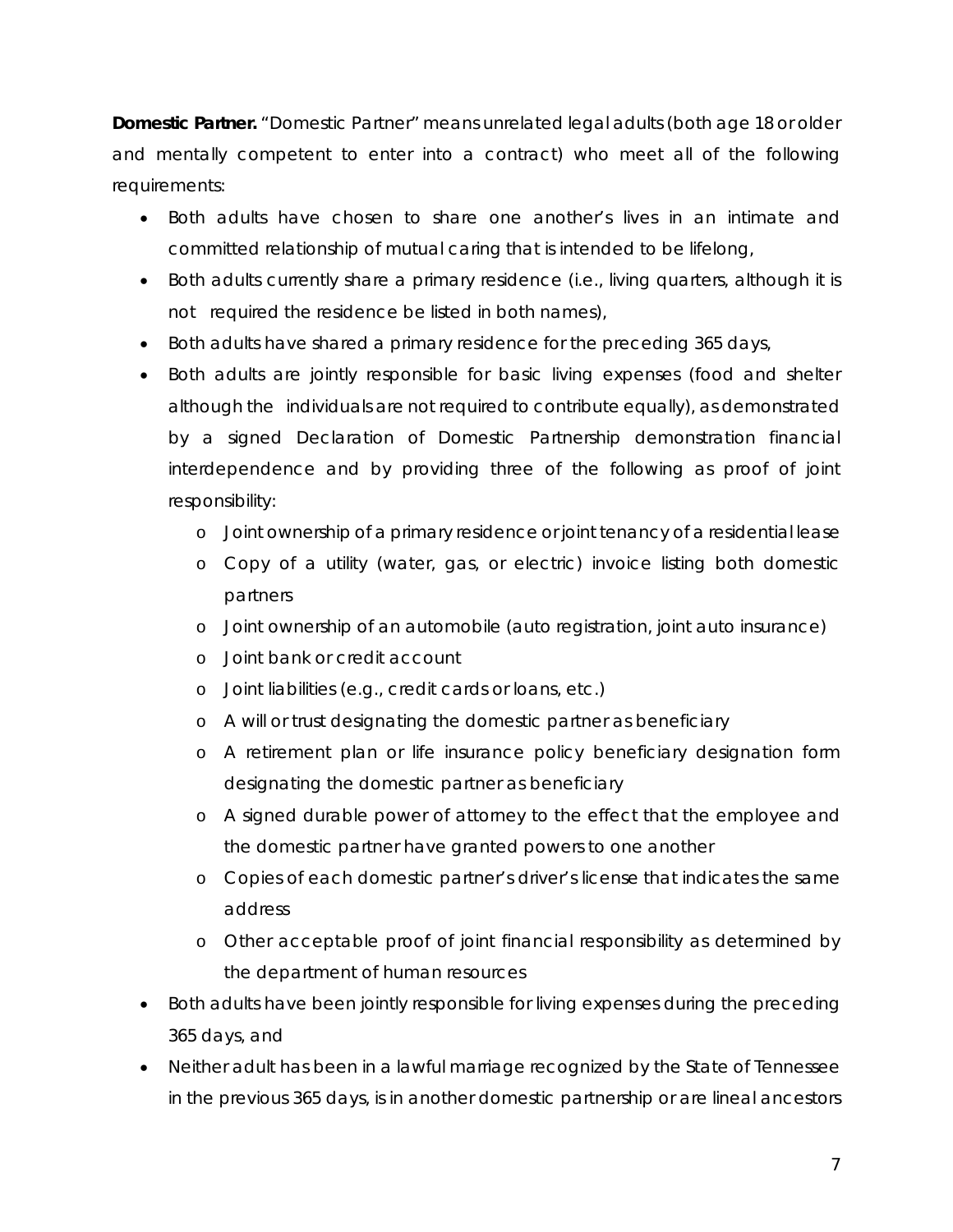**Domestic Partner.** "Domestic Partner" means unrelated legal adults (both age 18 or older and mentally competent to enter into a contract) who meet all of the following requirements:

- Both adults have chosen to share one another's lives in an intimate and committed relationship of mutual caring that is intended to be lifelong,
- Both adults currently share a primary residence (i.e., living quarters, although it is not required the residence be listed in both names),
- Both adults have shared a primary residence for the preceding 365 days,
- Both adults are jointly responsible for basic living expenses (food and shelter although the individuals are not required to contribute equally), as demonstrated by a signed Declaration of Domestic Partnership demonstration financial interdependence and by providing three of the following as proof of joint responsibility:
    - Joint ownership of a primary residence or joint tenancy of a residential lease
    - Copy of a utility (water, gas, or electric) invoice listing both domestic partners
    - Joint ownership of an automobile (auto registration, joint auto insurance)
    - Joint bank or credit account
    - Joint liabilities (e.g., credit cards or loans, etc.)
    - A will or trust designating the domestic partner as beneficiary
    - A retirement plan or life insurance policy beneficiary designation form designating the domestic partner as beneficiary
    - A signed durable power of attorney to the effect that the employee and the domestic partner have granted powers to one another
    - Copies of each domestic partner's driver's license that indicates the same address
    - Other acceptable proof of joint financial responsibility as determined by the department of human resources
- Both adults have been jointly responsible for living expenses during the preceding 365 days, and
- Neither adult has been in a lawful marriage recognized by the State of Tennessee in the previous 365 days, is in another domestic partnership or are lineal ancestors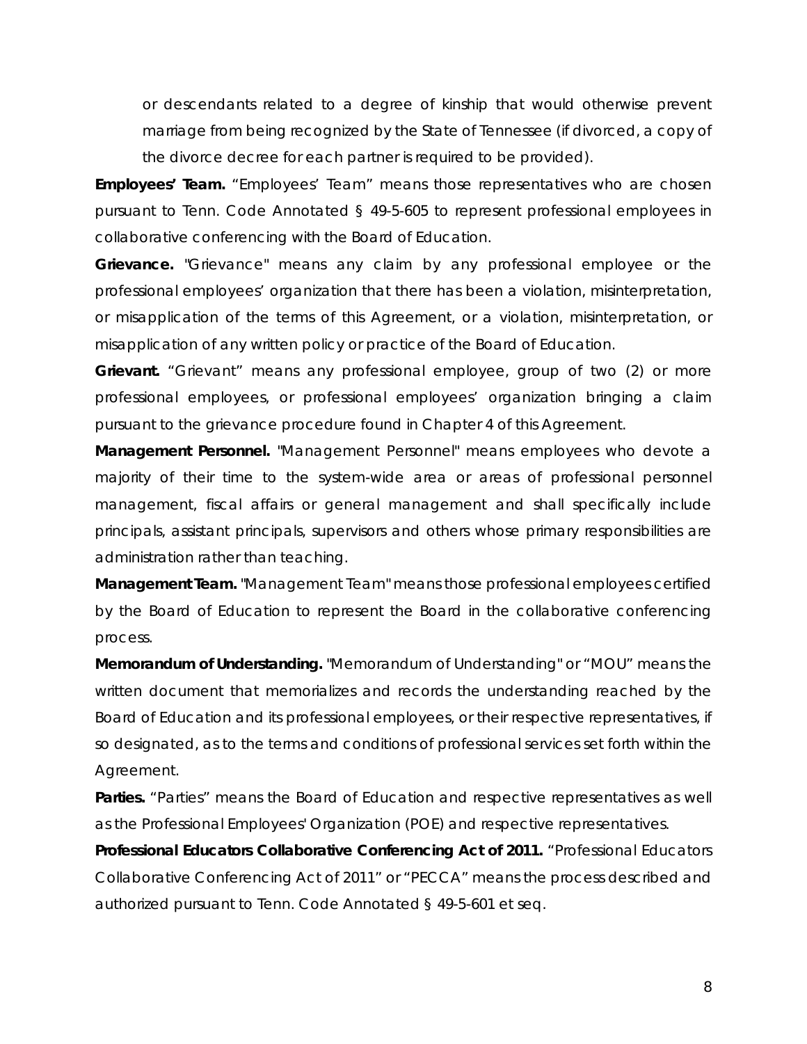or descendants related to a degree of kinship that would otherwise prevent marriage from being recognized by the State of Tennessee (if divorced, a copy of the divorce decree for each partner is required to be provided).

**Employees' Team.** "Employees' Team" means those representatives who are chosen pursuant to Tenn. Code Annotated § 49-5-605 to represent professional employees in collaborative conferencing with the Board of Education.

**Grievance.** "Grievance" means any claim by any professional employee or the professional employees' organization that there has been a violation, misinterpretation, or misapplication of the terms of this Agreement, or a violation, misinterpretation, or misapplication of any written policy or practice of the Board of Education.

**Grievant.** "Grievant" means any professional employee, group of two (2) or more professional employees, or professional employees' organization bringing a claim pursuant to the grievance procedure found in Chapter 4 of this Agreement.

**Management Personnel.** "Management Personnel" means employees who devote a majority of their time to the system-wide area or areas of professional personnel management, fiscal affairs or general management and shall specifically include principals, assistant principals, supervisors and others whose primary responsibilities are administration rather than teaching.

**Management Team.** "Management Team" means those professional employees certified by the Board of Education to represent the Board in the collaborative conferencing process.

**Memorandum of Understanding.** "Memorandum of Understanding" or "MOU" means the written document that memorializes and records the understanding reached by the Board of Education and its professional employees, or their respective representatives, if so designated, as to the terms and conditions of professional services set forth within the Agreement.

**Parties.** "Parties" means the Board of Education and respective representatives as well as the Professional Employees' Organization (POE) and respective representatives.

**Professional Educators Collaborative Conferencing Act of 2011.** "Professional Educators Collaborative Conferencing Act of 2011" or "PECCA" means the process described and authorized pursuant to Tenn. Code Annotated § 49-5-601 et seq.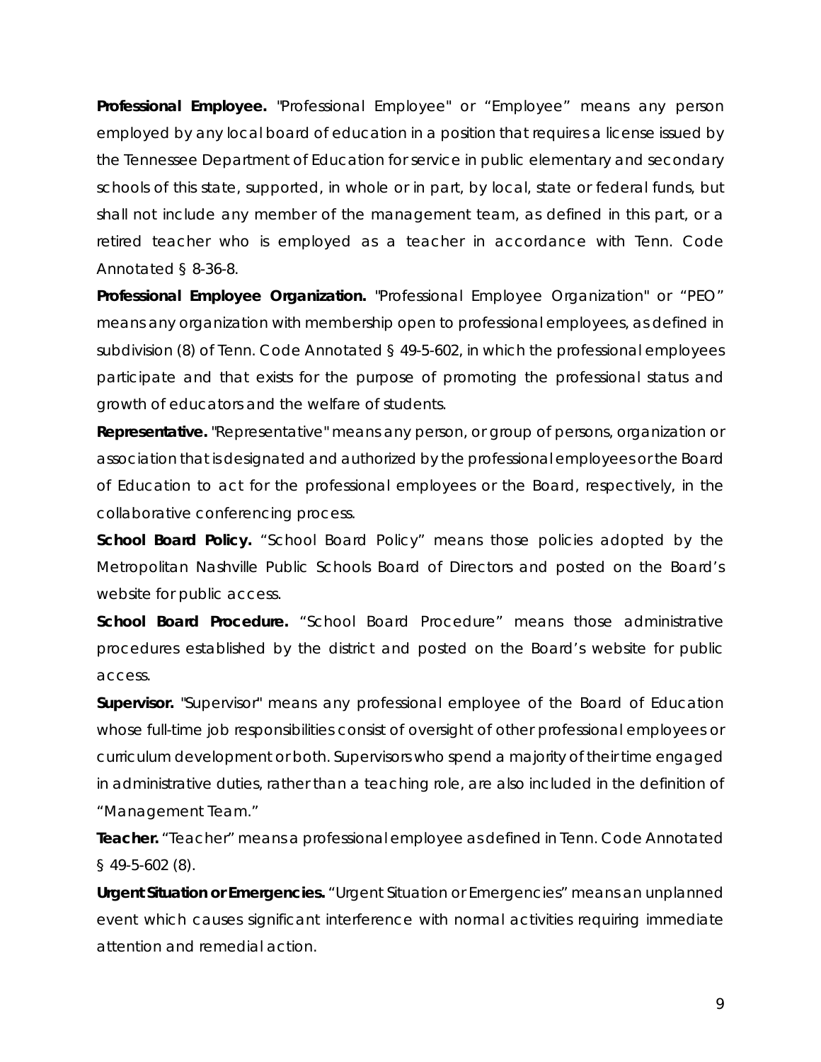**Professional Employee.** "Professional Employee" or "Employee" means any person employed by any local board of education in a position that requires a license issued by the Tennessee Department of Education for service in public elementary and secondary schools of this state, supported, in whole or in part, by local, state or federal funds, but shall not include any member of the management team, as defined in this part, or a retired teacher who is employed as a teacher in accordance with Tenn. Code Annotated § 8-36-8.

**Professional Employee Organization.** "Professional Employee Organization" or "PEO" means any organization with membership open to professional employees, as defined in subdivision (8) of Tenn. Code Annotated § 49-5-602, in which the professional employees participate and that exists for the purpose of promoting the professional status and growth of educators and the welfare of students.

**Representative.** "Representative" means any person, or group of persons, organization or association that is designated and authorized by the professional employees or the Board of Education to act for the professional employees or the Board, respectively, in the collaborative conferencing process.

**School Board Policy.** "School Board Policy" means those policies adopted by the Metropolitan Nashville Public Schools Board of Directors and posted on the Board's website for public access.

**School Board Procedure.** "School Board Procedure" means those administrative procedures established by the district and posted on the Board's website for public access.

**Supervisor.** "Supervisor" means any professional employee of the Board of Education whose full-time job responsibilities consist of oversight of other professional employees or curriculum development or both. Supervisors who spend a majority of their time engaged in administrative duties, rather than a teaching role, are also included in the definition of "Management Team."

**Teacher.** "Teacher" means a professional employee as defined in Tenn. Code Annotated § 49-5-602 (8).

**Urgent Situation or Emergencies.** "Urgent Situation or Emergencies" means an unplanned event which causes significant interference with normal activities requiring immediate attention and remedial action.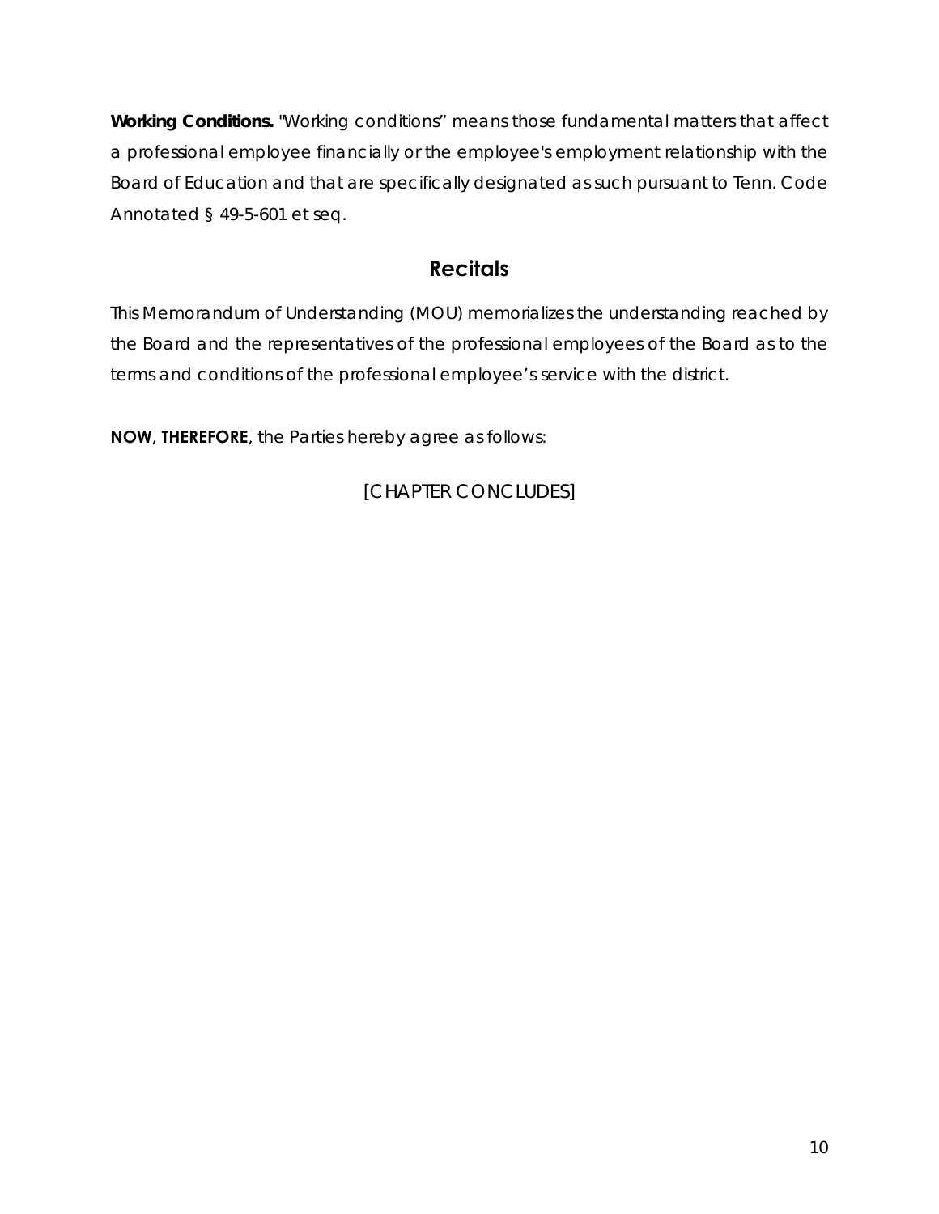**Working Conditions.** "Working conditions" means those fundamental matters that affect a professional employee financially or the employee's employment relationship with the Board of Education and that are specifically designated as such pursuant to Tenn. Code Annotated § 49-5-601 et seq.

## Recitals

This Memorandum of Understanding (MOU) memorializes the understanding reached by the Board and the representatives of the professional employees of the Board as to the terms and conditions of the professional employee's service with the district.

**NOW, THEREFORE**, the Parties hereby agree as follows:

[CHAPTER CONCLUDES]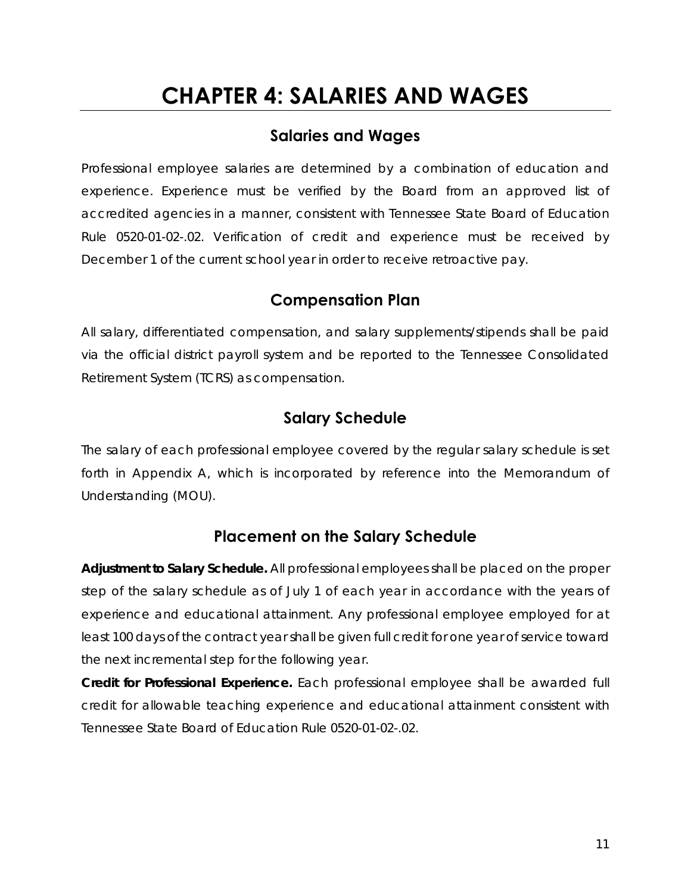# CHAPTER 4: SALARIES AND WAGES

## Salaries and Wages

Professional employee salaries are determined by a combination of education and experience. Experience must be verified by the Board from an approved list of accredited agencies in a manner, consistent with Tennessee State Board of Education Rule 0520-01-02-.02. Verification of credit and experience must be received by December 1 of the current school year in order to receive retroactive pay.

## Compensation Plan

All salary, differentiated compensation, and salary supplements/stipends shall be paid via the official district payroll system and be reported to the Tennessee Consolidated Retirement System (TCRS) as compensation.

## Salary Schedule

The salary of each professional employee covered by the regular salary schedule is set forth in Appendix A, which is incorporated by reference into the Memorandum of Understanding (MOU).

## Placement on the Salary Schedule

**Adjustment to Salary Schedule.** All professional employees shall be placed on the proper step of the salary schedule as of July 1 of each year in accordance with the years of experience and educational attainment. Any professional employee employed for at least 100 days of the contract year shall be given full credit for one year of service toward the next incremental step for the following year.

**Credit for Professional Experience.** Each professional employee shall be awarded full credit for allowable teaching experience and educational attainment consistent with Tennessee State Board of Education Rule 0520-01-02-.02.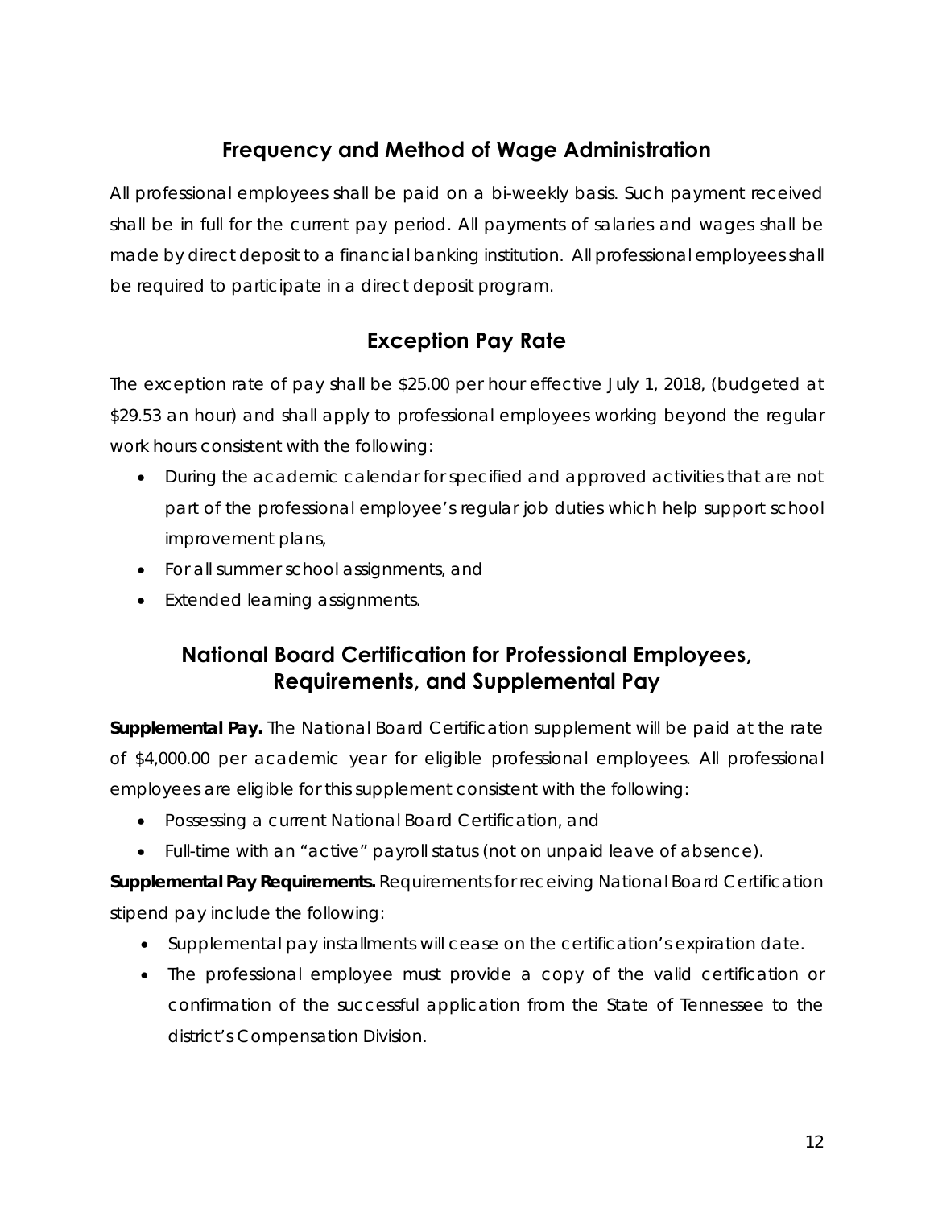## Frequency and Method of Wage Administration

All professional employees shall be paid on a bi-weekly basis. Such payment received shall be in full for the current pay period. All payments of salaries and wages shall be made by direct deposit to a financial banking institution. All professional employees shall be required to participate in a direct deposit program.

## Exception Pay Rate

The exception rate of pay shall be $25.00 per hour effective July 1, 2018, (budgeted at $29.53 an hour) and shall apply to professional employees working beyond the regular work hours consistent with the following:

- During the academic calendar for specified and approved activities that are not part of the professional employee's regular job duties which help support school improvement plans,
- For all summer school assignments, and
- Extended learning assignments.

## National Board Certification for Professional Employees, Requirements, and Supplemental Pay

**Supplemental Pay.** The National Board Certification supplement will be paid at the rate of $4,000.00 per academic year for eligible professional employees. All professional employees are eligible for this supplement consistent with the following:

- Possessing a current National Board Certification, and
- Full-time with an "active" payroll status (not on unpaid leave of absence).

**Supplemental Pay Requirements.** Requirements for receiving National Board Certification stipend pay include the following:

- Supplemental pay installments will cease on the certification's expiration date.
- The professional employee must provide a copy of the valid certification or confirmation of the successful application from the State of Tennessee to the district's Compensation Division.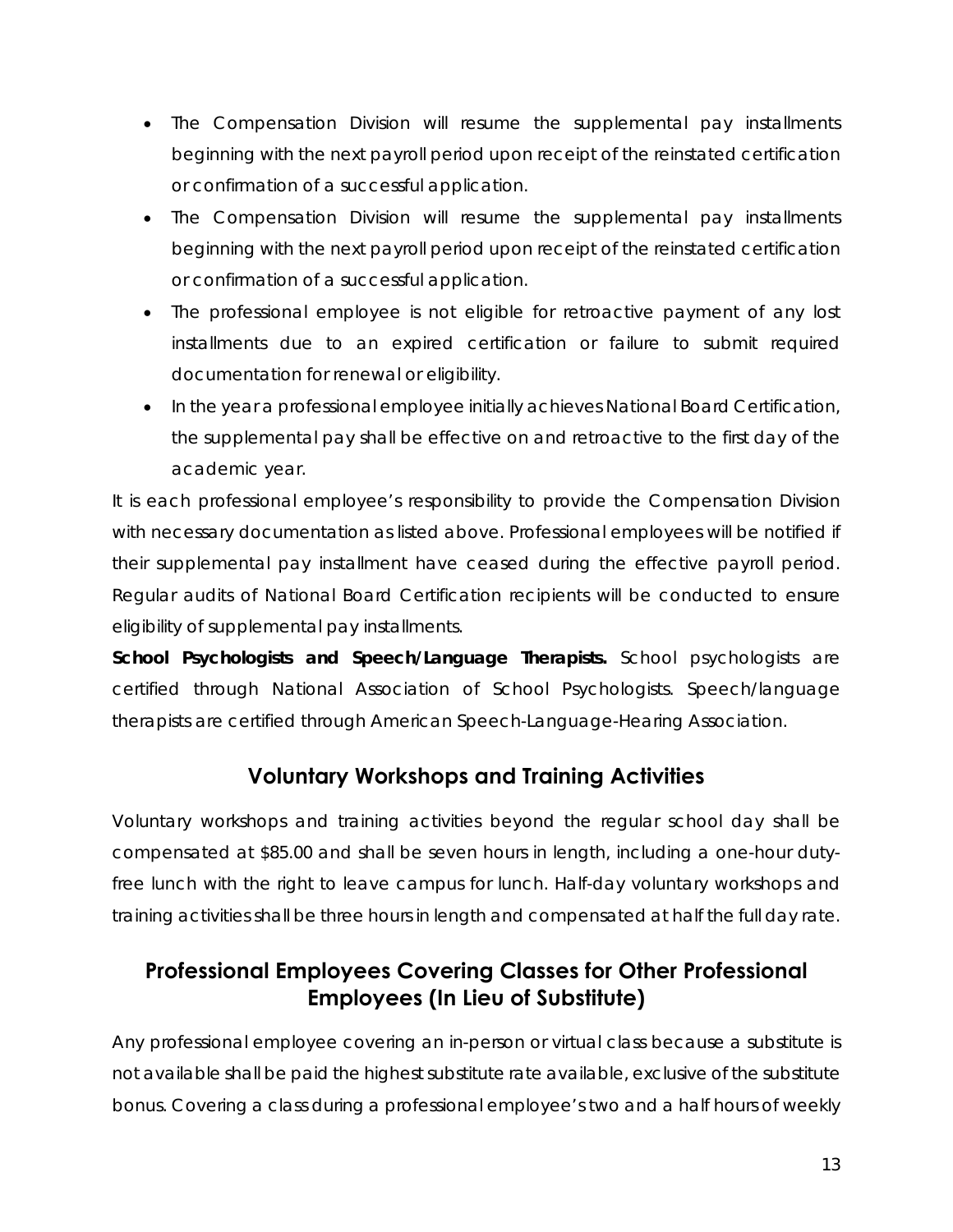- The Compensation Division will resume the supplemental pay installments beginning with the next payroll period upon receipt of the reinstated certification or confirmation of a successful application.
- The Compensation Division will resume the supplemental pay installments beginning with the next payroll period upon receipt of the reinstated certification or confirmation of a successful application.
- The professional employee is not eligible for retroactive payment of any lost installments due to an expired certification or failure to submit required documentation for renewal or eligibility.
- In the year a professional employee initially achieves National Board Certification, the supplemental pay shall be effective on and retroactive to the first day of the academic year.

It is each professional employee's responsibility to provide the Compensation Division with necessary documentation as listed above. Professional employees will be notified if their supplemental pay installment have ceased during the effective payroll period. Regular audits of National Board Certification recipients will be conducted to ensure eligibility of supplemental pay installments.

**School Psychologists and Speech/Language Therapists.** School psychologists are certified through National Association of School Psychologists. Speech/language therapists are certified through American Speech-Language-Hearing Association.

## Voluntary Workshops and Training Activities

Voluntary workshops and training activities beyond the regular school day shall be compensated at $85.00 and shall be seven hours in length, including a one-hour duty-free lunch with the right to leave campus for lunch. Half-day voluntary workshops and training activities shall be three hours in length and compensated at half the full day rate.

## Professional Employees Covering Classes for Other Professional Employees (In Lieu of Substitute)

Any professional employee covering an in-person or virtual class because a substitute is not available shall be paid the highest substitute rate available, exclusive of the substitute bonus. Covering a class during a professional employee's two and a half hours of weekly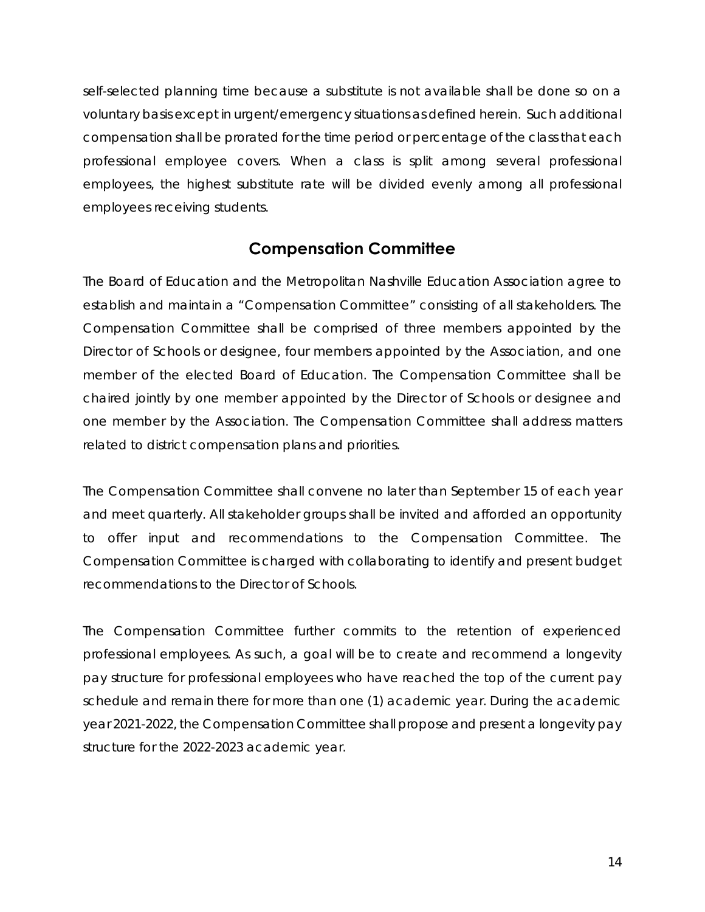self-selected planning time because a substitute is not available shall be done so on a voluntary basis except in urgent/emergency situations as defined herein. Such additional compensation shall be prorated for the time period or percentage of the class that each professional employee covers. When a class is split among several professional employees, the highest substitute rate will be divided evenly among all professional employees receiving students.

## Compensation Committee

The Board of Education and the Metropolitan Nashville Education Association agree to establish and maintain a "Compensation Committee" consisting of all stakeholders. The Compensation Committee shall be comprised of three members appointed by the Director of Schools or designee, four members appointed by the Association, and one member of the elected Board of Education. The Compensation Committee shall be chaired jointly by one member appointed by the Director of Schools or designee and one member by the Association. The Compensation Committee shall address matters related to district compensation plans and priorities.

The Compensation Committee shall convene no later than September 15 of each year and meet quarterly. All stakeholder groups shall be invited and afforded an opportunity to offer input and recommendations to the Compensation Committee. The Compensation Committee is charged with collaborating to identify and present budget recommendations to the Director of Schools.

The Compensation Committee further commits to the retention of experienced professional employees. As such, a goal will be to create and recommend a longevity pay structure for professional employees who have reached the top of the current pay schedule and remain there for more than one (1) academic year. During the academic year 2021-2022, the Compensation Committee shall propose and present a longevity pay structure for the 2022-2023 academic year.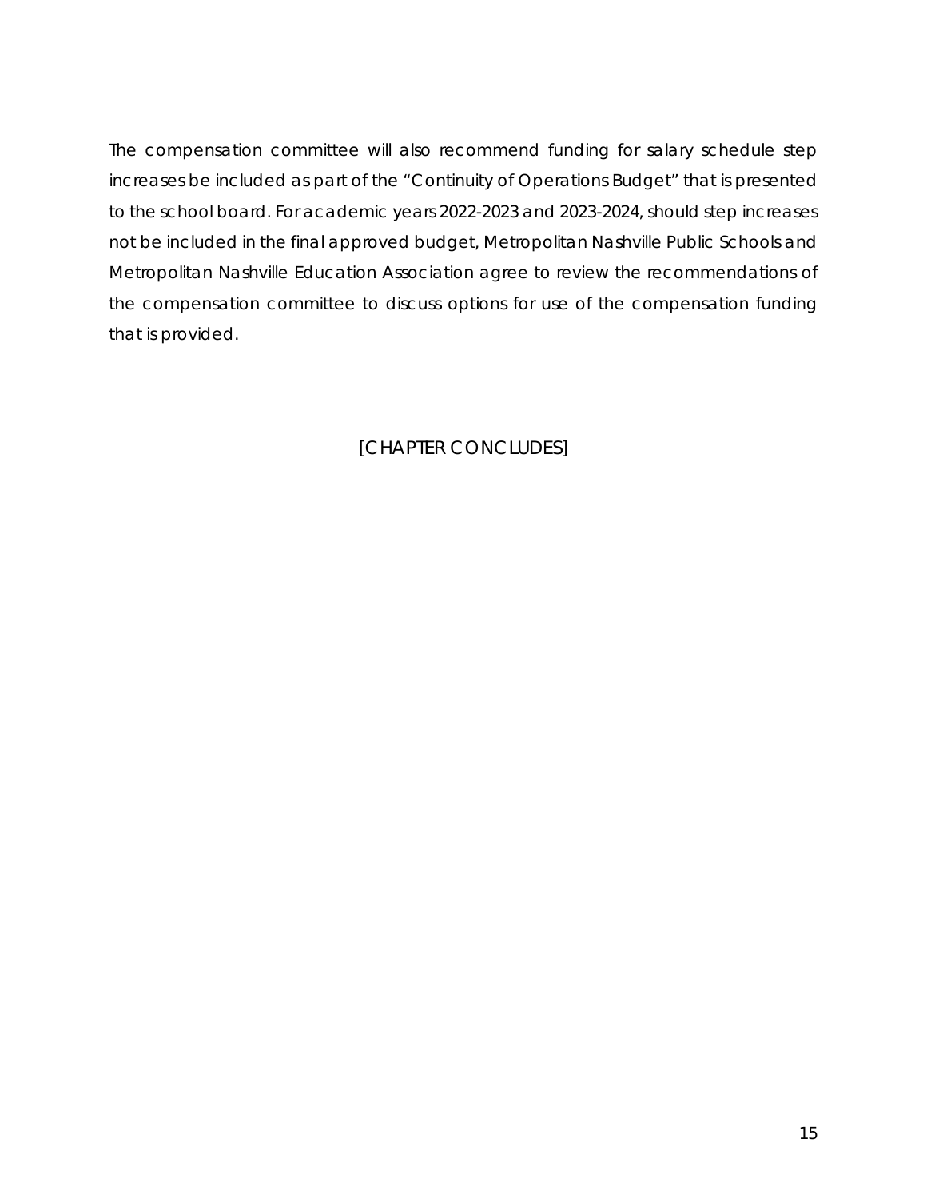The compensation committee will also recommend funding for salary schedule step increases be included as part of the "Continuity of Operations Budget" that is presented to the school board. For academic years 2022-2023 and 2023-2024, should step increases not be included in the final approved budget, Metropolitan Nashville Public Schools and Metropolitan Nashville Education Association agree to review the recommendations of the compensation committee to discuss options for use of the compensation funding that is provided.

[CHAPTER CONCLUDES]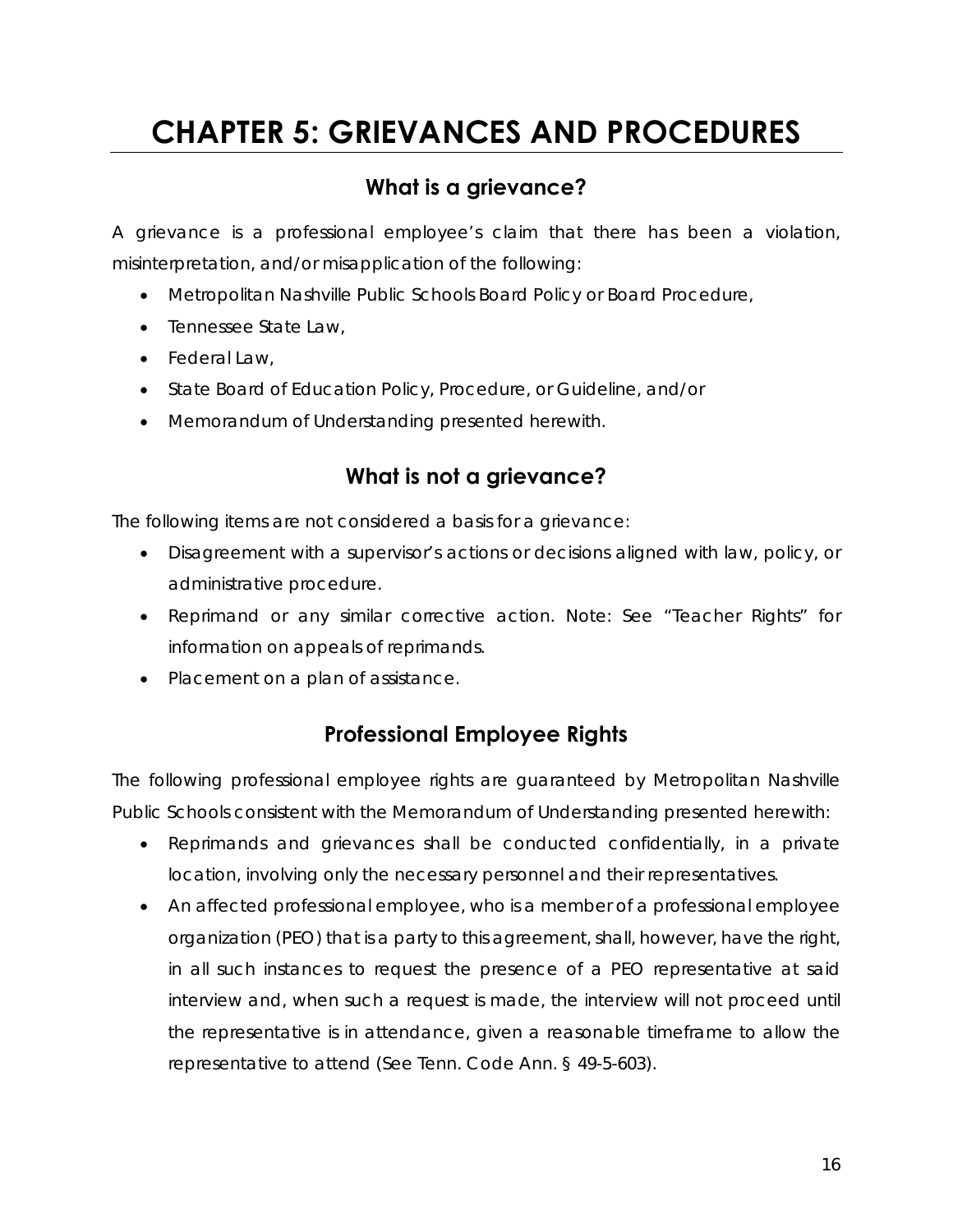# CHAPTER 5: GRIEVANCES AND PROCEDURES

## What is a grievance?

A grievance is a professional employee's claim that there has been a violation, misinterpretation, and/or misapplication of the following:

- Metropolitan Nashville Public Schools Board Policy or Board Procedure,
- Tennessee State Law,
- Federal Law,
- State Board of Education Policy, Procedure, or Guideline, and/or
- Memorandum of Understanding presented herewith.

## What is not a grievance?

The following items are not considered a basis for a grievance:

- Disagreement with a supervisor's actions or decisions aligned with law, policy, or administrative procedure.
- Reprimand or any similar corrective action. Note: See "Teacher Rights" for information on appeals of reprimands.
- Placement on a plan of assistance.

## Professional Employee Rights

The following professional employee rights are guaranteed by Metropolitan Nashville Public Schools consistent with the Memorandum of Understanding presented herewith:

- Reprimands and grievances shall be conducted confidentially, in a private location, involving only the necessary personnel and their representatives.
- An affected professional employee, who is a member of a professional employee organization (PEO) that is a party to this agreement, shall, however, have the right, in all such instances to request the presence of a PEO representative at said interview and, when such a request is made, the interview will not proceed until the representative is in attendance, given a reasonable timeframe to allow the representative to attend (See Tenn. Code Ann. § 49-5-603).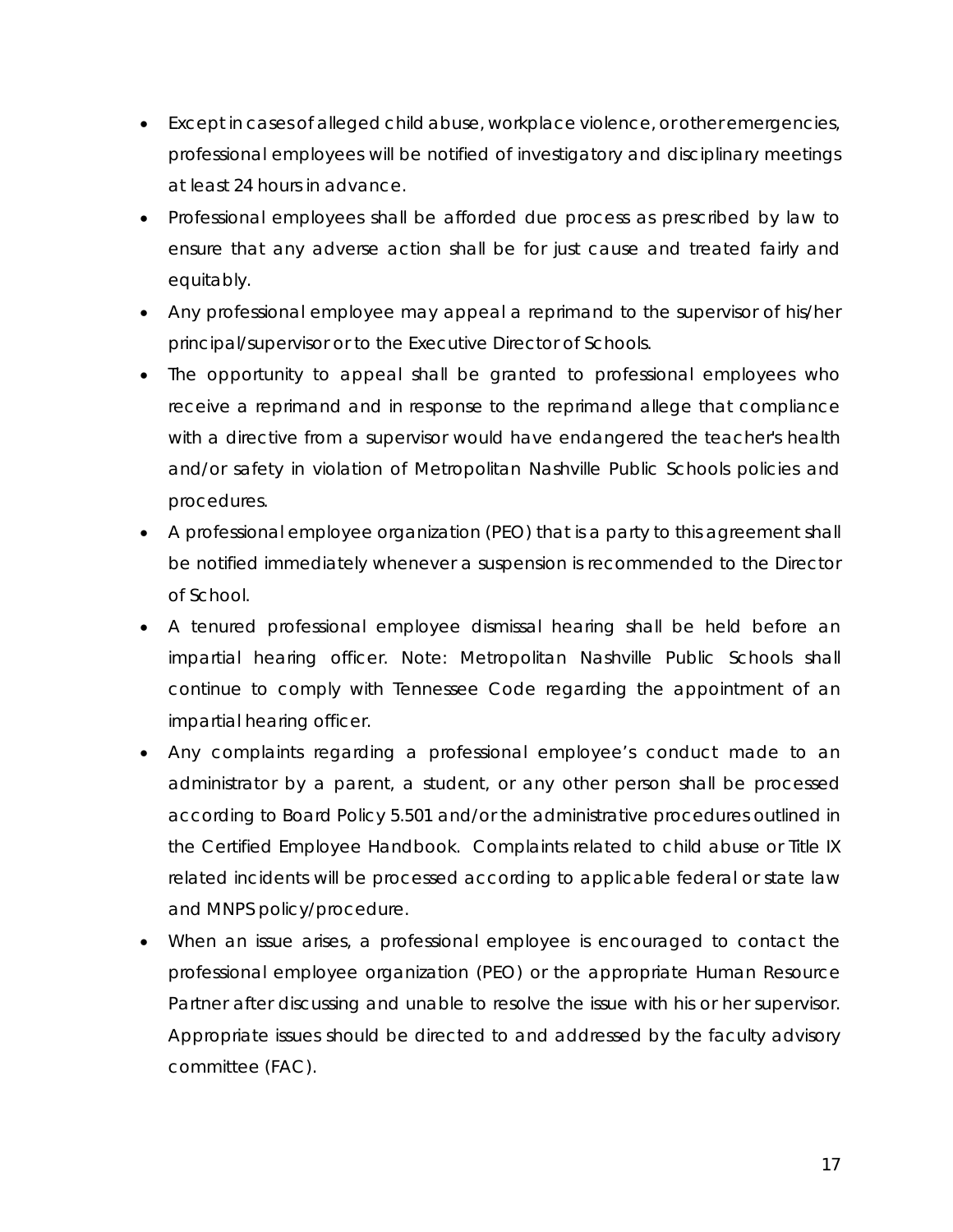- Except in cases of alleged child abuse, workplace violence, or other emergencies, professional employees will be notified of investigatory and disciplinary meetings at least 24 hours in advance.
- Professional employees shall be afforded due process as prescribed by law to ensure that any adverse action shall be for just cause and treated fairly and equitably.
- Any professional employee may appeal a reprimand to the supervisor of his/her principal/supervisor or to the Executive Director of Schools.
- The opportunity to appeal shall be granted to professional employees who receive a reprimand and in response to the reprimand allege that compliance with a directive from a supervisor would have endangered the teacher's health and/or safety in violation of Metropolitan Nashville Public Schools policies and procedures.
- A professional employee organization (PEO) that is a party to this agreement shall be notified immediately whenever a suspension is recommended to the Director of School.
- A tenured professional employee dismissal hearing shall be held before an impartial hearing officer. Note: Metropolitan Nashville Public Schools shall continue to comply with Tennessee Code regarding the appointment of an impartial hearing officer.
- Any complaints regarding a professional employee's conduct made to an administrator by a parent, a student, or any other person shall be processed according to Board Policy 5.501 and/or the administrative procedures outlined in the Certified Employee Handbook. Complaints related to child abuse or Title IX related incidents will be processed according to applicable federal or state law and MNPS policy/procedure.
- When an issue arises, a professional employee is encouraged to contact the professional employee organization (PEO) or the appropriate Human Resource Partner after discussing and unable to resolve the issue with his or her supervisor. Appropriate issues should be directed to and addressed by the faculty advisory committee (FAC).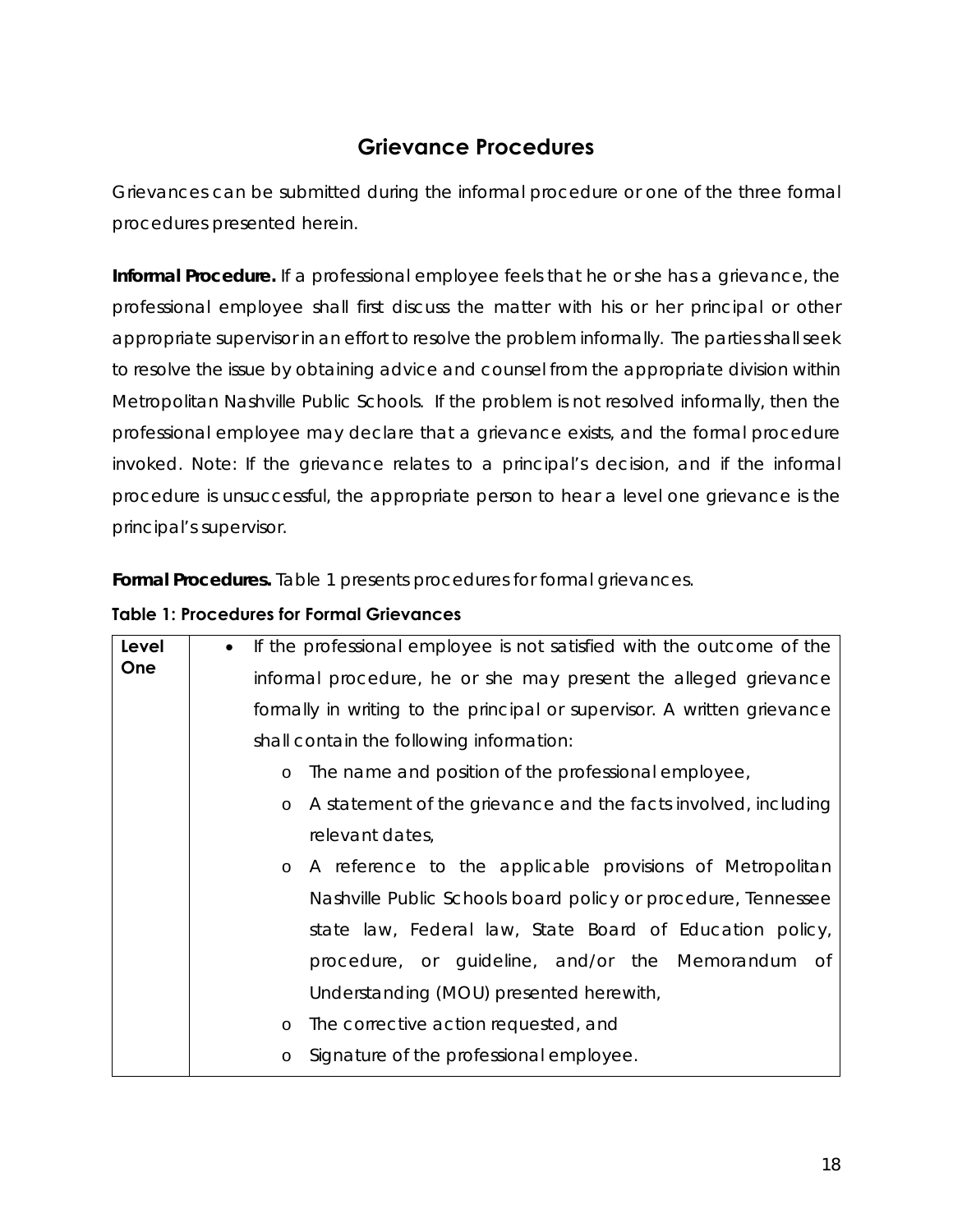## Grievance Procedures

Grievances can be submitted during the informal procedure or one of the three formal procedures presented herein.

**Informal Procedure.** If a professional employee feels that he or she has a grievance, the professional employee shall first discuss the matter with his or her principal or other appropriate supervisor in an effort to resolve the problem informally. The parties shall seek to resolve the issue by obtaining advice and counsel from the appropriate division within Metropolitan Nashville Public Schools. If the problem is not resolved informally, then the professional employee may declare that a grievance exists, and the formal procedure invoked. Note: If the grievance relates to a principal's decision, and if the informal procedure is unsuccessful, the appropriate person to hear a level one grievance is the principal's supervisor.

**Formal Procedures.** Table 1 presents procedures for formal grievances.

**Table 1: Procedures for Formal Grievances**

| | |
|---|---|
| **Level One** | • If the professional employee is not satisfied with the outcome of the informal procedure, he or she may present the alleged grievance formally in writing to the principal or supervisor. A written grievance shall contain the following information:<br>o The name and position of the professional employee,<br>o A statement of the grievance and the facts involved, including relevant dates,<br>o A reference to the applicable provisions of Metropolitan Nashville Public Schools board policy or procedure, Tennessee state law, Federal law, State Board of Education policy, procedure, or guideline, and/or the Memorandum of Understanding (MOU) presented herewith,<br>o The corrective action requested, and<br>o Signature of the professional employee. |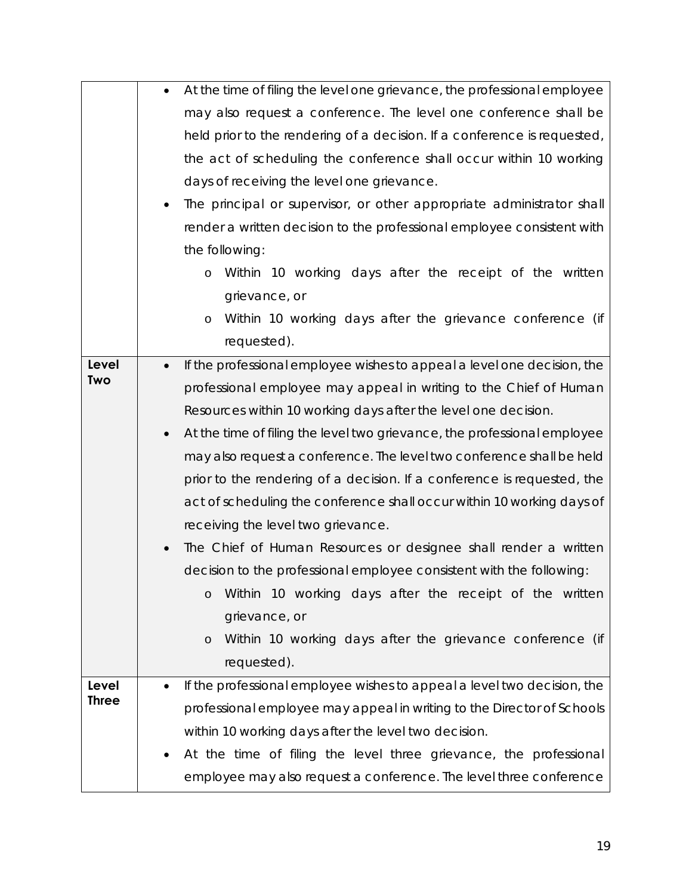| | |
|---|---|
| | • At the time of filing the level one grievance, the professional employee may also request a conference. The level one conference shall be held prior to the rendering of a decision. If a conference is requested, the act of scheduling the conference shall occur within 10 working days of receiving the level one grievance.<br>• The principal or supervisor, or other appropriate administrator shall render a written decision to the professional employee consistent with the following:<br>&nbsp;&nbsp;&nbsp;&nbsp;o Within 10 working days after the receipt of the written grievance, or<br>&nbsp;&nbsp;&nbsp;&nbsp;o Within 10 working days after the grievance conference (if requested). |
| **Level Two** | • If the professional employee wishes to appeal a level one decision, the professional employee may appeal in writing to the Chief of Human Resources within 10 working days after the level one decision.<br>• At the time of filing the level two grievance, the professional employee may also request a conference. The level two conference shall be held prior to the rendering of a decision. If a conference is requested, the act of scheduling the conference shall occur within 10 working days of receiving the level two grievance.<br>• The Chief of Human Resources or designee shall render a written decision to the professional employee consistent with the following:<br>&nbsp;&nbsp;&nbsp;&nbsp;o Within 10 working days after the receipt of the written grievance, or<br>&nbsp;&nbsp;&nbsp;&nbsp;o Within 10 working days after the grievance conference (if requested). |
| **Level Three** | • If the professional employee wishes to appeal a level two decision, the professional employee may appeal in writing to the Director of Schools within 10 working days after the level two decision.<br>• At the time of filing the level three grievance, the professional employee may also request a conference. The level three conference |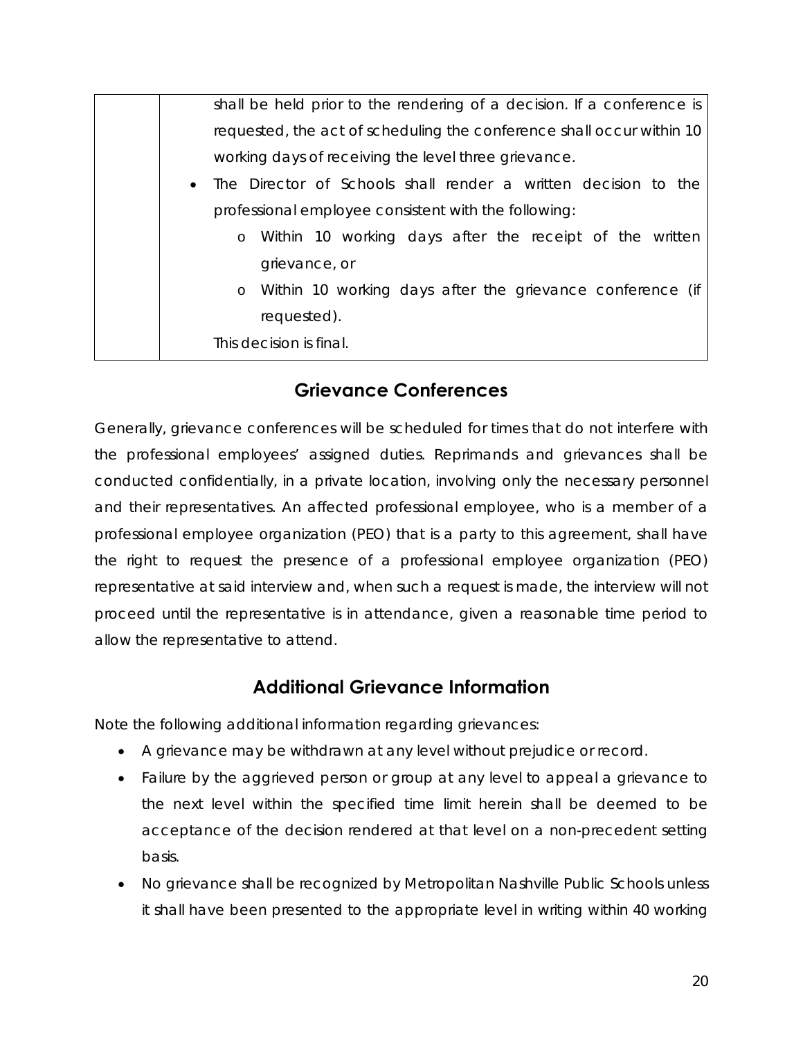| | shall be held prior to the rendering of a decision. If a conference is requested, the act of scheduling the conference shall occur within 10 working days of receiving the level three grievance.<br>• The Director of Schools shall render a written decision to the professional employee consistent with the following:<br>o Within 10 working days after the receipt of the written grievance, or<br>o Within 10 working days after the grievance conference (if requested).<br>This decision is final. |
|---|---|

## Grievance Conferences

Generally, grievance conferences will be scheduled for times that do not interfere with the professional employees' assigned duties. Reprimands and grievances shall be conducted confidentially, in a private location, involving only the necessary personnel and their representatives. An affected professional employee, who is a member of a professional employee organization (PEO) that is a party to this agreement, shall have the right to request the presence of a professional employee organization (PEO) representative at said interview and, when such a request is made, the interview will not proceed until the representative is in attendance, given a reasonable time period to allow the representative to attend.

## Additional Grievance Information

Note the following additional information regarding grievances:

- A grievance may be withdrawn at any level without prejudice or record.
- Failure by the aggrieved person or group at any level to appeal a grievance to the next level within the specified time limit herein shall be deemed to be acceptance of the decision rendered at that level on a non-precedent setting basis.
- No grievance shall be recognized by Metropolitan Nashville Public Schools unless it shall have been presented to the appropriate level in writing within 40 working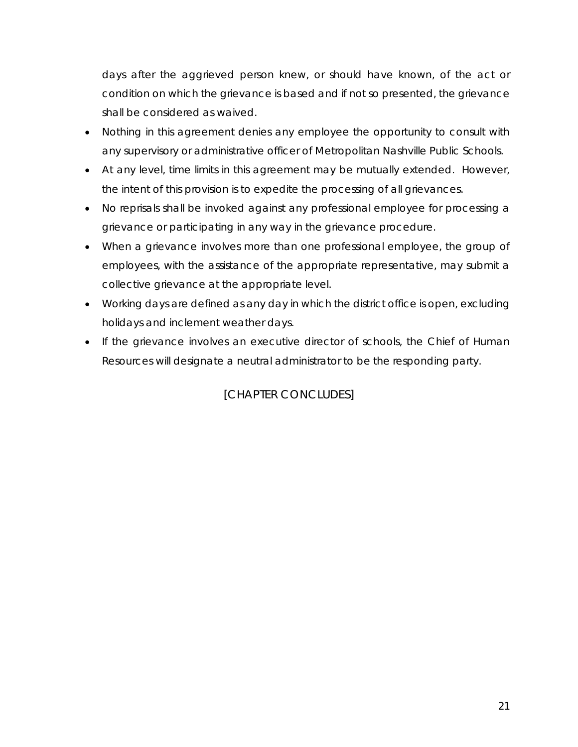days after the aggrieved person knew, or should have known, of the act or condition on which the grievance is based and if not so presented, the grievance shall be considered as waived.

- Nothing in this agreement denies any employee the opportunity to consult with any supervisory or administrative officer of Metropolitan Nashville Public Schools.
- At any level, time limits in this agreement may be mutually extended. However, the intent of this provision is to expedite the processing of all grievances.
- No reprisals shall be invoked against any professional employee for processing a grievance or participating in any way in the grievance procedure.
- When a grievance involves more than one professional employee, the group of employees, with the assistance of the appropriate representative, may submit a collective grievance at the appropriate level.
- Working days are defined as any day in which the district office is open, excluding holidays and inclement weather days.
- If the grievance involves an executive director of schools, the Chief of Human Resources will designate a neutral administrator to be the responding party.

[CHAPTER CONCLUDES]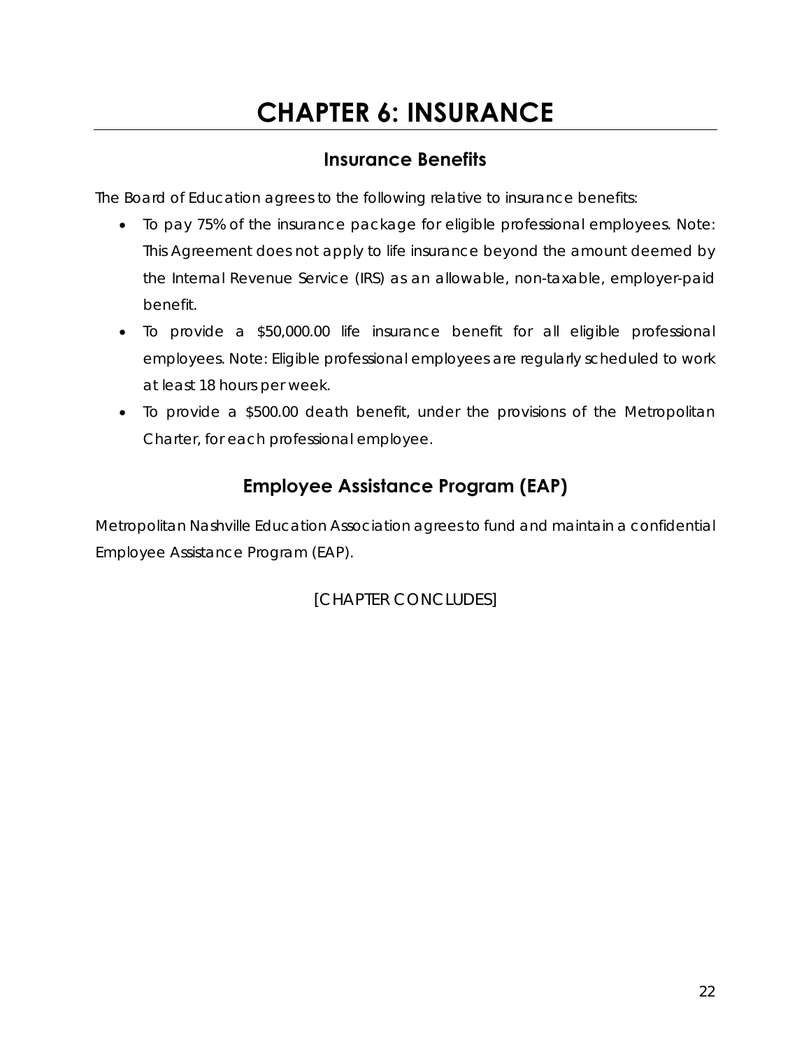# CHAPTER 6: INSURANCE

## Insurance Benefits

The Board of Education agrees to the following relative to insurance benefits:

- To pay 75% of the insurance package for eligible professional employees. Note: This Agreement does not apply to life insurance beyond the amount deemed by the Internal Revenue Service (IRS) as an allowable, non-taxable, employer-paid benefit.
- To provide a $50,000.00 life insurance benefit for all eligible professional employees. Note: Eligible professional employees are regularly scheduled to work at least 18 hours per week.
- To provide a $500.00 death benefit, under the provisions of the Metropolitan Charter, for each professional employee.

## Employee Assistance Program (EAP)

Metropolitan Nashville Education Association agrees to fund and maintain a confidential Employee Assistance Program (EAP).

[CHAPTER CONCLUDES]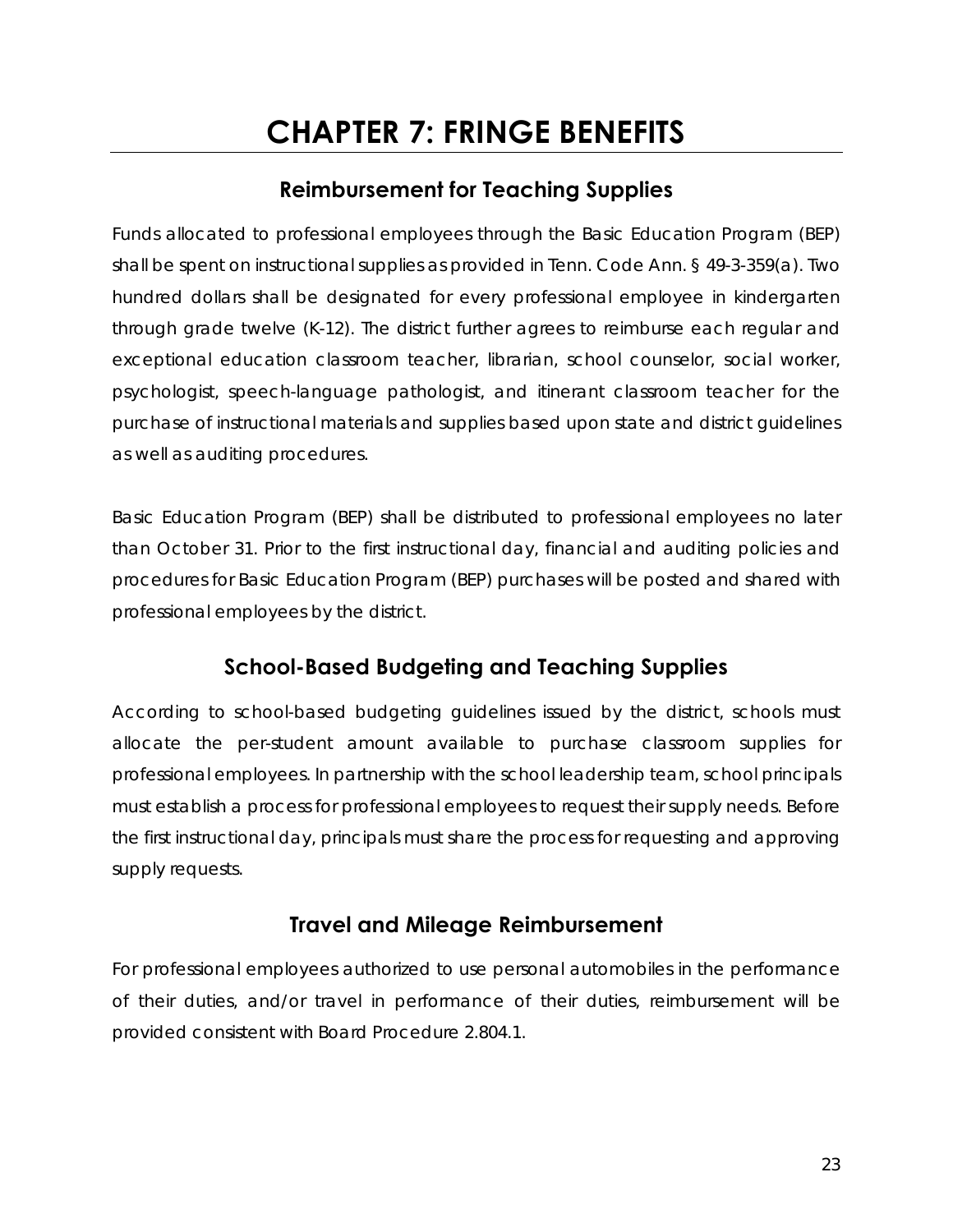# CHAPTER 7: FRINGE BENEFITS

## Reimbursement for Teaching Supplies

Funds allocated to professional employees through the Basic Education Program (BEP) shall be spent on instructional supplies as provided in Tenn. Code Ann. § 49-3-359(a). Two hundred dollars shall be designated for every professional employee in kindergarten through grade twelve (K-12). The district further agrees to reimburse each regular and exceptional education classroom teacher, librarian, school counselor, social worker, psychologist, speech-language pathologist, and itinerant classroom teacher for the purchase of instructional materials and supplies based upon state and district guidelines as well as auditing procedures.

Basic Education Program (BEP) shall be distributed to professional employees no later than October 31. Prior to the first instructional day, financial and auditing policies and procedures for Basic Education Program (BEP) purchases will be posted and shared with professional employees by the district.

## School-Based Budgeting and Teaching Supplies

According to school-based budgeting guidelines issued by the district, schools must allocate the per-student amount available to purchase classroom supplies for professional employees. In partnership with the school leadership team, school principals must establish a process for professional employees to request their supply needs. Before the first instructional day, principals must share the process for requesting and approving supply requests.

## Travel and Mileage Reimbursement

For professional employees authorized to use personal automobiles in the performance of their duties, and/or travel in performance of their duties, reimbursement will be provided consistent with Board Procedure 2.804.1.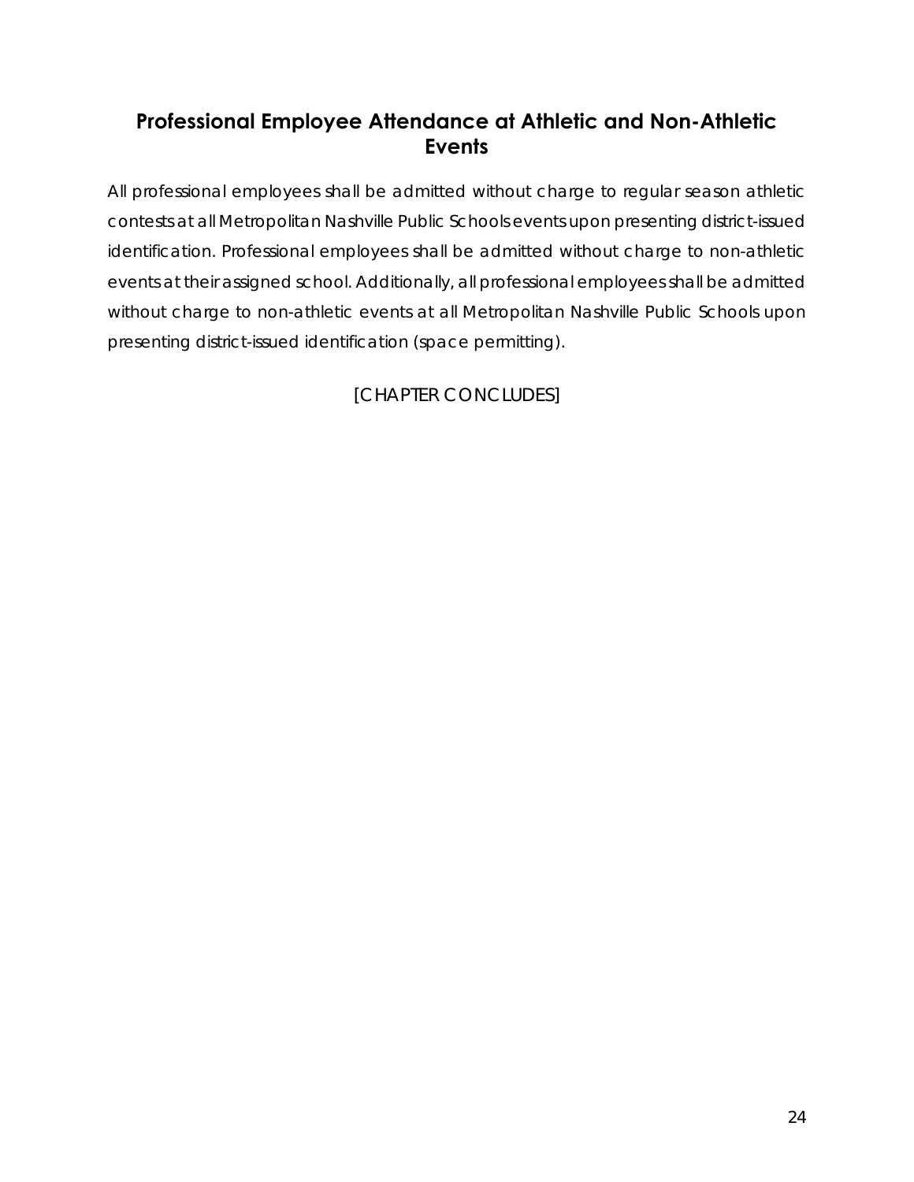## Professional Employee Attendance at Athletic and Non-Athletic Events

All professional employees shall be admitted without charge to regular season athletic contests at all Metropolitan Nashville Public Schools events upon presenting district-issued identification. Professional employees shall be admitted without charge to non-athletic events at their assigned school. Additionally, all professional employees shall be admitted without charge to non-athletic events at all Metropolitan Nashville Public Schools upon presenting district-issued identification (space permitting).

[CHAPTER CONCLUDES]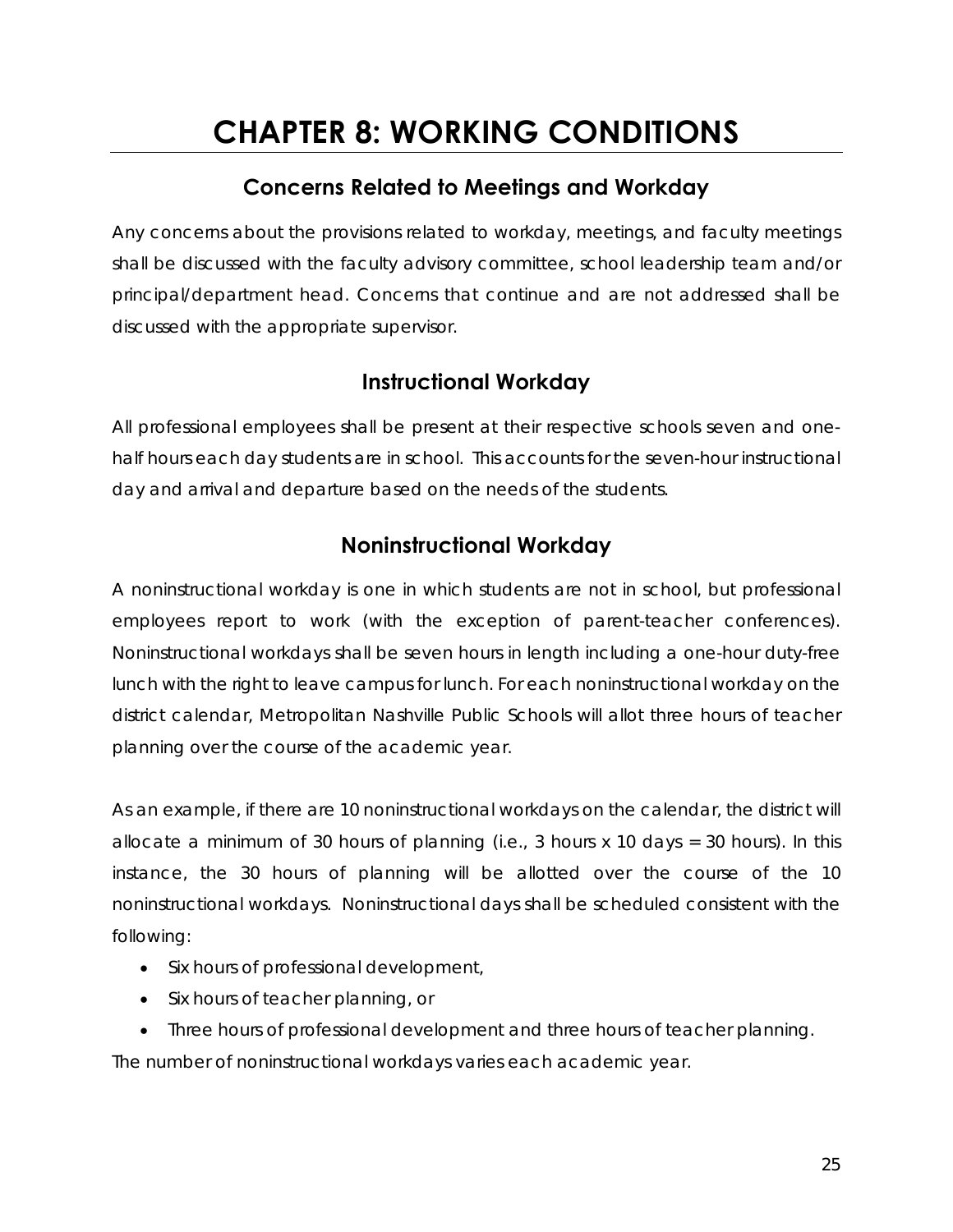# CHAPTER 8: WORKING CONDITIONS

## Concerns Related to Meetings and Workday

Any concerns about the provisions related to workday, meetings, and faculty meetings shall be discussed with the faculty advisory committee, school leadership team and/or principal/department head. Concerns that continue and are not addressed shall be discussed with the appropriate supervisor.

## Instructional Workday

All professional employees shall be present at their respective schools seven and one-half hours each day students are in school. This accounts for the seven-hour instructional day and arrival and departure based on the needs of the students.

## Noninstructional Workday

A noninstructional workday is one in which students are not in school, but professional employees report to work (with the exception of parent-teacher conferences). Noninstructional workdays shall be seven hours in length including a one-hour duty-free lunch with the right to leave campus for lunch. For each noninstructional workday on the district calendar, Metropolitan Nashville Public Schools will allot three hours of teacher planning over the course of the academic year.

As an example, if there are 10 noninstructional workdays on the calendar, the district will allocate a minimum of 30 hours of planning (i.e., 3 hours x 10 days = 30 hours). In this instance, the 30 hours of planning will be allotted over the course of the 10 noninstructional workdays. Noninstructional days shall be scheduled consistent with the following:

- Six hours of professional development,
- Six hours of teacher planning, or
- Three hours of professional development and three hours of teacher planning.

The number of noninstructional workdays varies each academic year.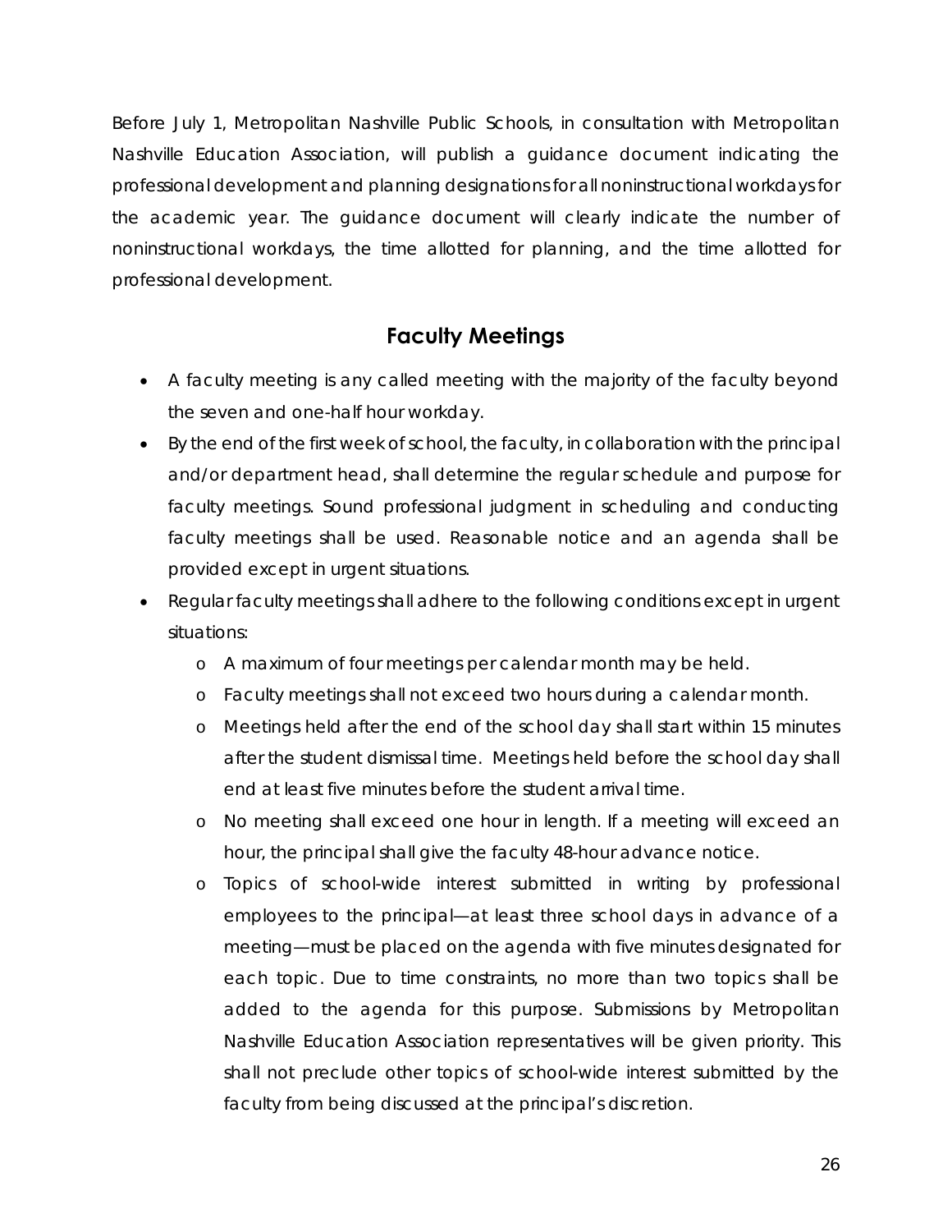Before July 1, Metropolitan Nashville Public Schools, in consultation with Metropolitan Nashville Education Association, will publish a guidance document indicating the professional development and planning designations for all noninstructional workdays for the academic year. The guidance document will clearly indicate the number of noninstructional workdays, the time allotted for planning, and the time allotted for professional development.

## Faculty Meetings

- A faculty meeting is any called meeting with the majority of the faculty beyond the seven and one-half hour workday.
- By the end of the first week of school, the faculty, in collaboration with the principal and/or department head, shall determine the regular schedule and purpose for faculty meetings. Sound professional judgment in scheduling and conducting faculty meetings shall be used. Reasonable notice and an agenda shall be provided except in urgent situations.
- Regular faculty meetings shall adhere to the following conditions except in urgent situations:
  - A maximum of four meetings per calendar month may be held.
  - Faculty meetings shall not exceed two hours during a calendar month.
  - Meetings held after the end of the school day shall start within 15 minutes after the student dismissal time. Meetings held before the school day shall end at least five minutes before the student arrival time.
  - No meeting shall exceed one hour in length. If a meeting will exceed an hour, the principal shall give the faculty 48-hour advance notice.
  - Topics of school-wide interest submitted in writing by professional employees to the principal—at least three school days in advance of a meeting—must be placed on the agenda with five minutes designated for each topic. Due to time constraints, no more than two topics shall be added to the agenda for this purpose. Submissions by Metropolitan Nashville Education Association representatives will be given priority. This shall not preclude other topics of school-wide interest submitted by the faculty from being discussed at the principal's discretion.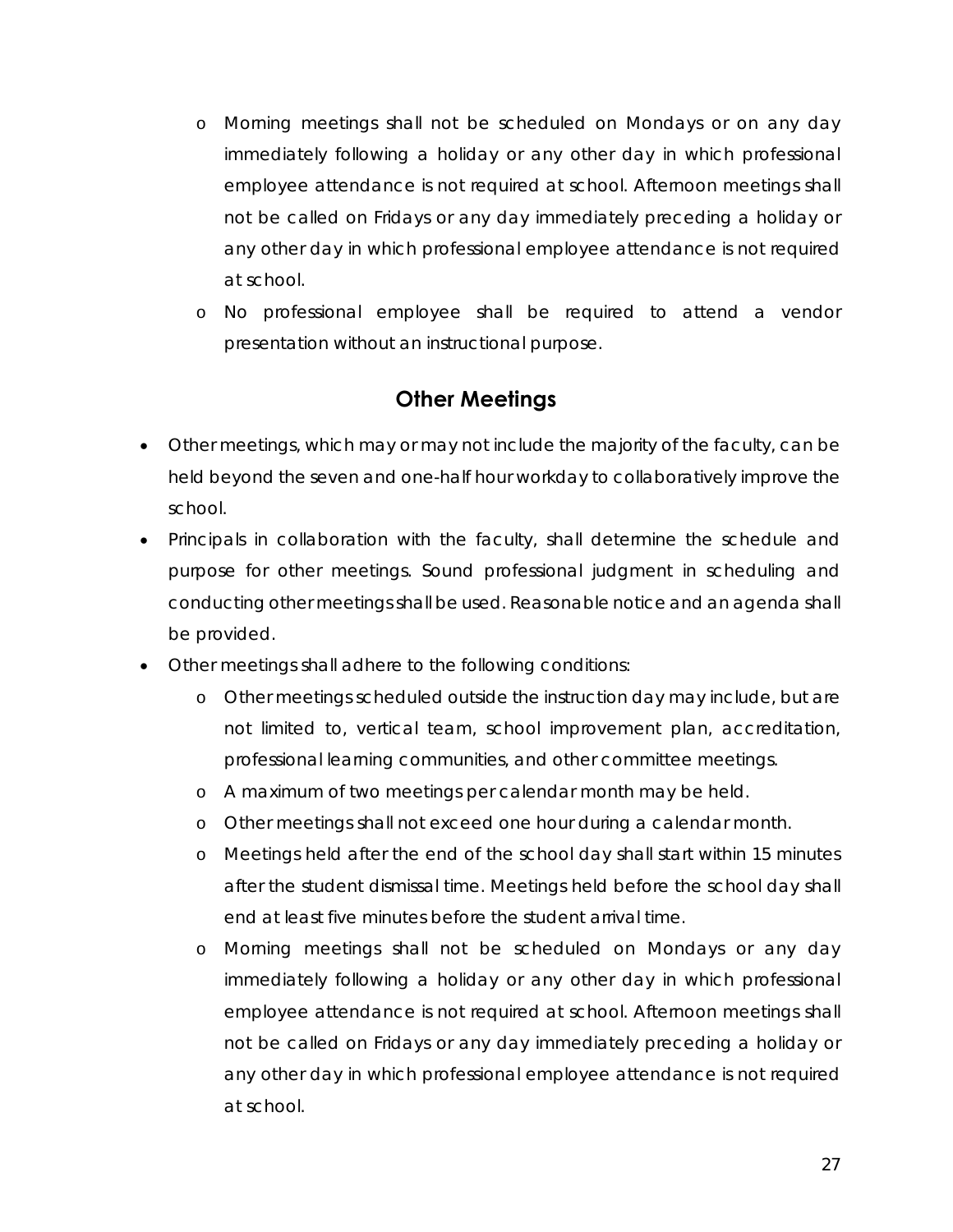- Morning meetings shall not be scheduled on Mondays or on any day immediately following a holiday or any other day in which professional employee attendance is not required at school. Afternoon meetings shall not be called on Fridays or any day immediately preceding a holiday or any other day in which professional employee attendance is not required at school.
- No professional employee shall be required to attend a vendor presentation without an instructional purpose.

## Other Meetings

- Other meetings, which may or may not include the majority of the faculty, can be held beyond the seven and one-half hour workday to collaboratively improve the school.
- Principals in collaboration with the faculty, shall determine the schedule and purpose for other meetings. Sound professional judgment in scheduling and conducting other meetings shall be used. Reasonable notice and an agenda shall be provided.
- Other meetings shall adhere to the following conditions:
  - Other meetings scheduled outside the instruction day may include, but are not limited to, vertical team, school improvement plan, accreditation, professional learning communities, and other committee meetings.
  - A maximum of two meetings per calendar month may be held.
  - Other meetings shall not exceed one hour during a calendar month.
  - Meetings held after the end of the school day shall start within 15 minutes after the student dismissal time. Meetings held before the school day shall end at least five minutes before the student arrival time.
  - Morning meetings shall not be scheduled on Mondays or any day immediately following a holiday or any other day in which professional employee attendance is not required at school. Afternoon meetings shall not be called on Fridays or any day immediately preceding a holiday or any other day in which professional employee attendance is not required at school.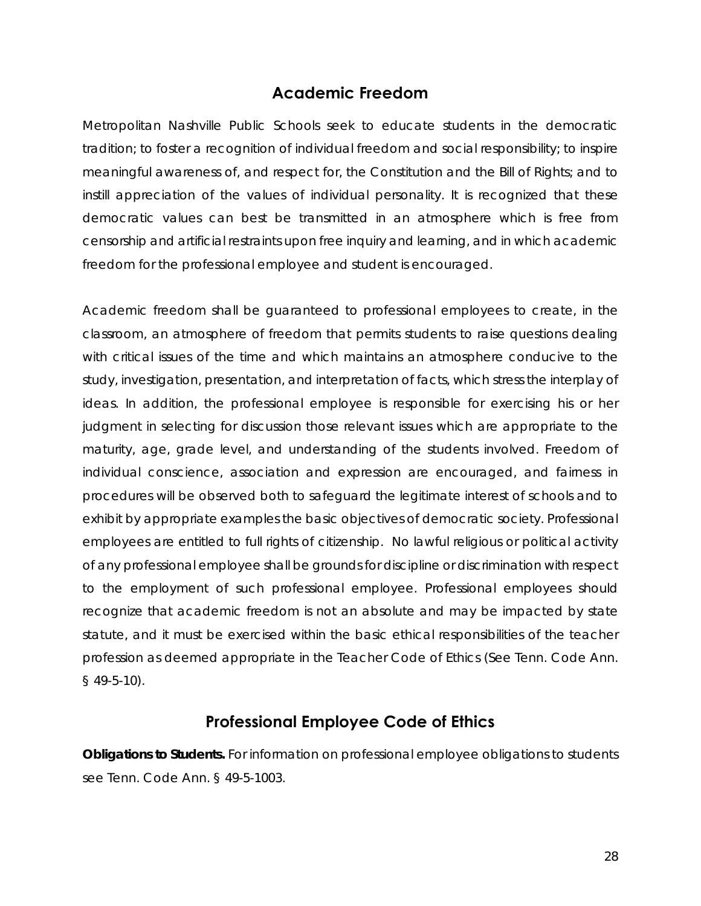## Academic Freedom

Metropolitan Nashville Public Schools seek to educate students in the democratic tradition; to foster a recognition of individual freedom and social responsibility; to inspire meaningful awareness of, and respect for, the Constitution and the Bill of Rights; and to instill appreciation of the values of individual personality. It is recognized that these democratic values can best be transmitted in an atmosphere which is free from censorship and artificial restraints upon free inquiry and learning, and in which academic freedom for the professional employee and student is encouraged.

Academic freedom shall be guaranteed to professional employees to create, in the classroom, an atmosphere of freedom that permits students to raise questions dealing with critical issues of the time and which maintains an atmosphere conducive to the study, investigation, presentation, and interpretation of facts, which stress the interplay of ideas. In addition, the professional employee is responsible for exercising his or her judgment in selecting for discussion those relevant issues which are appropriate to the maturity, age, grade level, and understanding of the students involved. Freedom of individual conscience, association and expression are encouraged, and fairness in procedures will be observed both to safeguard the legitimate interest of schools and to exhibit by appropriate examples the basic objectives of democratic society. Professional employees are entitled to full rights of citizenship. No lawful religious or political activity of any professional employee shall be grounds for discipline or discrimination with respect to the employment of such professional employee. Professional employees should recognize that academic freedom is not an absolute and may be impacted by state statute, and it must be exercised within the basic ethical responsibilities of the teacher profession as deemed appropriate in the Teacher Code of Ethics (See Tenn. Code Ann. § 49-5-10).

## Professional Employee Code of Ethics

**Obligations to Students.** For information on professional employee obligations to students see Tenn. Code Ann. § 49-5-1003.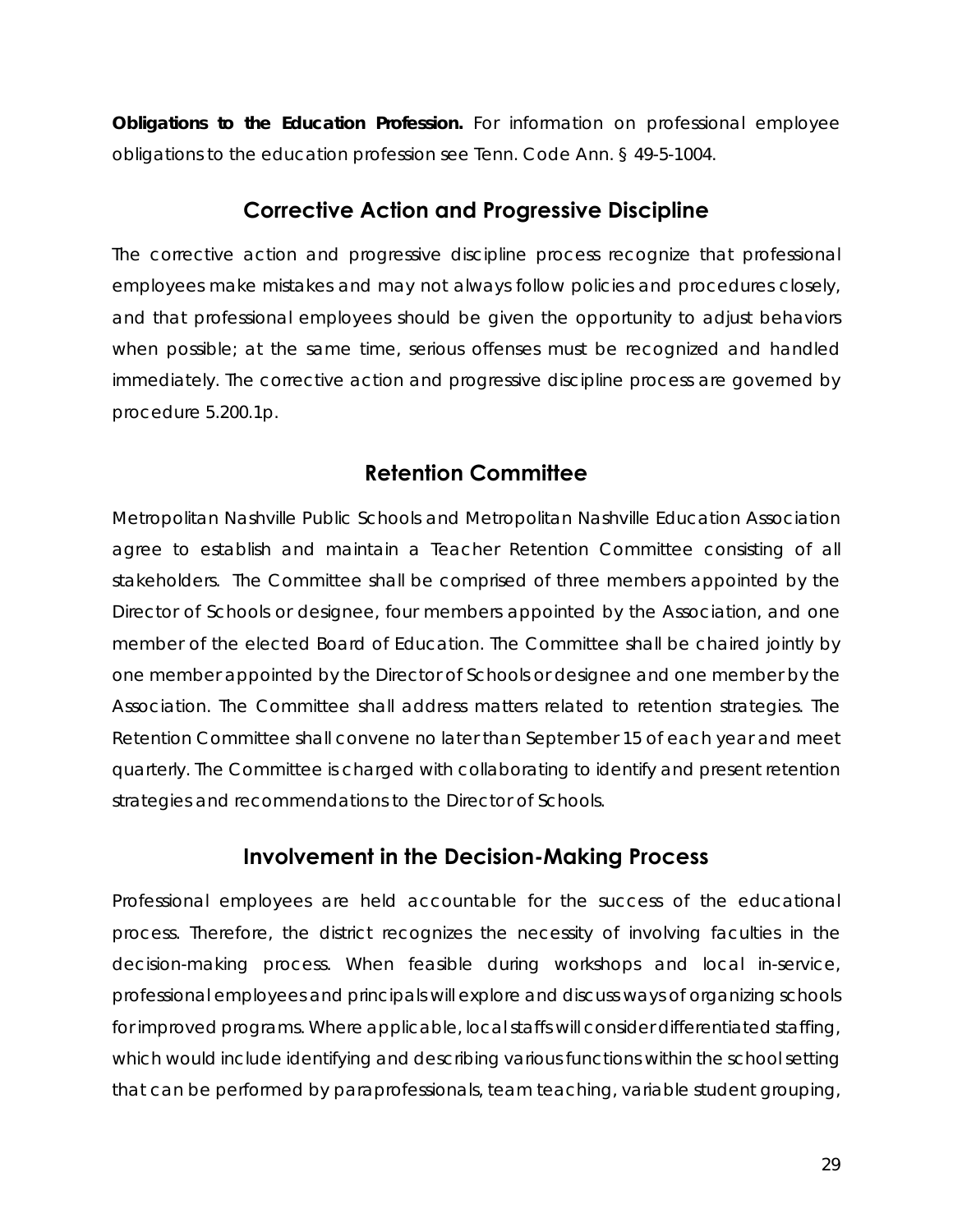**Obligations to the Education Profession.** For information on professional employee obligations to the education profession see Tenn. Code Ann. § 49-5-1004.

## Corrective Action and Progressive Discipline

The corrective action and progressive discipline process recognize that professional employees make mistakes and may not always follow policies and procedures closely, and that professional employees should be given the opportunity to adjust behaviors when possible; at the same time, serious offenses must be recognized and handled immediately. The corrective action and progressive discipline process are governed by procedure 5.200.1p.

## Retention Committee

Metropolitan Nashville Public Schools and Metropolitan Nashville Education Association agree to establish and maintain a Teacher Retention Committee consisting of all stakeholders. The Committee shall be comprised of three members appointed by the Director of Schools or designee, four members appointed by the Association, and one member of the elected Board of Education. The Committee shall be chaired jointly by one member appointed by the Director of Schools or designee and one member by the Association. The Committee shall address matters related to retention strategies. The Retention Committee shall convene no later than September 15 of each year and meet quarterly. The Committee is charged with collaborating to identify and present retention strategies and recommendations to the Director of Schools.

## Involvement in the Decision-Making Process

Professional employees are held accountable for the success of the educational process. Therefore, the district recognizes the necessity of involving faculties in the decision-making process. When feasible during workshops and local in-service, professional employees and principals will explore and discuss ways of organizing schools for improved programs. Where applicable, local staffs will consider differentiated staffing, which would include identifying and describing various functions within the school setting that can be performed by paraprofessionals, team teaching, variable student grouping,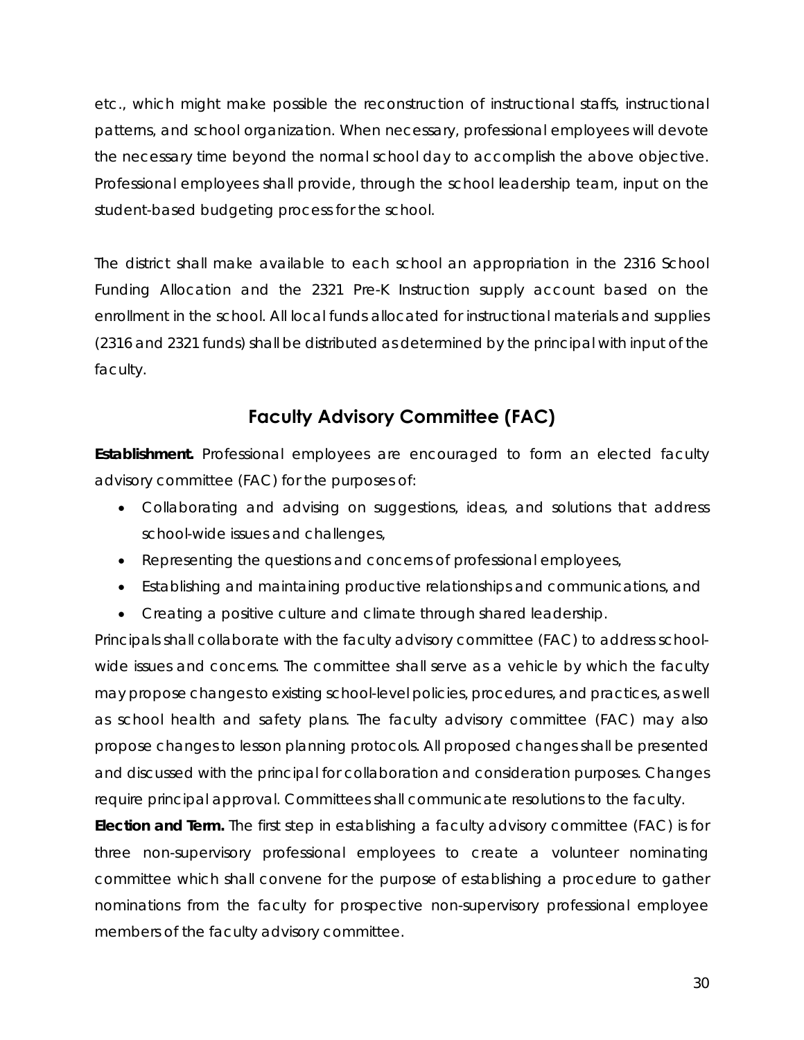etc., which might make possible the reconstruction of instructional staffs, instructional patterns, and school organization. When necessary, professional employees will devote the necessary time beyond the normal school day to accomplish the above objective. Professional employees shall provide, through the school leadership team, input on the student-based budgeting process for the school.

The district shall make available to each school an appropriation in the 2316 School Funding Allocation and the 2321 Pre-K Instruction supply account based on the enrollment in the school. All local funds allocated for instructional materials and supplies (2316 and 2321 funds) shall be distributed as determined by the principal with input of the faculty.

## Faculty Advisory Committee (FAC)

**Establishment.** Professional employees are encouraged to form an elected faculty advisory committee (FAC) for the purposes of:

- Collaborating and advising on suggestions, ideas, and solutions that address school-wide issues and challenges,
- Representing the questions and concerns of professional employees,
- Establishing and maintaining productive relationships and communications, and
- Creating a positive culture and climate through shared leadership.

Principals shall collaborate with the faculty advisory committee (FAC) to address school-wide issues and concerns. The committee shall serve as a vehicle by which the faculty may propose changes to existing school-level policies, procedures, and practices, as well as school health and safety plans. The faculty advisory committee (FAC) may also propose changes to lesson planning protocols. All proposed changes shall be presented and discussed with the principal for collaboration and consideration purposes. Changes require principal approval. Committees shall communicate resolutions to the faculty.

**Election and Term.** The first step in establishing a faculty advisory committee (FAC) is for three non-supervisory professional employees to create a volunteer nominating committee which shall convene for the purpose of establishing a procedure to gather nominations from the faculty for prospective non-supervisory professional employee members of the faculty advisory committee.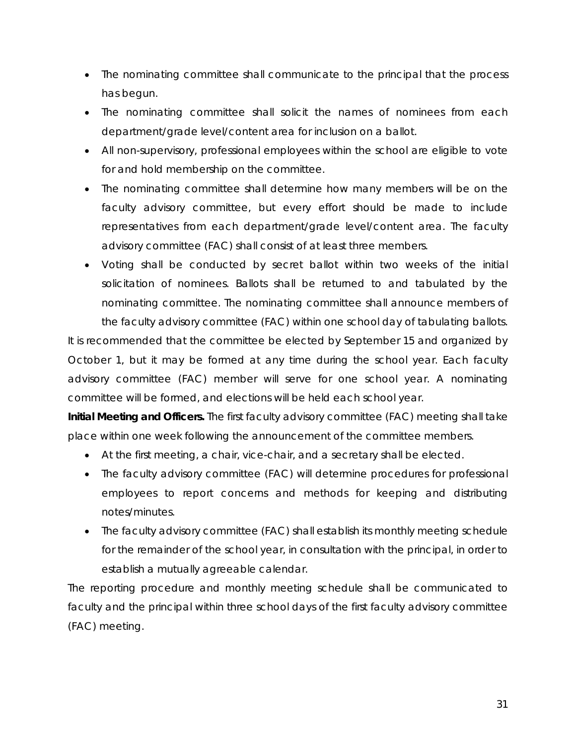- The nominating committee shall communicate to the principal that the process has begun.
- The nominating committee shall solicit the names of nominees from each department/grade level/content area for inclusion on a ballot.
- All non-supervisory, professional employees within the school are eligible to vote for and hold membership on the committee.
- The nominating committee shall determine how many members will be on the faculty advisory committee, but every effort should be made to include representatives from each department/grade level/content area. The faculty advisory committee (FAC) shall consist of at least three members.
- Voting shall be conducted by secret ballot within two weeks of the initial solicitation of nominees. Ballots shall be returned to and tabulated by the nominating committee. The nominating committee shall announce members of the faculty advisory committee (FAC) within one school day of tabulating ballots.

It is recommended that the committee be elected by September 15 and organized by October 1, but it may be formed at any time during the school year. Each faculty advisory committee (FAC) member will serve for one school year. A nominating committee will be formed, and elections will be held each school year.

**Initial Meeting and Officers.** The first faculty advisory committee (FAC) meeting shall take place within one week following the announcement of the committee members.

- At the first meeting, a chair, vice-chair, and a secretary shall be elected.
- The faculty advisory committee (FAC) will determine procedures for professional employees to report concerns and methods for keeping and distributing notes/minutes.
- The faculty advisory committee (FAC) shall establish its monthly meeting schedule for the remainder of the school year, in consultation with the principal, in order to establish a mutually agreeable calendar.

The reporting procedure and monthly meeting schedule shall be communicated to faculty and the principal within three school days of the first faculty advisory committee (FAC) meeting.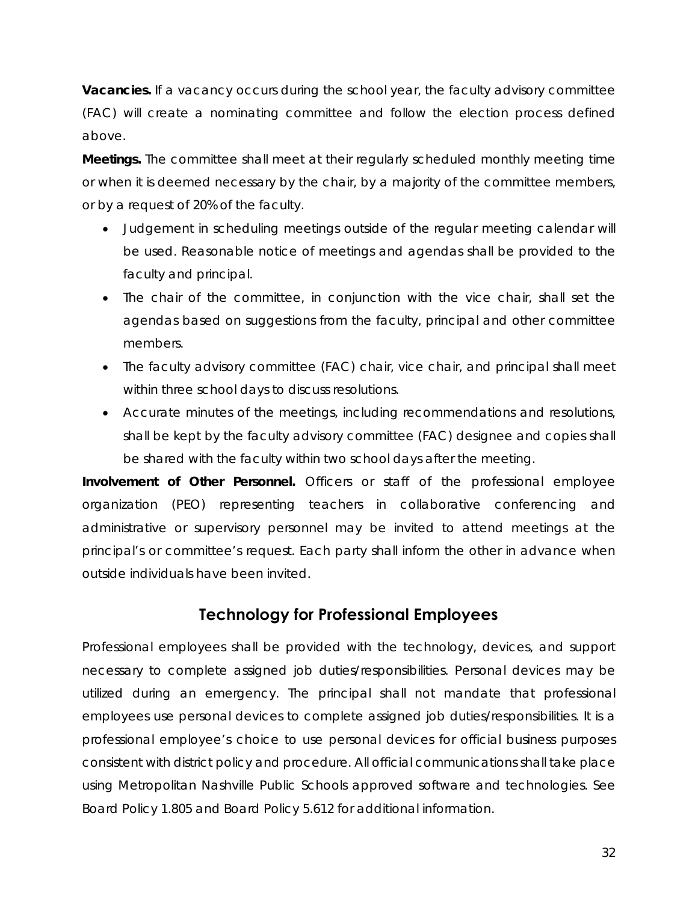**Vacancies.** If a vacancy occurs during the school year, the faculty advisory committee (FAC) will create a nominating committee and follow the election process defined above.

**Meetings.** The committee shall meet at their regularly scheduled monthly meeting time or when it is deemed necessary by the chair, by a majority of the committee members, or by a request of 20% of the faculty.

- Judgement in scheduling meetings outside of the regular meeting calendar will be used. Reasonable notice of meetings and agendas shall be provided to the faculty and principal.
- The chair of the committee, in conjunction with the vice chair, shall set the agendas based on suggestions from the faculty, principal and other committee members.
- The faculty advisory committee (FAC) chair, vice chair, and principal shall meet within three school days to discuss resolutions.
- Accurate minutes of the meetings, including recommendations and resolutions, shall be kept by the faculty advisory committee (FAC) designee and copies shall be shared with the faculty within two school days after the meeting.

**Involvement of Other Personnel.** Officers or staff of the professional employee organization (PEO) representing teachers in collaborative conferencing and administrative or supervisory personnel may be invited to attend meetings at the principal's or committee's request. Each party shall inform the other in advance when outside individuals have been invited.

## Technology for Professional Employees

Professional employees shall be provided with the technology, devices, and support necessary to complete assigned job duties/responsibilities. Personal devices may be utilized during an emergency. The principal shall not mandate that professional employees use personal devices to complete assigned job duties/responsibilities. It is a professional employee's choice to use personal devices for official business purposes consistent with district policy and procedure. All official communications shall take place using Metropolitan Nashville Public Schools approved software and technologies. See Board Policy 1.805 and Board Policy 5.612 for additional information.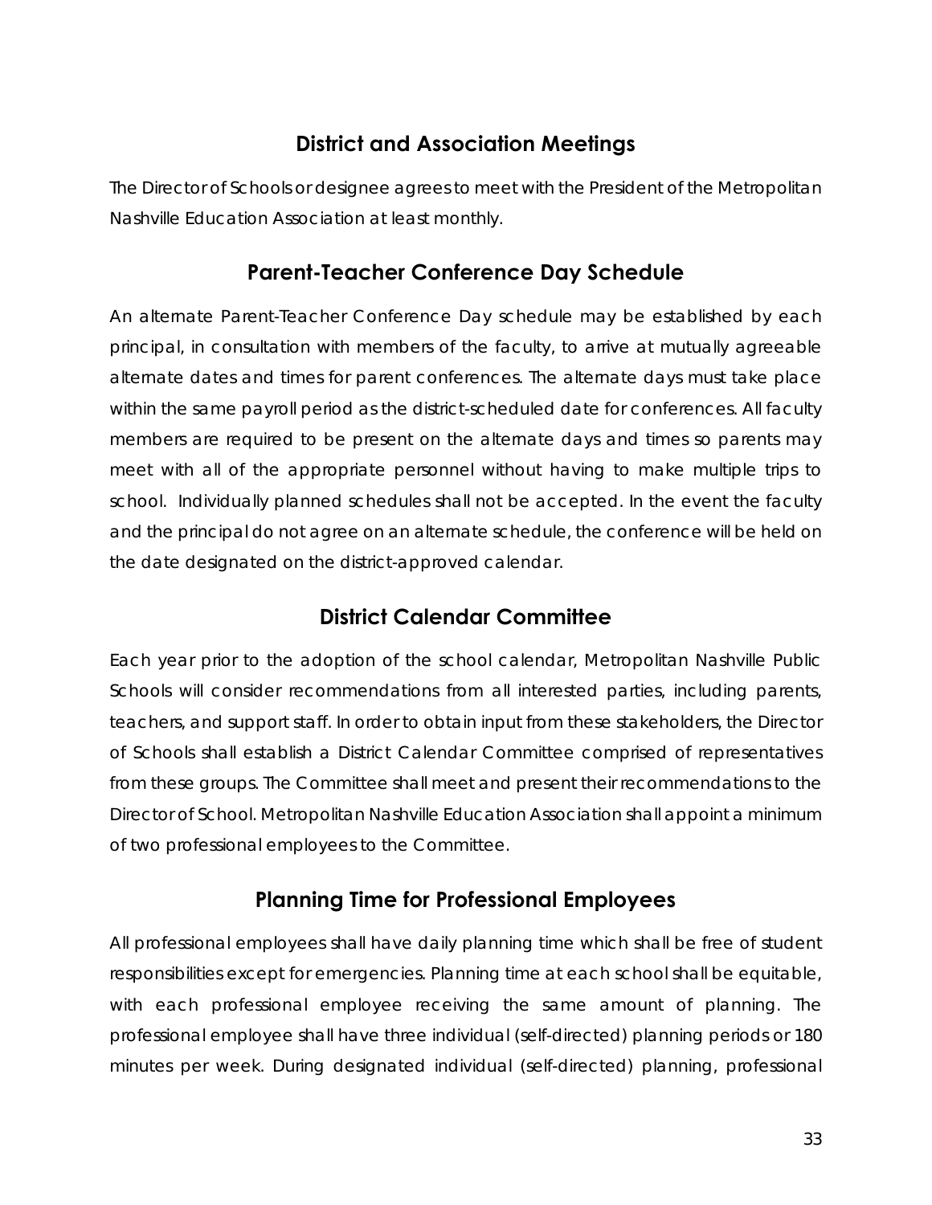## District and Association Meetings

The Director of Schools or designee agrees to meet with the President of the Metropolitan Nashville Education Association at least monthly.

## Parent-Teacher Conference Day Schedule

An alternate Parent-Teacher Conference Day schedule may be established by each principal, in consultation with members of the faculty, to arrive at mutually agreeable alternate dates and times for parent conferences. The alternate days must take place within the same payroll period as the district-scheduled date for conferences. All faculty members are required to be present on the alternate days and times so parents may meet with all of the appropriate personnel without having to make multiple trips to school. Individually planned schedules shall not be accepted. In the event the faculty and the principal do not agree on an alternate schedule, the conference will be held on the date designated on the district-approved calendar.

## District Calendar Committee

Each year prior to the adoption of the school calendar, Metropolitan Nashville Public Schools will consider recommendations from all interested parties, including parents, teachers, and support staff. In order to obtain input from these stakeholders, the Director of Schools shall establish a District Calendar Committee comprised of representatives from these groups. The Committee shall meet and present their recommendations to the Director of School. Metropolitan Nashville Education Association shall appoint a minimum of two professional employees to the Committee.

## Planning Time for Professional Employees

All professional employees shall have daily planning time which shall be free of student responsibilities except for emergencies. Planning time at each school shall be equitable, with each professional employee receiving the same amount of planning. The professional employee shall have three individual (self-directed) planning periods or 180 minutes per week. During designated individual (self-directed) planning, professional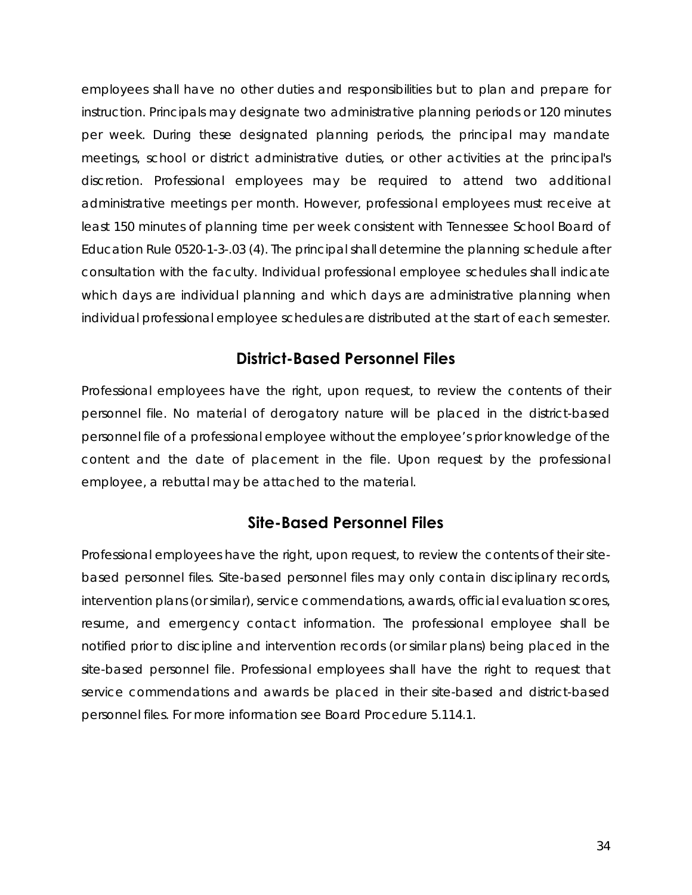employees shall have no other duties and responsibilities but to plan and prepare for instruction. Principals may designate two administrative planning periods or 120 minutes per week. During these designated planning periods, the principal may mandate meetings, school or district administrative duties, or other activities at the principal's discretion. Professional employees may be required to attend two additional administrative meetings per month. However, professional employees must receive at least 150 minutes of planning time per week consistent with Tennessee School Board of Education Rule 0520-1-3-.03 (4). The principal shall determine the planning schedule after consultation with the faculty. Individual professional employee schedules shall indicate which days are individual planning and which days are administrative planning when individual professional employee schedules are distributed at the start of each semester.

## District-Based Personnel Files

Professional employees have the right, upon request, to review the contents of their personnel file. No material of derogatory nature will be placed in the district-based personnel file of a professional employee without the employee's prior knowledge of the content and the date of placement in the file. Upon request by the professional employee, a rebuttal may be attached to the material.

## Site-Based Personnel Files

Professional employees have the right, upon request, to review the contents of their site-based personnel files. Site-based personnel files may only contain disciplinary records, intervention plans (or similar), service commendations, awards, official evaluation scores, resume, and emergency contact information. The professional employee shall be notified prior to discipline and intervention records (or similar plans) being placed in the site-based personnel file. Professional employees shall have the right to request that service commendations and awards be placed in their site-based and district-based personnel files. For more information see Board Procedure 5.114.1.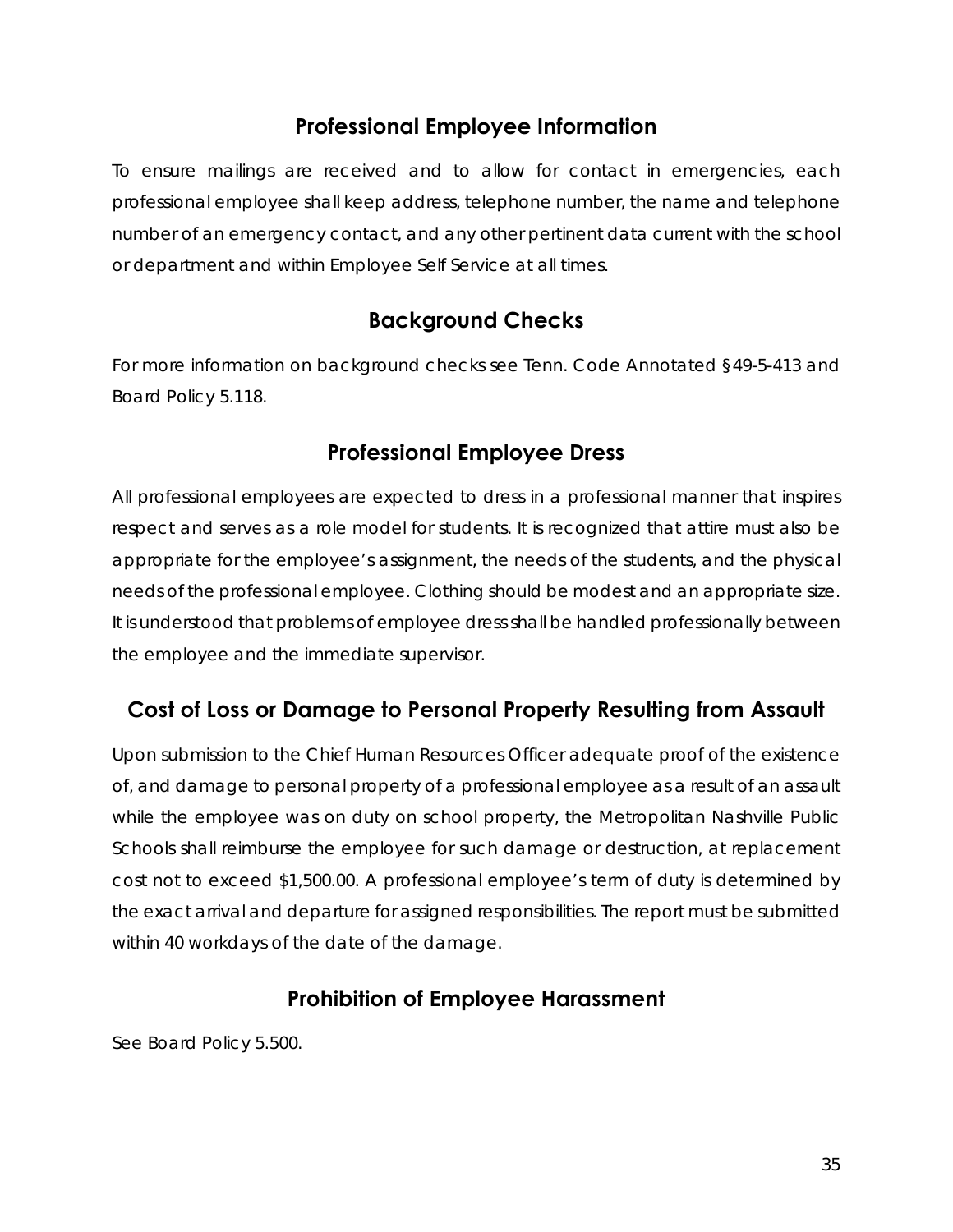## Professional Employee Information

To ensure mailings are received and to allow for contact in emergencies, each professional employee shall keep address, telephone number, the name and telephone number of an emergency contact, and any other pertinent data current with the school or department and within Employee Self Service at all times.

## Background Checks

For more information on background checks see Tenn. Code Annotated §49-5-413 and Board Policy 5.118.

## Professional Employee Dress

All professional employees are expected to dress in a professional manner that inspires respect and serves as a role model for students. It is recognized that attire must also be appropriate for the employee's assignment, the needs of the students, and the physical needs of the professional employee. Clothing should be modest and an appropriate size. It is understood that problems of employee dress shall be handled professionally between the employee and the immediate supervisor.

## Cost of Loss or Damage to Personal Property Resulting from Assault

Upon submission to the Chief Human Resources Officer adequate proof of the existence of, and damage to personal property of a professional employee as a result of an assault while the employee was on duty on school property, the Metropolitan Nashville Public Schools shall reimburse the employee for such damage or destruction, at replacement cost not to exceed $1,500.00. A professional employee's term of duty is determined by the exact arrival and departure for assigned responsibilities. The report must be submitted within 40 workdays of the date of the damage.

## Prohibition of Employee Harassment

See Board Policy 5.500.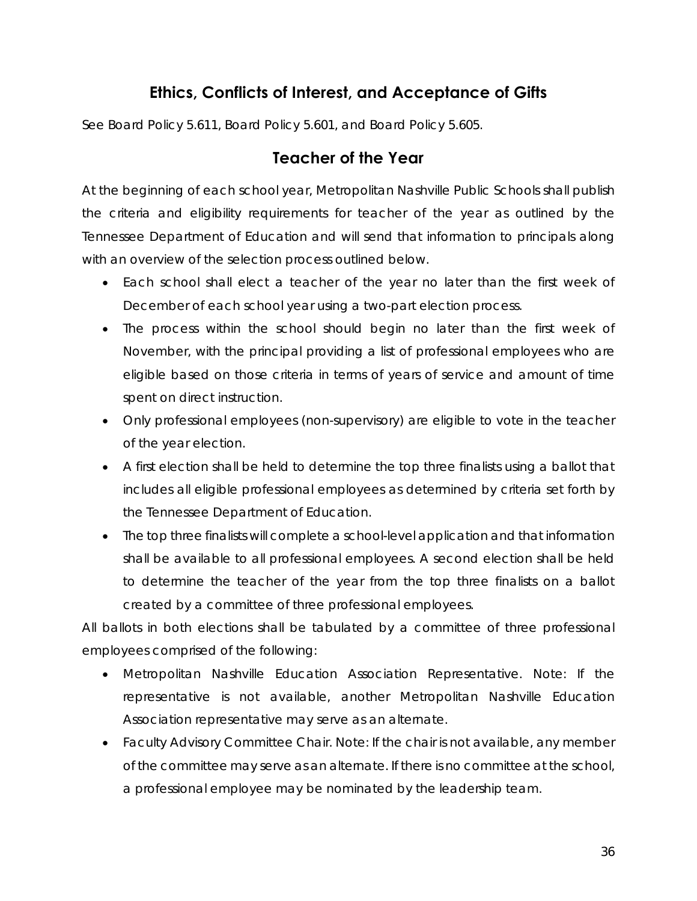## Ethics, Conflicts of Interest, and Acceptance of Gifts

See Board Policy 5.611, Board Policy 5.601, and Board Policy 5.605.

## Teacher of the Year

At the beginning of each school year, Metropolitan Nashville Public Schools shall publish the criteria and eligibility requirements for teacher of the year as outlined by the Tennessee Department of Education and will send that information to principals along with an overview of the selection process outlined below.

- Each school shall elect a teacher of the year no later than the first week of December of each school year using a two-part election process.
- The process within the school should begin no later than the first week of November, with the principal providing a list of professional employees who are eligible based on those criteria in terms of years of service and amount of time spent on direct instruction.
- Only professional employees (non-supervisory) are eligible to vote in the teacher of the year election.
- A first election shall be held to determine the top three finalists using a ballot that includes all eligible professional employees as determined by criteria set forth by the Tennessee Department of Education.
- The top three finalists will complete a school-level application and that information shall be available to all professional employees. A second election shall be held to determine the teacher of the year from the top three finalists on a ballot created by a committee of three professional employees.

All ballots in both elections shall be tabulated by a committee of three professional employees comprised of the following:

- Metropolitan Nashville Education Association Representative. Note: If the representative is not available, another Metropolitan Nashville Education Association representative may serve as an alternate.
- Faculty Advisory Committee Chair. Note: If the chair is not available, any member of the committee may serve as an alternate. If there is no committee at the school, a professional employee may be nominated by the leadership team.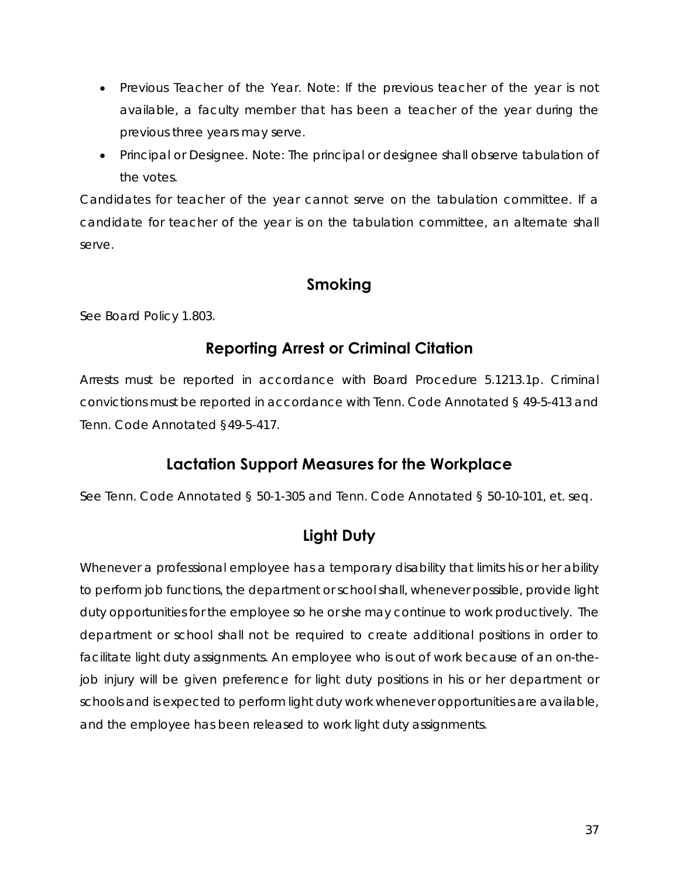- Previous Teacher of the Year. Note: If the previous teacher of the year is not available, a faculty member that has been a teacher of the year during the previous three years may serve.
- Principal or Designee. Note: The principal or designee shall observe tabulation of the votes.

Candidates for teacher of the year cannot serve on the tabulation committee. If a candidate for teacher of the year is on the tabulation committee, an alternate shall serve.

## Smoking

See Board Policy 1.803.

## Reporting Arrest or Criminal Citation

Arrests must be reported in accordance with Board Procedure 5.1213.1p. Criminal convictions must be reported in accordance with Tenn. Code Annotated § 49-5-413 and Tenn. Code Annotated §49-5-417.

## Lactation Support Measures for the Workplace

See Tenn. Code Annotated § 50-1-305 and Tenn. Code Annotated § 50-10-101, et. seq.

## Light Duty

Whenever a professional employee has a temporary disability that limits his or her ability to perform job functions, the department or school shall, whenever possible, provide light duty opportunities for the employee so he or she may continue to work productively. The department or school shall not be required to create additional positions in order to facilitate light duty assignments. An employee who is out of work because of an on-the-job injury will be given preference for light duty positions in his or her department or schools and is expected to perform light duty work whenever opportunities are available, and the employee has been released to work light duty assignments.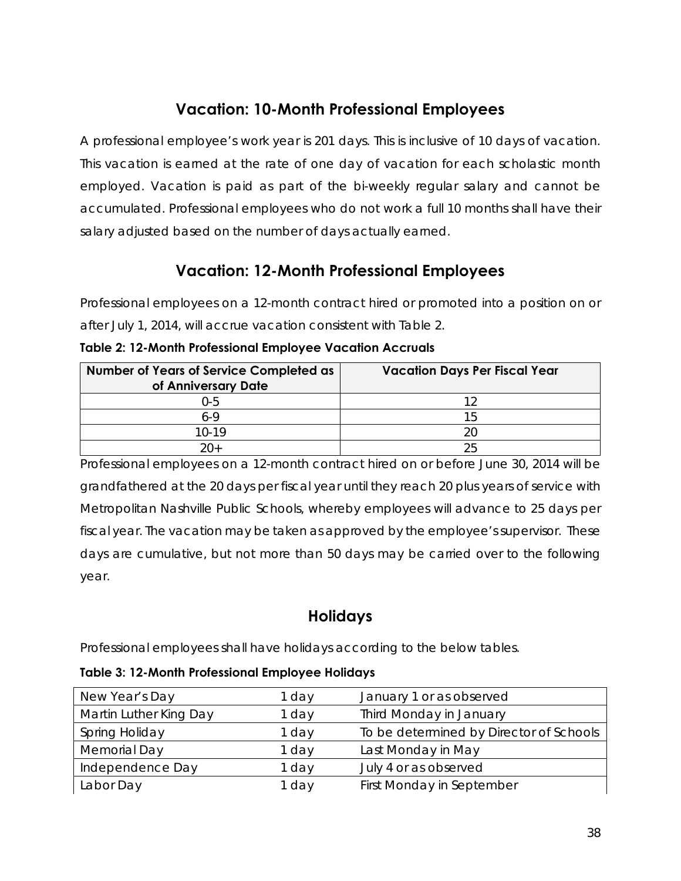## Vacation: 10-Month Professional Employees

A professional employee's work year is 201 days. This is inclusive of 10 days of vacation. This vacation is earned at the rate of one day of vacation for each scholastic month employed. Vacation is paid as part of the bi-weekly regular salary and cannot be accumulated. Professional employees who do not work a full 10 months shall have their salary adjusted based on the number of days actually earned.

## Vacation: 12-Month Professional Employees

Professional employees on a 12-month contract hired or promoted into a position on or after July 1, 2014, will accrue vacation consistent with Table 2.

**Table 2: 12-Month Professional Employee Vacation Accruals**

| Number of Years of Service Completed as of Anniversary Date | Vacation Days Per Fiscal Year |
|---|---|
| 0-5 | 12 |
| 6-9 | 15 |
| 10-19 | 20 |
| 20+ | 25 |

Professional employees on a 12-month contract hired on or before June 30, 2014 will be grandfathered at the 20 days per fiscal year until they reach 20 plus years of service with Metropolitan Nashville Public Schools, whereby employees will advance to 25 days per fiscal year. The vacation may be taken as approved by the employee's supervisor. These days are cumulative, but not more than 50 days may be carried over to the following year.

## Holidays

Professional employees shall have holidays according to the below tables.

**Table 3: 12-Month Professional Employee Holidays**

| | | |
|---|---|---|
| New Year's Day | 1 day | January 1 or as observed |
| Martin Luther King Day | 1 day | Third Monday in January |
| Spring Holiday | 1 day | To be determined by Director of Schools |
| Memorial Day | 1 day | Last Monday in May |
| Independence Day | 1 day | July 4 or as observed |
| Labor Day | 1 day | First Monday in September |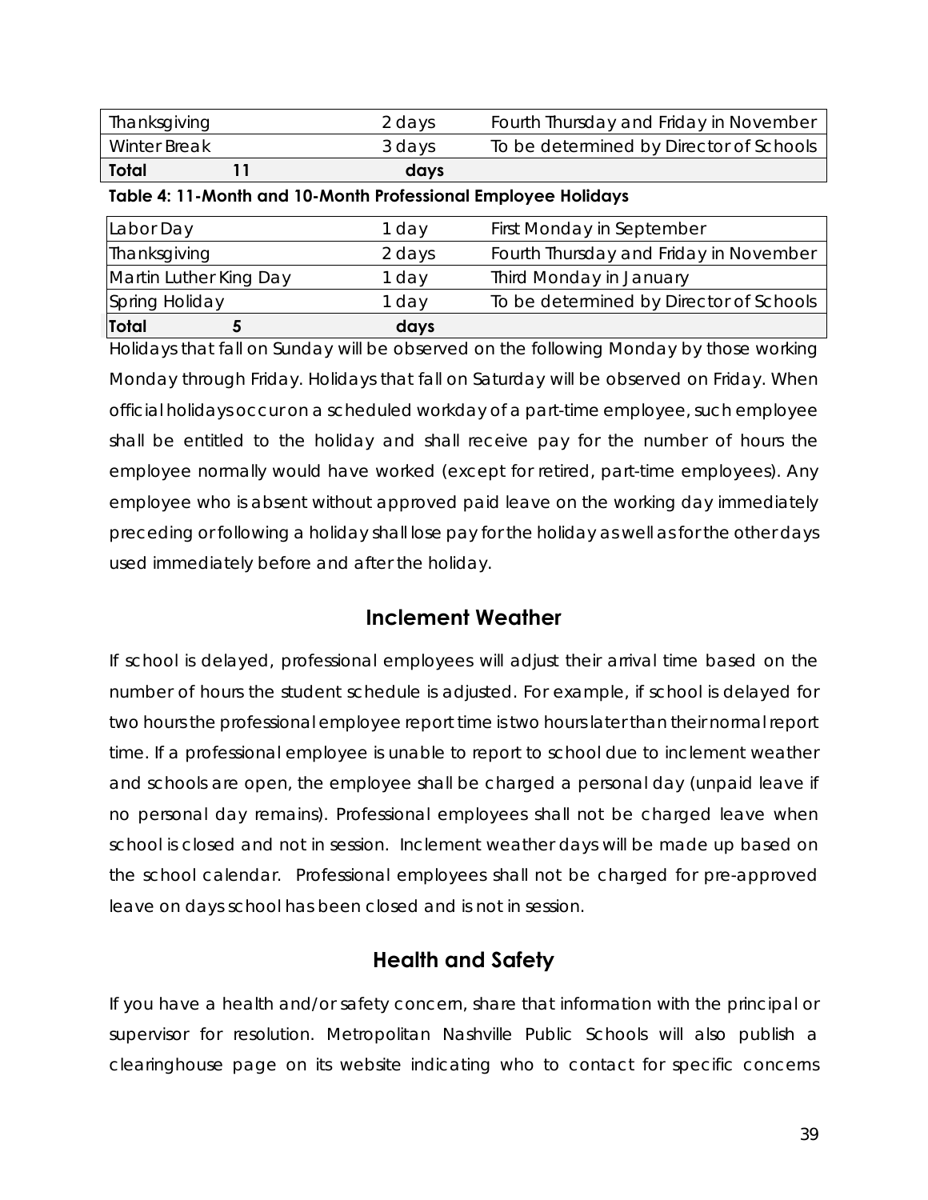| | | |
|---|---|---|
| Thanksgiving | 2 days | Fourth Thursday and Friday in November |
| Winter Break | 3 days | To be determined by Director of Schools |
| **Total 11** | **days** | |

**Table 4: 11-Month and 10-Month Professional Employee Holidays**

| | | |
|---|---|---|
| Labor Day | 1 day | First Monday in September |
| Thanksgiving | 2 days | Fourth Thursday and Friday in November |
| Martin Luther King Day | 1 day | Third Monday in January |
| Spring Holiday | 1 day | To be determined by Director of Schools |
| **Total 5** | **days** | |

Holidays that fall on Sunday will be observed on the following Monday by those working Monday through Friday. Holidays that fall on Saturday will be observed on Friday. When official holidays occur on a scheduled workday of a part-time employee, such employee shall be entitled to the holiday and shall receive pay for the number of hours the employee normally would have worked (except for retired, part-time employees). Any employee who is absent without approved paid leave on the working day immediately preceding or following a holiday shall lose pay for the holiday as well as for the other days used immediately before and after the holiday.

## Inclement Weather

If school is delayed, professional employees will adjust their arrival time based on the number of hours the student schedule is adjusted. For example, if school is delayed for two hours the professional employee report time is two hours later than their normal report time. If a professional employee is unable to report to school due to inclement weather and schools are open, the employee shall be charged a personal day (unpaid leave if no personal day remains). Professional employees shall not be charged leave when school is closed and not in session. Inclement weather days will be made up based on the school calendar. Professional employees shall not be charged for pre-approved leave on days school has been closed and is not in session.

## Health and Safety

If you have a health and/or safety concern, share that information with the principal or supervisor for resolution. Metropolitan Nashville Public Schools will also publish a clearinghouse page on its website indicating who to contact for specific concerns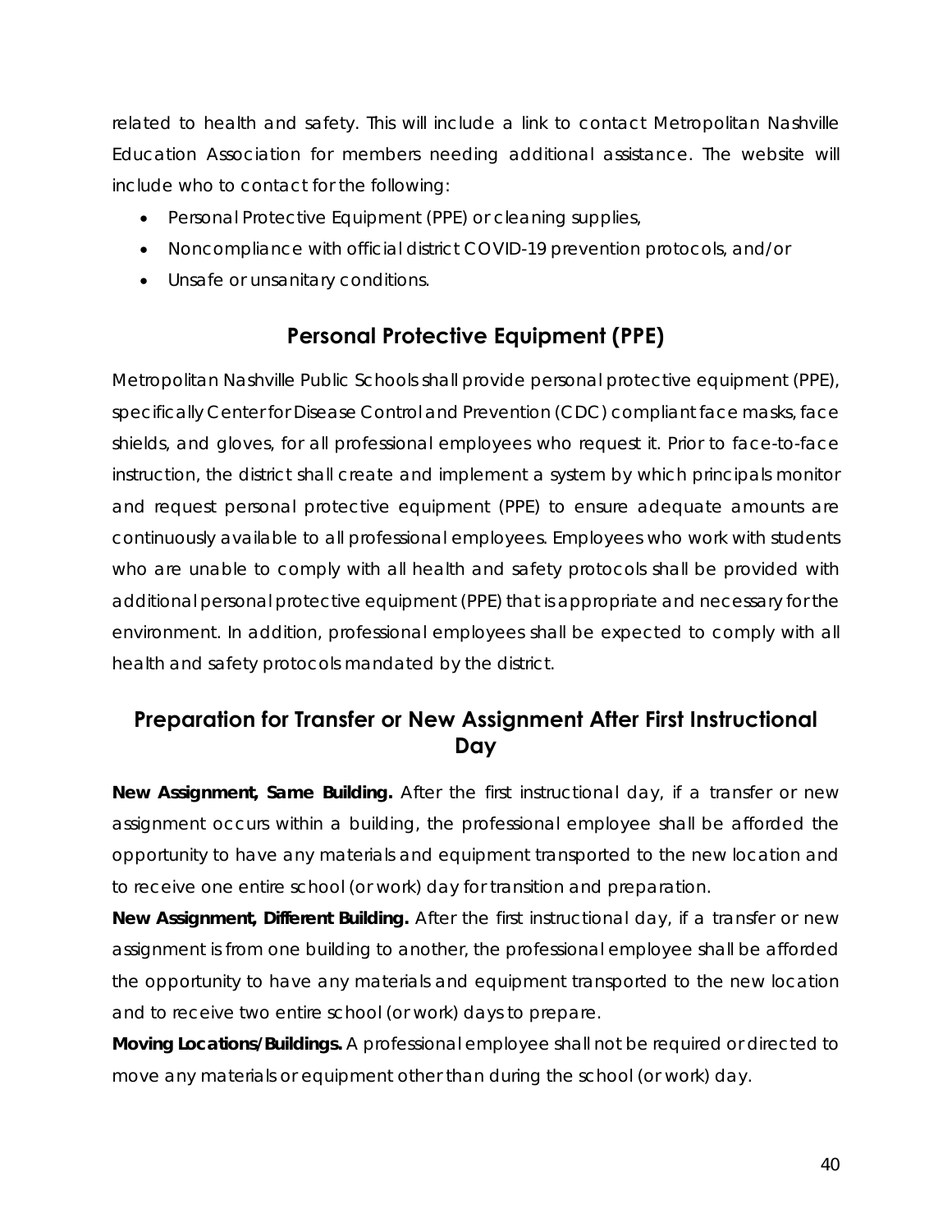related to health and safety. This will include a link to contact Metropolitan Nashville Education Association for members needing additional assistance. The website will include who to contact for the following:

- Personal Protective Equipment (PPE) or cleaning supplies,
- Noncompliance with official district COVID-19 prevention protocols, and/or
- Unsafe or unsanitary conditions.

## Personal Protective Equipment (PPE)

Metropolitan Nashville Public Schools shall provide personal protective equipment (PPE), specifically Center for Disease Control and Prevention (CDC) compliant face masks, face shields, and gloves, for all professional employees who request it. Prior to face-to-face instruction, the district shall create and implement a system by which principals monitor and request personal protective equipment (PPE) to ensure adequate amounts are continuously available to all professional employees. Employees who work with students who are unable to comply with all health and safety protocols shall be provided with additional personal protective equipment (PPE) that is appropriate and necessary for the environment. In addition, professional employees shall be expected to comply with all health and safety protocols mandated by the district.

## Preparation for Transfer or New Assignment After First Instructional Day

**New Assignment, Same Building.** After the first instructional day, if a transfer or new assignment occurs within a building, the professional employee shall be afforded the opportunity to have any materials and equipment transported to the new location and to receive one entire school (or work) day for transition and preparation.

**New Assignment, Different Building.** After the first instructional day, if a transfer or new assignment is from one building to another, the professional employee shall be afforded the opportunity to have any materials and equipment transported to the new location and to receive two entire school (or work) days to prepare.

**Moving Locations/Buildings.** A professional employee shall not be required or directed to move any materials or equipment other than during the school (or work) day.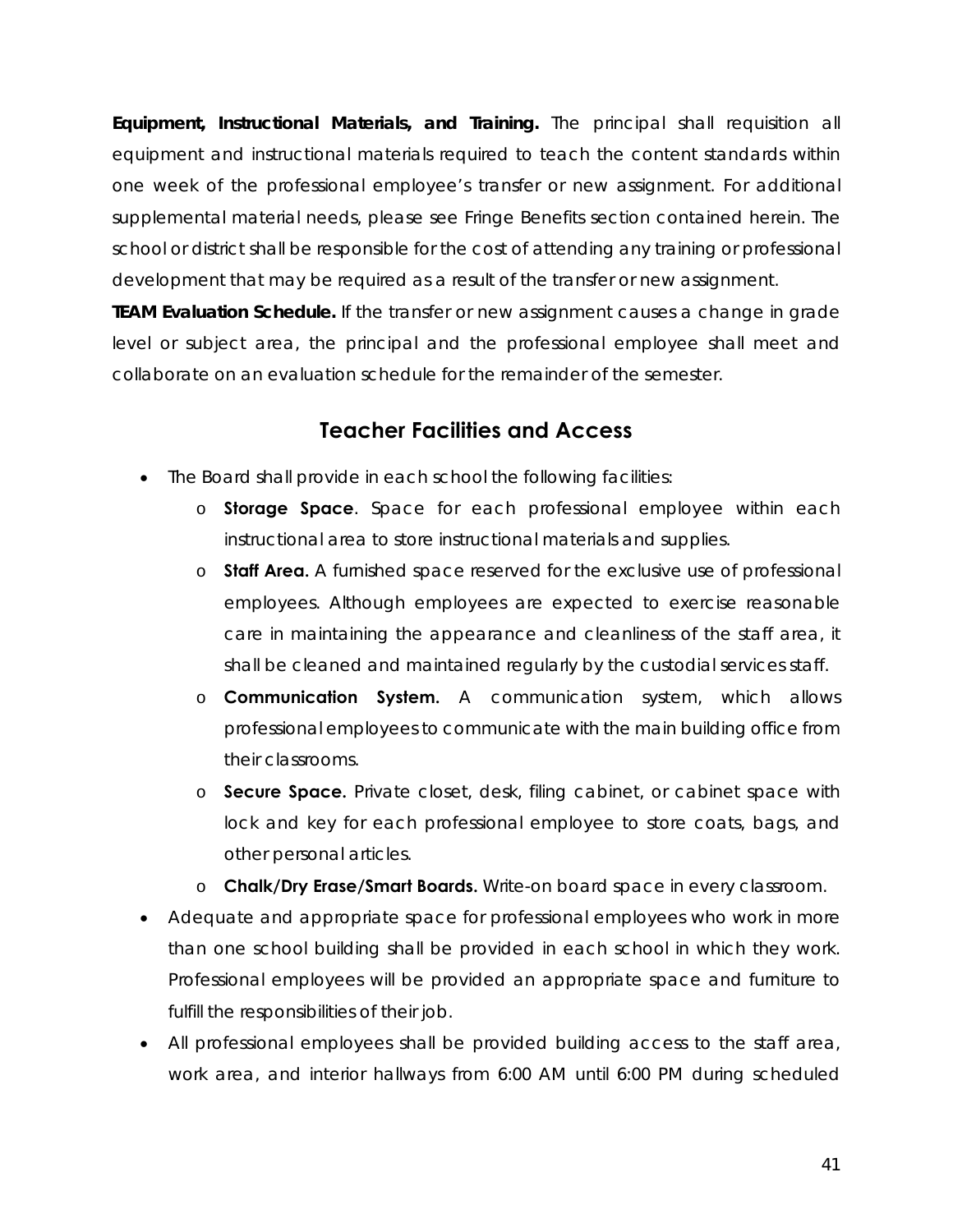**Equipment, Instructional Materials, and Training.** The principal shall requisition all equipment and instructional materials required to teach the content standards within one week of the professional employee's transfer or new assignment. For additional supplemental material needs, please see Fringe Benefits section contained herein. The school or district shall be responsible for the cost of attending any training or professional development that may be required as a result of the transfer or new assignment.

**TEAM Evaluation Schedule.** If the transfer or new assignment causes a change in grade level or subject area, the principal and the professional employee shall meet and collaborate on an evaluation schedule for the remainder of the semester.

## Teacher Facilities and Access

- The Board shall provide in each school the following facilities:
  - **Storage Space**. Space for each professional employee within each instructional area to store instructional materials and supplies.
  - **Staff Area.** A furnished space reserved for the exclusive use of professional employees. Although employees are expected to exercise reasonable care in maintaining the appearance and cleanliness of the staff area, it shall be cleaned and maintained regularly by the custodial services staff.
  - **Communication System.** A communication system, which allows professional employees to communicate with the main building office from their classrooms.
  - **Secure Space.** Private closet, desk, filing cabinet, or cabinet space with lock and key for each professional employee to store coats, bags, and other personal articles.
  - **Chalk/Dry Erase/Smart Boards.** Write-on board space in every classroom.
- Adequate and appropriate space for professional employees who work in more than one school building shall be provided in each school in which they work. Professional employees will be provided an appropriate space and furniture to fulfill the responsibilities of their job.
- All professional employees shall be provided building access to the staff area, work area, and interior hallways from 6:00 AM until 6:00 PM during scheduled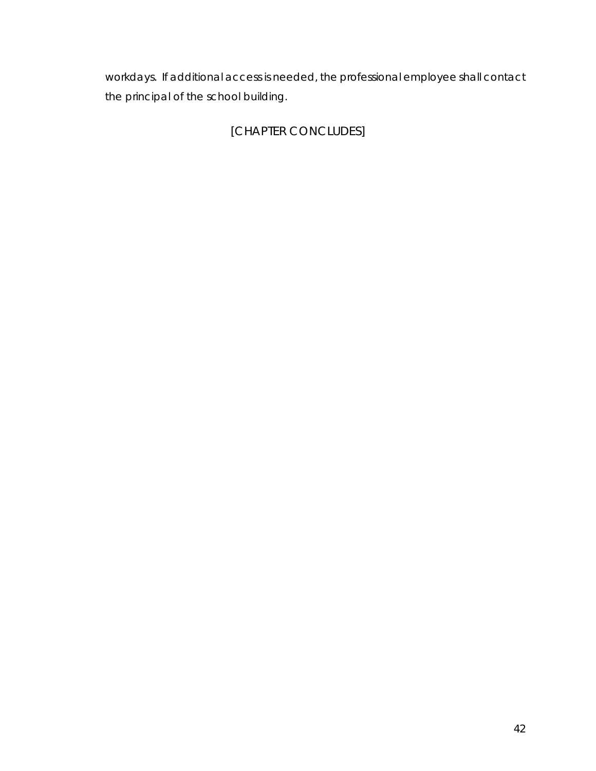workdays. If additional access is needed, the professional employee shall contact the principal of the school building.

[CHAPTER CONCLUDES]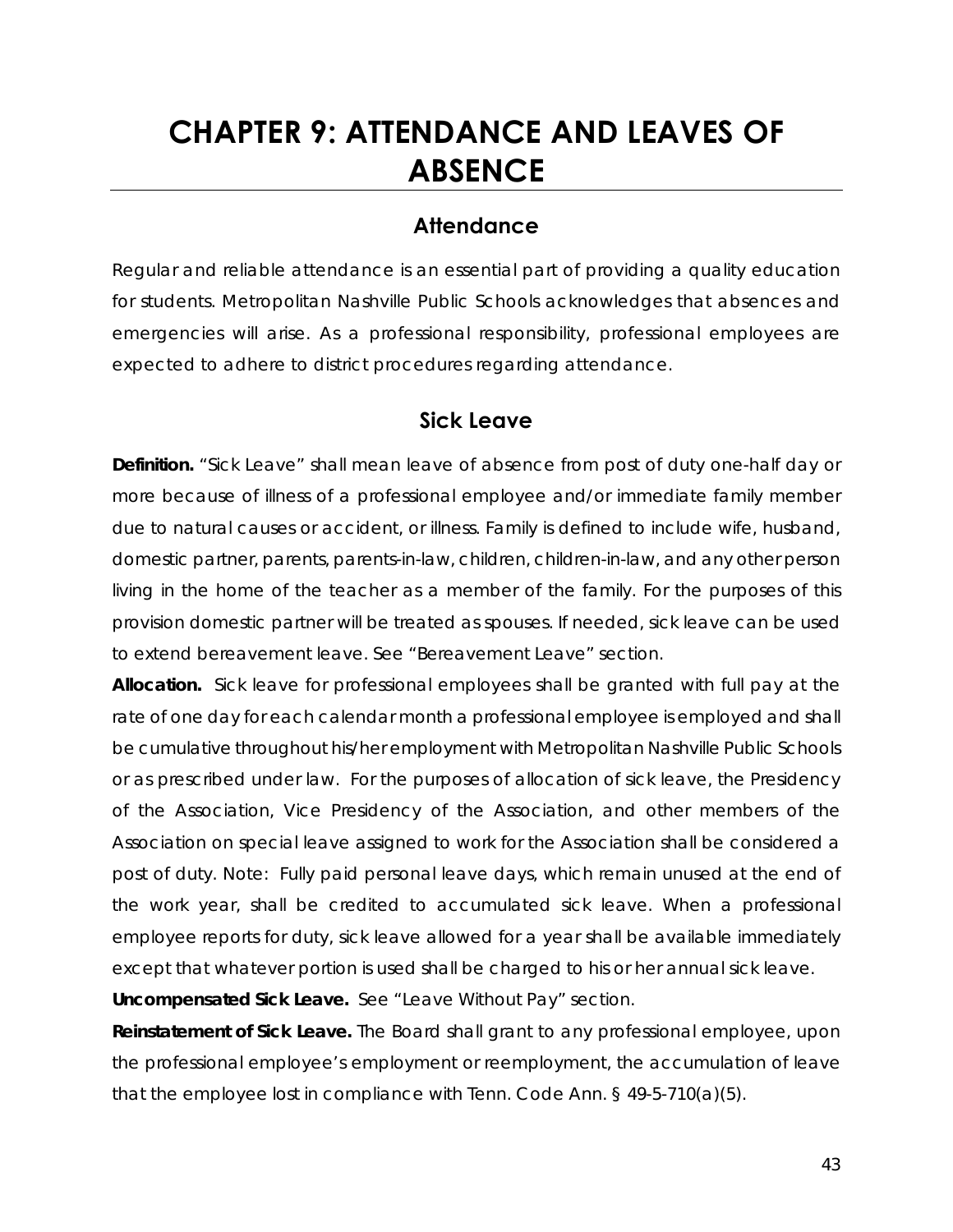# CHAPTER 9: ATTENDANCE AND LEAVES OF ABSENCE

## Attendance

Regular and reliable attendance is an essential part of providing a quality education for students. Metropolitan Nashville Public Schools acknowledges that absences and emergencies will arise. As a professional responsibility, professional employees are expected to adhere to district procedures regarding attendance.

## Sick Leave

**Definition.** "Sick Leave" shall mean leave of absence from post of duty one-half day or more because of illness of a professional employee and/or immediate family member due to natural causes or accident, or illness. Family is defined to include wife, husband, domestic partner, parents, parents-in-law, children, children-in-law, and any other person living in the home of the teacher as a member of the family. For the purposes of this provision domestic partner will be treated as spouses. If needed, sick leave can be used to extend bereavement leave. See "Bereavement Leave" section.

**Allocation.** Sick leave for professional employees shall be granted with full pay at the rate of one day for each calendar month a professional employee is employed and shall be cumulative throughout his/her employment with Metropolitan Nashville Public Schools or as prescribed under law. For the purposes of allocation of sick leave, the Presidency of the Association, Vice Presidency of the Association, and other members of the Association on special leave assigned to work for the Association shall be considered a post of duty. Note: Fully paid personal leave days, which remain unused at the end of the work year, shall be credited to accumulated sick leave. When a professional employee reports for duty, sick leave allowed for a year shall be available immediately except that whatever portion is used shall be charged to his or her annual sick leave.

**Uncompensated Sick Leave.** See "Leave Without Pay" section.

**Reinstatement of Sick Leave.** The Board shall grant to any professional employee, upon the professional employee's employment or reemployment, the accumulation of leave that the employee lost in compliance with Tenn. Code Ann. § 49-5-710(a)(5).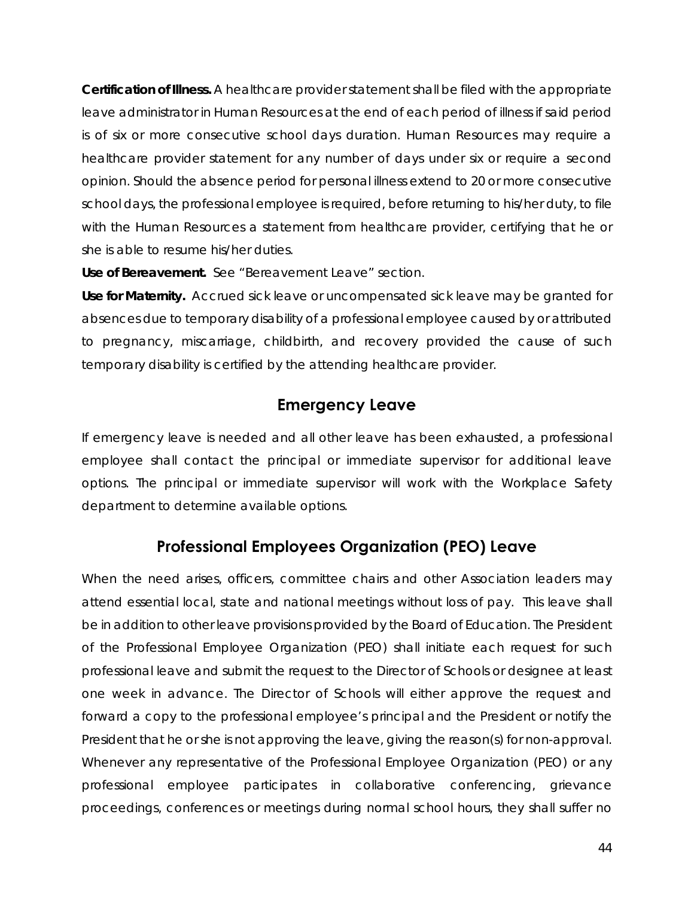**Certification of Illness.** A healthcare provider statement shall be filed with the appropriate leave administrator in Human Resources at the end of each period of illness if said period is of six or more consecutive school days duration. Human Resources may require a healthcare provider statement for any number of days under six or require a second opinion. Should the absence period for personal illness extend to 20 or more consecutive school days, the professional employee is required, before returning to his/her duty, to file with the Human Resources a statement from healthcare provider, certifying that he or she is able to resume his/her duties.

**Use of Bereavement.** See "Bereavement Leave" section.

**Use for Maternity.** Accrued sick leave or uncompensated sick leave may be granted for absences due to temporary disability of a professional employee caused by or attributed to pregnancy, miscarriage, childbirth, and recovery provided the cause of such temporary disability is certified by the attending healthcare provider.

## Emergency Leave

If emergency leave is needed and all other leave has been exhausted, a professional employee shall contact the principal or immediate supervisor for additional leave options. The principal or immediate supervisor will work with the Workplace Safety department to determine available options.

## Professional Employees Organization (PEO) Leave

When the need arises, officers, committee chairs and other Association leaders may attend essential local, state and national meetings without loss of pay. This leave shall be in addition to other leave provisions provided by the Board of Education. The President of the Professional Employee Organization (PEO) shall initiate each request for such professional leave and submit the request to the Director of Schools or designee at least one week in advance. The Director of Schools will either approve the request and forward a copy to the professional employee's principal and the President or notify the President that he or she is not approving the leave, giving the reason(s) for non-approval. Whenever any representative of the Professional Employee Organization (PEO) or any professional employee participates in collaborative conferencing, grievance proceedings, conferences or meetings during normal school hours, they shall suffer no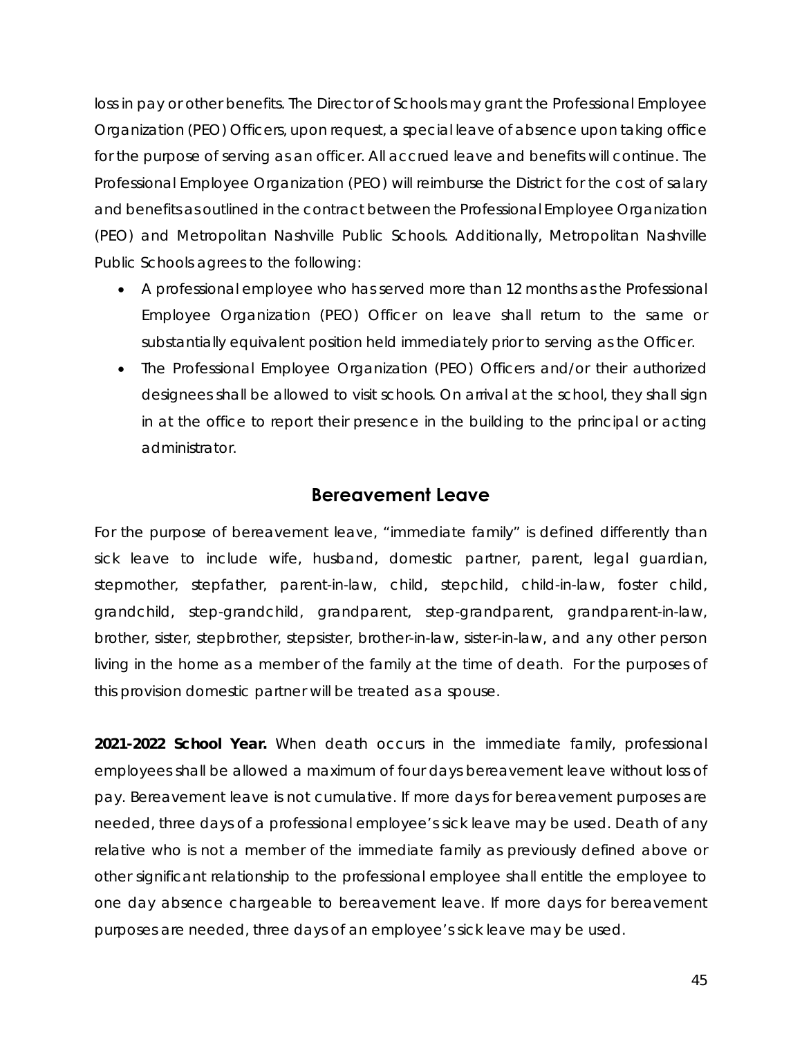loss in pay or other benefits. The Director of Schools may grant the Professional Employee Organization (PEO) Officers, upon request, a special leave of absence upon taking office for the purpose of serving as an officer. All accrued leave and benefits will continue. The Professional Employee Organization (PEO) will reimburse the District for the cost of salary and benefits as outlined in the contract between the Professional Employee Organization (PEO) and Metropolitan Nashville Public Schools. Additionally, Metropolitan Nashville Public Schools agrees to the following:

- A professional employee who has served more than 12 months as the Professional Employee Organization (PEO) Officer on leave shall return to the same or substantially equivalent position held immediately prior to serving as the Officer.
- The Professional Employee Organization (PEO) Officers and/or their authorized designees shall be allowed to visit schools. On arrival at the school, they shall sign in at the office to report their presence in the building to the principal or acting administrator.

## Bereavement Leave

For the purpose of bereavement leave, "immediate family" is defined differently than sick leave to include wife, husband, domestic partner, parent, legal guardian, stepmother, stepfather, parent-in-law, child, stepchild, child-in-law, foster child, grandchild, step-grandchild, grandparent, step-grandparent, grandparent-in-law, brother, sister, stepbrother, stepsister, brother-in-law, sister-in-law, and any other person living in the home as a member of the family at the time of death. For the purposes of this provision domestic partner will be treated as a spouse.

**2021-2022 School Year.** When death occurs in the immediate family, professional employees shall be allowed a maximum of four days bereavement leave without loss of pay. Bereavement leave is not cumulative. If more days for bereavement purposes are needed, three days of a professional employee's sick leave may be used. Death of any relative who is not a member of the immediate family as previously defined above or other significant relationship to the professional employee shall entitle the employee to one day absence chargeable to bereavement leave. If more days for bereavement purposes are needed, three days of an employee's sick leave may be used.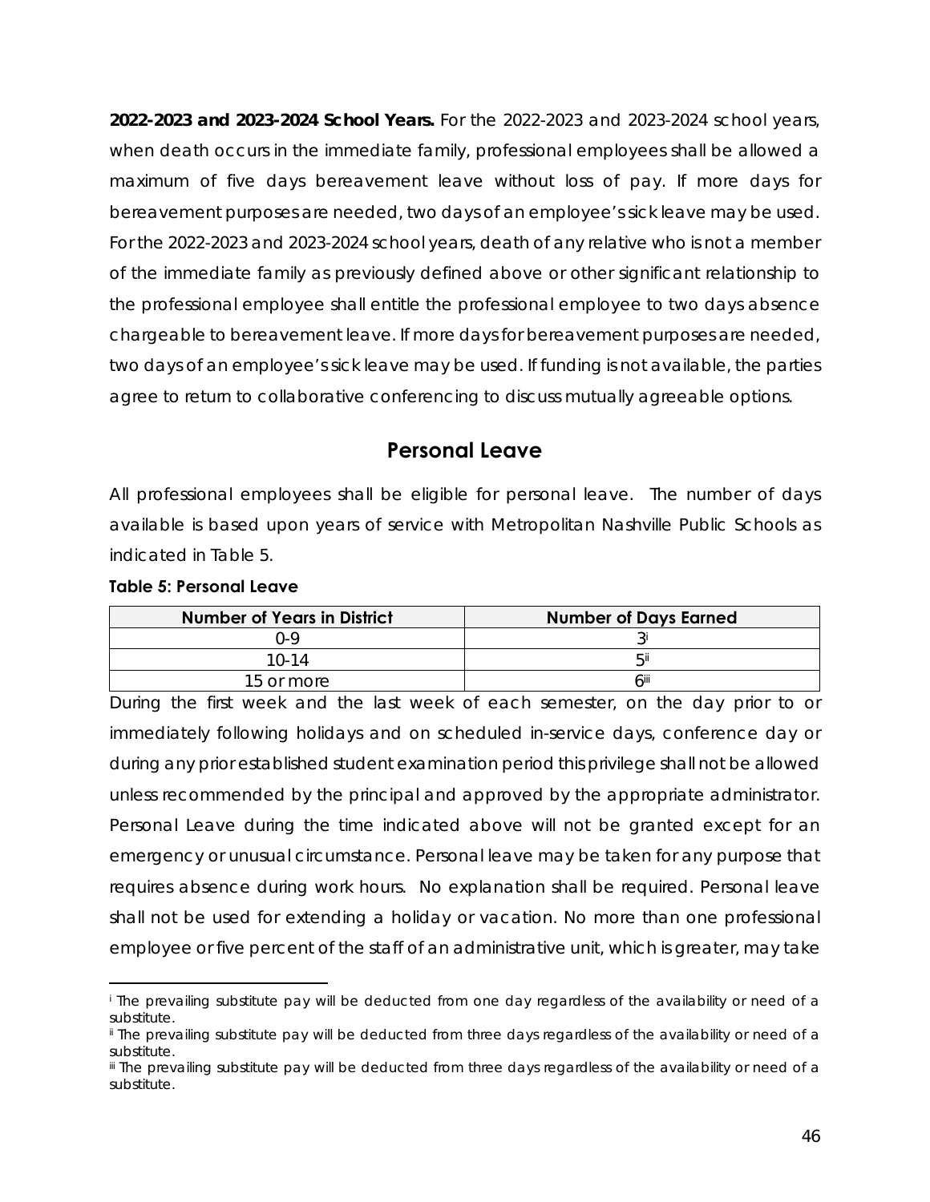**2022-2023 and 2023-2024 School Years.** For the 2022-2023 and 2023-2024 school years, when death occurs in the immediate family, professional employees shall be allowed a maximum of five days bereavement leave without loss of pay. If more days for bereavement purposes are needed, two days of an employee's sick leave may be used. For the 2022-2023 and 2023-2024 school years, death of any relative who is not a member of the immediate family as previously defined above or other significant relationship to the professional employee shall entitle the professional employee to two days absence chargeable to bereavement leave. If more days for bereavement purposes are needed, two days of an employee's sick leave may be used. If funding is not available, the parties agree to return to collaborative conferencing to discuss mutually agreeable options.

## Personal Leave

All professional employees shall be eligible for personal leave. The number of days available is based upon years of service with Metropolitan Nashville Public Schools as indicated in Table 5.

**Table 5: Personal Leave**

| Number of Years in District | Number of Days Earned |
|---|---|
| 0-9 | 3[i] |
| 10-14 | 5[ii] |
| 15 or more | 6[iii] |

During the first week and the last week of each semester, on the day prior to or immediately following holidays and on scheduled in-service days, conference day or during any prior established student examination period this privilege shall not be allowed unless recommended by the principal and approved by the appropriate administrator. Personal Leave during the time indicated above will not be granted except for an emergency or unusual circumstance. Personal leave may be taken for any purpose that requires absence during work hours. No explanation shall be required. Personal leave shall not be used for extending a holiday or vacation. No more than one professional employee or five percent of the staff of an administrative unit, which is greater, may take

---

[i] The prevailing substitute pay will be deducted from one day regardless of the availability or need of a substitute.

[ii] The prevailing substitute pay will be deducted from three days regardless of the availability or need of a substitute.

[iii] The prevailing substitute pay will be deducted from three days regardless of the availability or need of a substitute.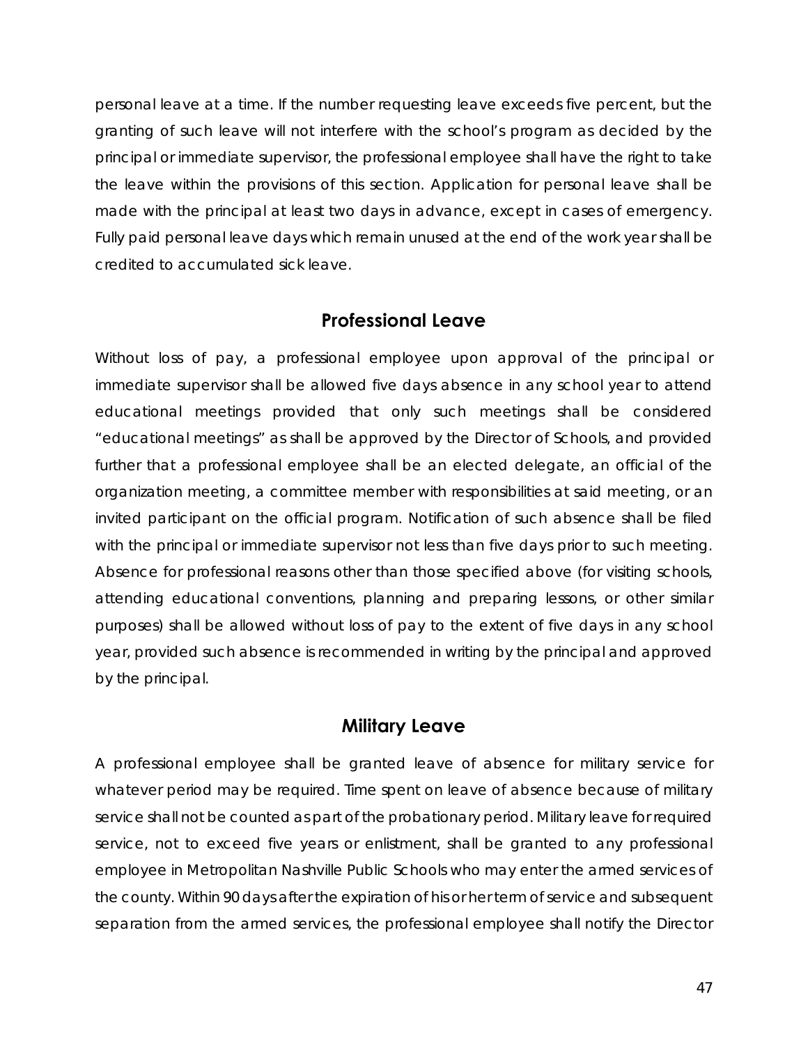personal leave at a time. If the number requesting leave exceeds five percent, but the granting of such leave will not interfere with the school's program as decided by the principal or immediate supervisor, the professional employee shall have the right to take the leave within the provisions of this section. Application for personal leave shall be made with the principal at least two days in advance, except in cases of emergency. Fully paid personal leave days which remain unused at the end of the work year shall be credited to accumulated sick leave.

## Professional Leave

Without loss of pay, a professional employee upon approval of the principal or immediate supervisor shall be allowed five days absence in any school year to attend educational meetings provided that only such meetings shall be considered "educational meetings" as shall be approved by the Director of Schools, and provided further that a professional employee shall be an elected delegate, an official of the organization meeting, a committee member with responsibilities at said meeting, or an invited participant on the official program. Notification of such absence shall be filed with the principal or immediate supervisor not less than five days prior to such meeting. Absence for professional reasons other than those specified above (for visiting schools, attending educational conventions, planning and preparing lessons, or other similar purposes) shall be allowed without loss of pay to the extent of five days in any school year, provided such absence is recommended in writing by the principal and approved by the principal.

## Military Leave

A professional employee shall be granted leave of absence for military service for whatever period may be required. Time spent on leave of absence because of military service shall not be counted as part of the probationary period. Military leave for required service, not to exceed five years or enlistment, shall be granted to any professional employee in Metropolitan Nashville Public Schools who may enter the armed services of the county. Within 90 days after the expiration of his or her term of service and subsequent separation from the armed services, the professional employee shall notify the Director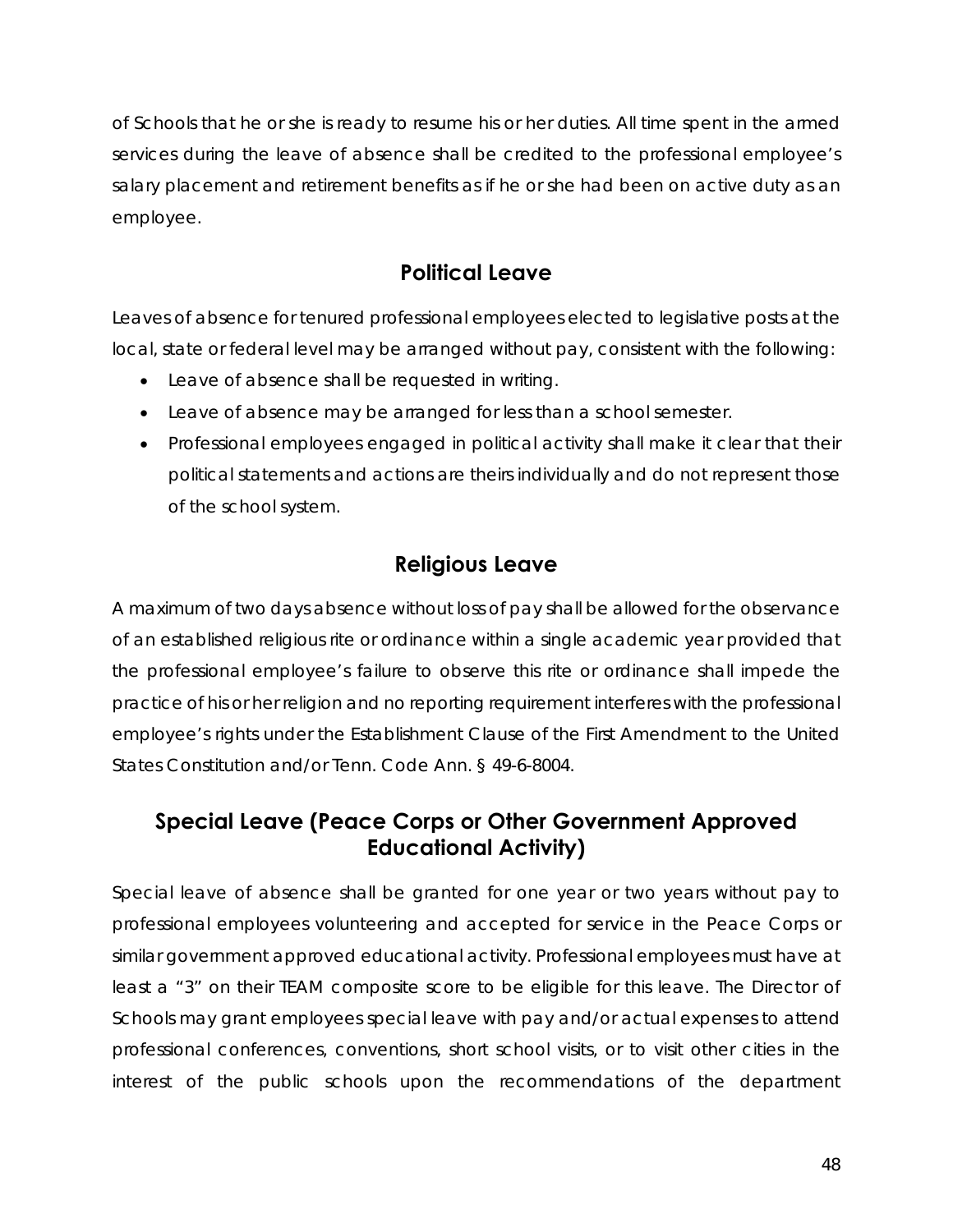of Schools that he or she is ready to resume his or her duties. All time spent in the armed services during the leave of absence shall be credited to the professional employee's salary placement and retirement benefits as if he or she had been on active duty as an employee.

## Political Leave

Leaves of absence for tenured professional employees elected to legislative posts at the local, state or federal level may be arranged without pay, consistent with the following:

- Leave of absence shall be requested in writing.
- Leave of absence may be arranged for less than a school semester.
- Professional employees engaged in political activity shall make it clear that their political statements and actions are theirs individually and do not represent those of the school system.

## Religious Leave

A maximum of two days absence without loss of pay shall be allowed for the observance of an established religious rite or ordinance within a single academic year provided that the professional employee's failure to observe this rite or ordinance shall impede the practice of his or her religion and no reporting requirement interferes with the professional employee's rights under the Establishment Clause of the First Amendment to the United States Constitution and/or Tenn. Code Ann. § 49-6-8004.

## Special Leave (Peace Corps or Other Government Approved Educational Activity)

Special leave of absence shall be granted for one year or two years without pay to professional employees volunteering and accepted for service in the Peace Corps or similar government approved educational activity. Professional employees must have at least a "3" on their TEAM composite score to be eligible for this leave. The Director of Schools may grant employees special leave with pay and/or actual expenses to attend professional conferences, conventions, short school visits, or to visit other cities in the interest of the public schools upon the recommendations of the department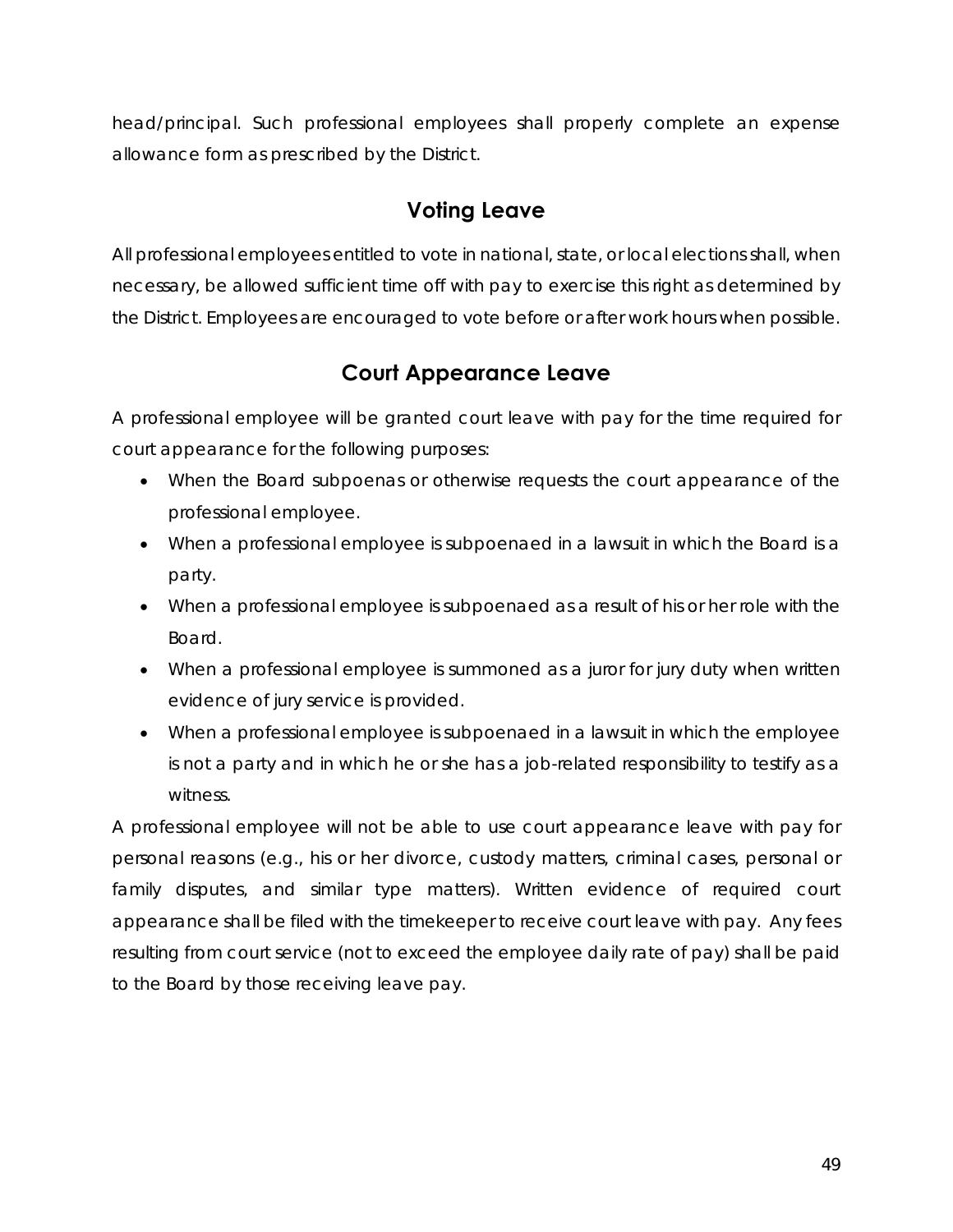head/principal. Such professional employees shall properly complete an expense allowance form as prescribed by the District.

## Voting Leave

All professional employees entitled to vote in national, state, or local elections shall, when necessary, be allowed sufficient time off with pay to exercise this right as determined by the District. Employees are encouraged to vote before or after work hours when possible.

## Court Appearance Leave

A professional employee will be granted court leave with pay for the time required for court appearance for the following purposes:

- When the Board subpoenas or otherwise requests the court appearance of the professional employee.
- When a professional employee is subpoenaed in a lawsuit in which the Board is a party.
- When a professional employee is subpoenaed as a result of his or her role with the Board.
- When a professional employee is summoned as a juror for jury duty when written evidence of jury service is provided.
- When a professional employee is subpoenaed in a lawsuit in which the employee is not a party and in which he or she has a job-related responsibility to testify as a witness.

A professional employee will not be able to use court appearance leave with pay for personal reasons (e.g., his or her divorce, custody matters, criminal cases, personal or family disputes, and similar type matters). Written evidence of required court appearance shall be filed with the timekeeper to receive court leave with pay. Any fees resulting from court service (not to exceed the employee daily rate of pay) shall be paid to the Board by those receiving leave pay.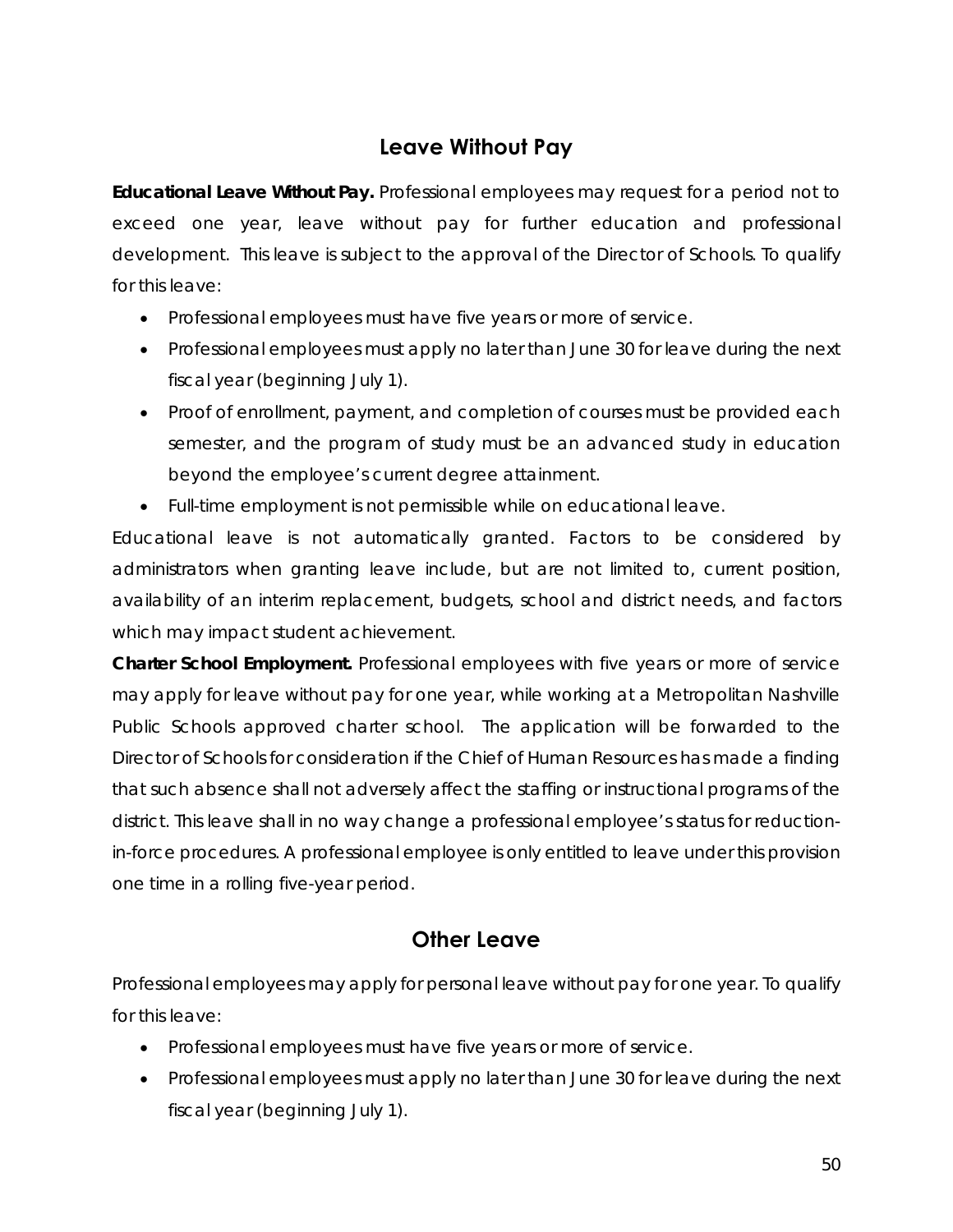## Leave Without Pay

**Educational Leave Without Pay.** Professional employees may request for a period not to exceed one year, leave without pay for further education and professional development. This leave is subject to the approval of the Director of Schools. To qualify for this leave:

- Professional employees must have five years or more of service.
- Professional employees must apply no later than June 30 for leave during the next fiscal year (beginning July 1).
- Proof of enrollment, payment, and completion of courses must be provided each semester, and the program of study must be an advanced study in education beyond the employee's current degree attainment.
- Full-time employment is not permissible while on educational leave.

Educational leave is not automatically granted. Factors to be considered by administrators when granting leave include, but are not limited to, current position, availability of an interim replacement, budgets, school and district needs, and factors which may impact student achievement.

**Charter School Employment.** Professional employees with five years or more of service may apply for leave without pay for one year, while working at a Metropolitan Nashville Public Schools approved charter school. The application will be forwarded to the Director of Schools for consideration if the Chief of Human Resources has made a finding that such absence shall not adversely affect the staffing or instructional programs of the district. This leave shall in no way change a professional employee's status for reduction-in-force procedures. A professional employee is only entitled to leave under this provision one time in a rolling five-year period.

## Other Leave

Professional employees may apply for personal leave without pay for one year. To qualify for this leave:

- Professional employees must have five years or more of service.
- Professional employees must apply no later than June 30 for leave during the next fiscal year (beginning July 1).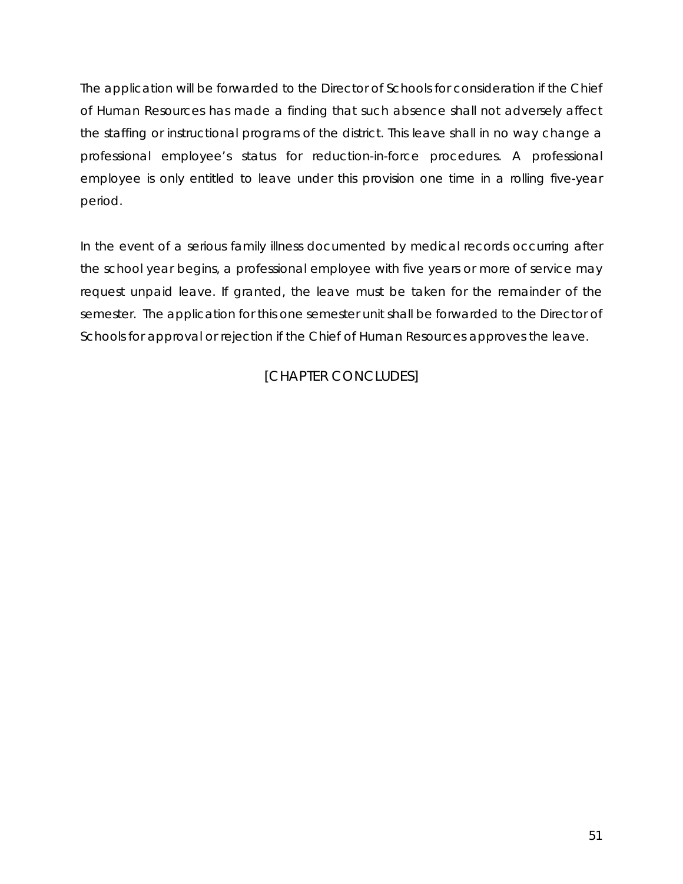The application will be forwarded to the Director of Schools for consideration if the Chief of Human Resources has made a finding that such absence shall not adversely affect the staffing or instructional programs of the district. This leave shall in no way change a professional employee's status for reduction-in-force procedures. A professional employee is only entitled to leave under this provision one time in a rolling five-year period.

In the event of a serious family illness documented by medical records occurring after the school year begins, a professional employee with five years or more of service may request unpaid leave. If granted, the leave must be taken for the remainder of the semester. The application for this one semester unit shall be forwarded to the Director of Schools for approval or rejection if the Chief of Human Resources approves the leave.

[CHAPTER CONCLUDES]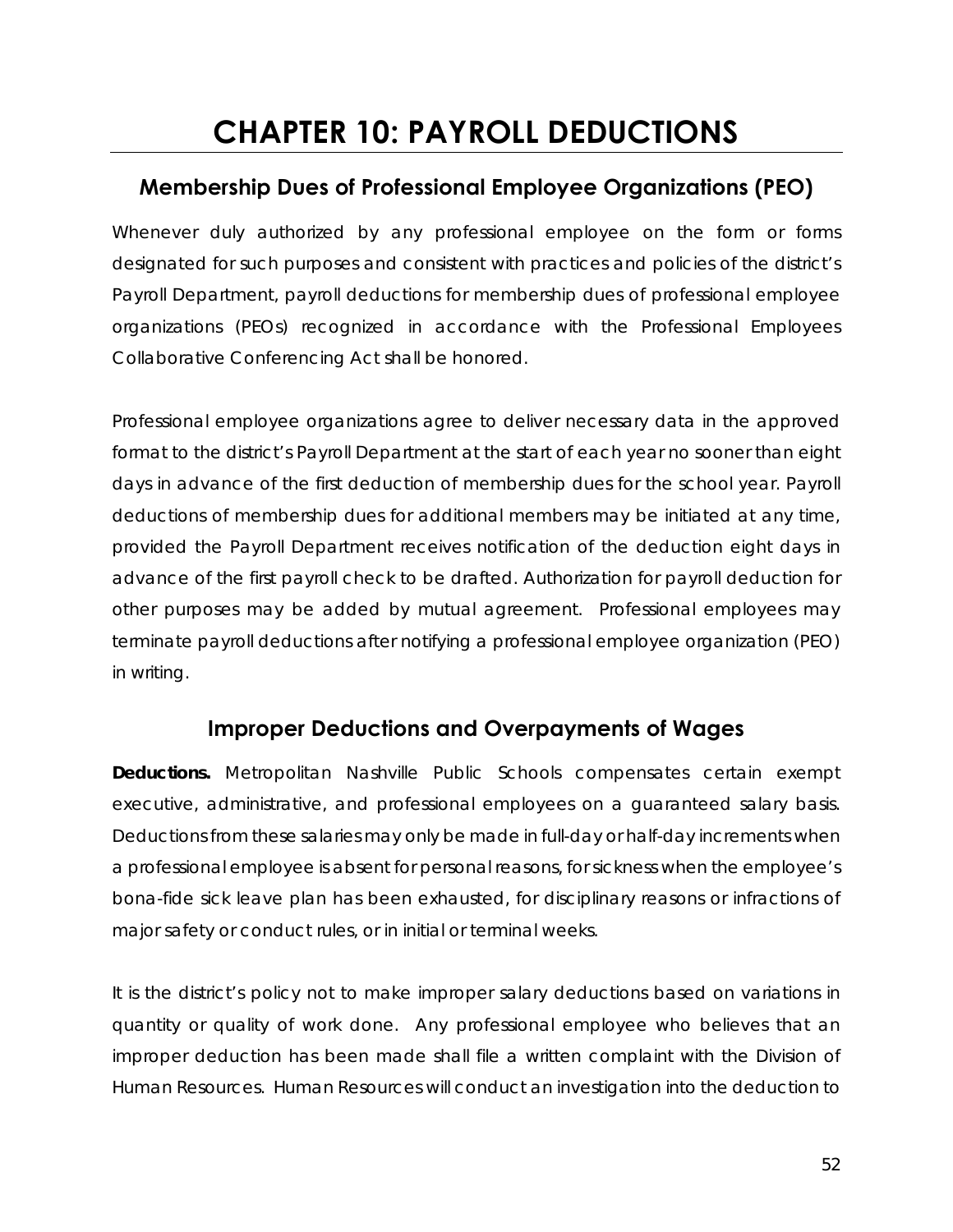# CHAPTER 10: PAYROLL DEDUCTIONS

## Membership Dues of Professional Employee Organizations (PEO)

Whenever duly authorized by any professional employee on the form or forms designated for such purposes and consistent with practices and policies of the district's Payroll Department, payroll deductions for membership dues of professional employee organizations (PEOs) recognized in accordance with the Professional Employees Collaborative Conferencing Act shall be honored.

Professional employee organizations agree to deliver necessary data in the approved format to the district's Payroll Department at the start of each year no sooner than eight days in advance of the first deduction of membership dues for the school year. Payroll deductions of membership dues for additional members may be initiated at any time, provided the Payroll Department receives notification of the deduction eight days in advance of the first payroll check to be drafted. Authorization for payroll deduction for other purposes may be added by mutual agreement. Professional employees may terminate payroll deductions after notifying a professional employee organization (PEO) in writing.

## Improper Deductions and Overpayments of Wages

**Deductions.** Metropolitan Nashville Public Schools compensates certain exempt executive, administrative, and professional employees on a guaranteed salary basis. Deductions from these salaries may only be made in full-day or half-day increments when a professional employee is absent for personal reasons, for sickness when the employee's bona-fide sick leave plan has been exhausted, for disciplinary reasons or infractions of major safety or conduct rules, or in initial or terminal weeks.

It is the district's policy not to make improper salary deductions based on variations in quantity or quality of work done. Any professional employee who believes that an improper deduction has been made shall file a written complaint with the Division of Human Resources. Human Resources will conduct an investigation into the deduction to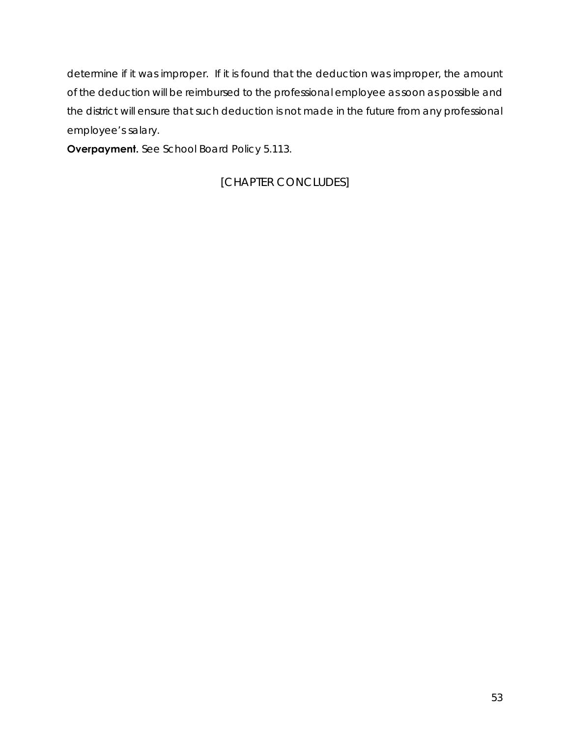determine if it was improper. If it is found that the deduction was improper, the amount of the deduction will be reimbursed to the professional employee as soon as possible and the district will ensure that such deduction is not made in the future from any professional employee's salary.

**Overpayment.** See School Board Policy 5.113.

[CHAPTER CONCLUDES]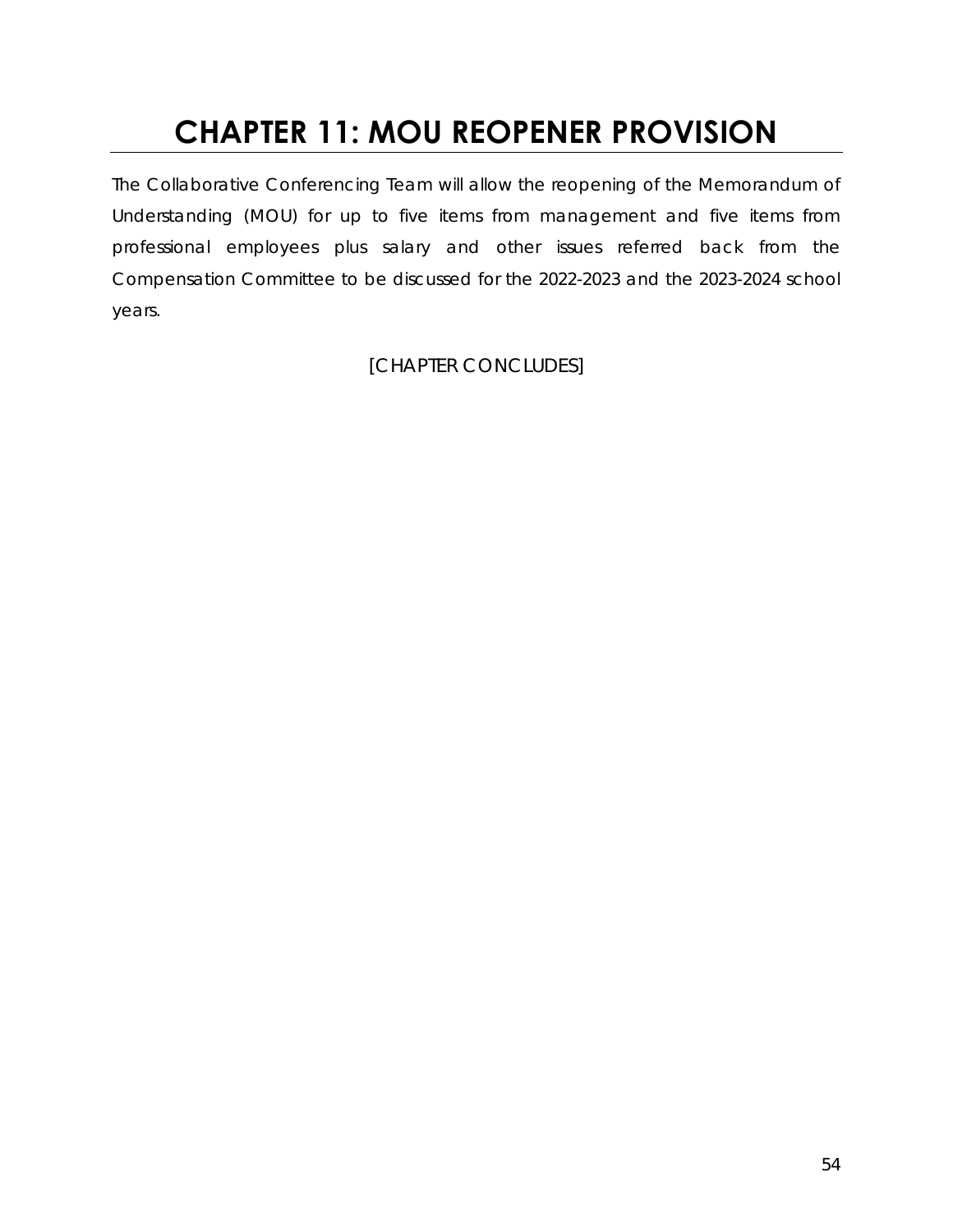# CHAPTER 11: MOU REOPENER PROVISION

The Collaborative Conferencing Team will allow the reopening of the Memorandum of Understanding (MOU) for up to five items from management and five items from professional employees plus salary and other issues referred back from the Compensation Committee to be discussed for the 2022-2023 and the 2023-2024 school years.

[CHAPTER CONCLUDES]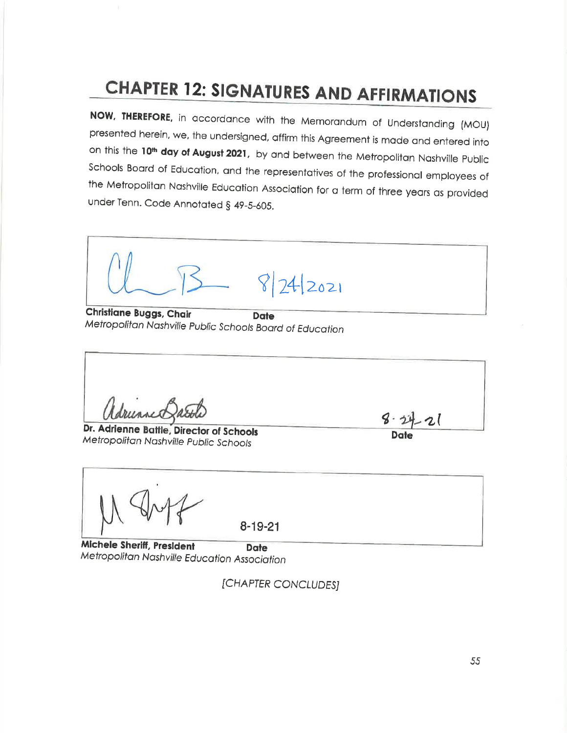# CHAPTER 12: SIGNATURES AND AFFIRMATIONS

**NOW, THEREFORE,** in accordance with the Memorandum of Understanding (MOU) presented herein, we, the undersigned, affirm this Agreement is made and entered into on this the **10th day of August 2021**, by and between the Metropolitan Nashville Public Schools Board of Education, and the representatives of the professional employees of the Metropolitan Nashville Education Association for a term of three years as provided under Tenn. Code Annotated § 49-5-605.

8/24/2021

**Christiane Buggs, Chair** **Date**
*Metropolitan Nashville Public Schools Board of Education*

8-24-21

**Dr. Adrienne Battle, Director of Schools** **Date**
*Metropolitan Nashville Public Schools*

8-19-21

**Michele Sheriff, President** **Date**
*Metropolitan Nashville Education Association*

*[CHAPTER CONCLUDES]*